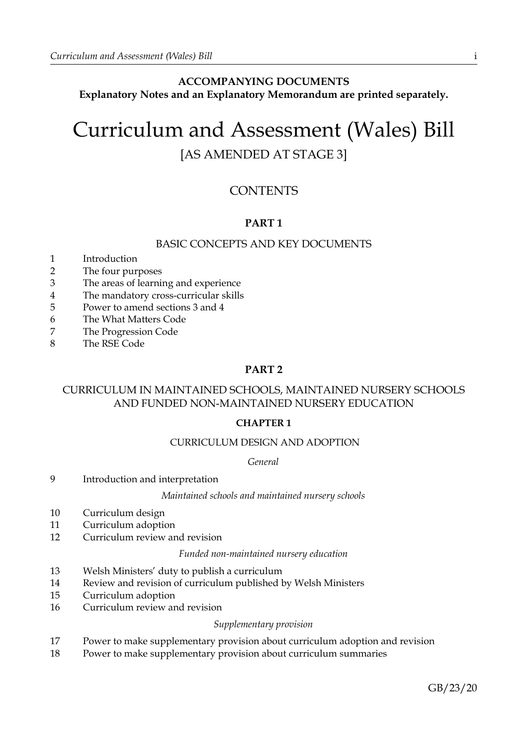**ACCOMPANYING DOCUMENTS**
**Explanatory Notes and an Explanatory Memorandum are printed separately.**

# Curriculum and Assessment (Wales) Bill

[AS AMENDED AT STAGE 3]

## CONTENTS

### PART 1

BASIC CONCEPTS AND KEY DOCUMENTS

1 Introduction
2 The four purposes
3 The areas of learning and experience
4 The mandatory cross-curricular skills
5 Power to amend sections 3 and 4
6 The What Matters Code
7 The Progression Code
8 The RSE Code

### PART 2

CURRICULUM IN MAINTAINED SCHOOLS, MAINTAINED NURSERY SCHOOLS AND FUNDED NON-MAINTAINED NURSERY EDUCATION

#### CHAPTER 1

CURRICULUM DESIGN AND ADOPTION

*General*

9 Introduction and interpretation

*Maintained schools and maintained nursery schools*

10 Curriculum design
11 Curriculum adoption
12 Curriculum review and revision

*Funded non-maintained nursery education*

13 Welsh Ministers' duty to publish a curriculum
14 Review and revision of curriculum published by Welsh Ministers
15 Curriculum adoption
16 Curriculum review and revision

*Supplementary provision*

17 Power to make supplementary provision about curriculum adoption and revision
18 Power to make supplementary provision about curriculum summaries

GB/23/20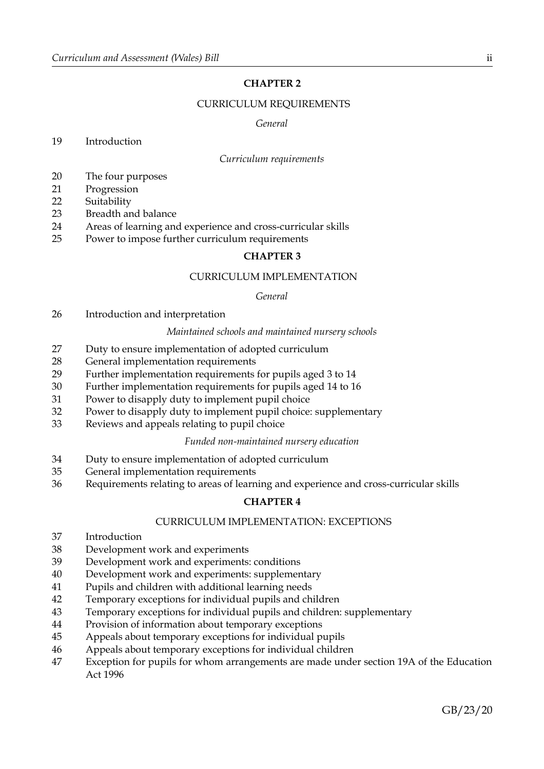## CHAPTER 2

### CURRICULUM REQUIREMENTS

*General*

19 Introduction

*Curriculum requirements*

20 The four purposes
21 Progression
22 Suitability
23 Breadth and balance
24 Areas of learning and experience and cross-curricular skills
25 Power to impose further curriculum requirements

## CHAPTER 3

### CURRICULUM IMPLEMENTATION

*General*

26 Introduction and interpretation

*Maintained schools and maintained nursery schools*

27 Duty to ensure implementation of adopted curriculum
28 General implementation requirements
29 Further implementation requirements for pupils aged 3 to 14
30 Further implementation requirements for pupils aged 14 to 16
31 Power to disapply duty to implement pupil choice
32 Power to disapply duty to implement pupil choice: supplementary
33 Reviews and appeals relating to pupil choice

*Funded non-maintained nursery education*

34 Duty to ensure implementation of adopted curriculum
35 General implementation requirements
36 Requirements relating to areas of learning and experience and cross-curricular skills

## CHAPTER 4

### CURRICULUM IMPLEMENTATION: EXCEPTIONS

37 Introduction
38 Development work and experiments
39 Development work and experiments: conditions
40 Development work and experiments: supplementary
41 Pupils and children with additional learning needs
42 Temporary exceptions for individual pupils and children
43 Temporary exceptions for individual pupils and children: supplementary
44 Provision of information about temporary exceptions
45 Appeals about temporary exceptions for individual pupils
46 Appeals about temporary exceptions for individual children
47 Exception for pupils for whom arrangements are made under section 19A of the Education Act 1996

GB/23/20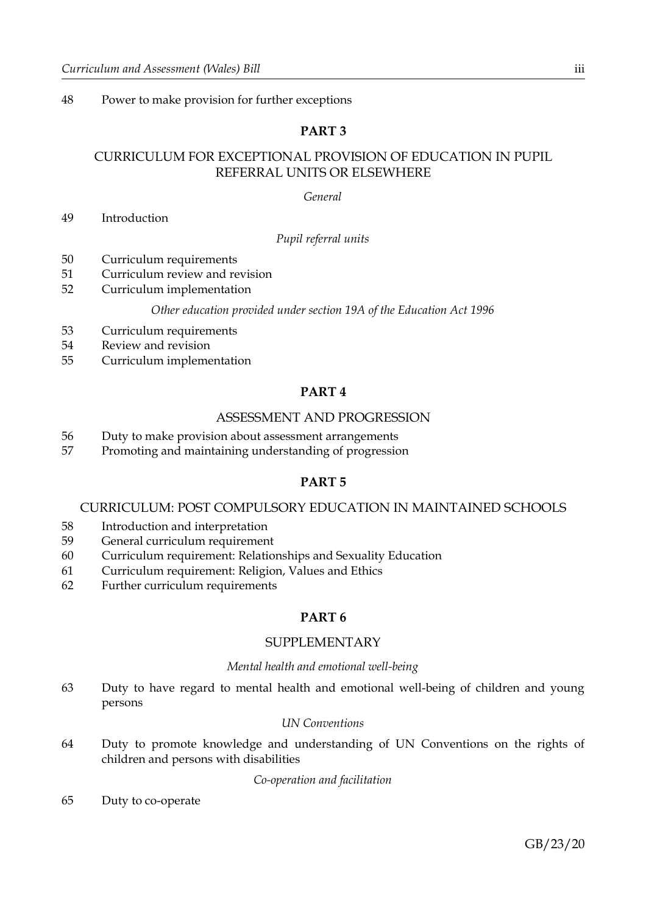48 Power to make provision for further exceptions

## PART 3

## CURRICULUM FOR EXCEPTIONAL PROVISION OF EDUCATION IN PUPIL REFERRAL UNITS OR ELSEWHERE

*General*

49 Introduction

*Pupil referral units*

50 Curriculum requirements
51 Curriculum review and revision
52 Curriculum implementation

*Other education provided under section 19A of the Education Act 1996*

53 Curriculum requirements
54 Review and revision
55 Curriculum implementation

## PART 4

## ASSESSMENT AND PROGRESSION

56 Duty to make provision about assessment arrangements
57 Promoting and maintaining understanding of progression

## PART 5

## CURRICULUM: POST COMPULSORY EDUCATION IN MAINTAINED SCHOOLS

58 Introduction and interpretation
59 General curriculum requirement
60 Curriculum requirement: Relationships and Sexuality Education
61 Curriculum requirement: Religion, Values and Ethics
62 Further curriculum requirements

## PART 6

## SUPPLEMENTARY

*Mental health and emotional well-being*

63 Duty to have regard to mental health and emotional well-being of children and young persons

*UN Conventions*

64 Duty to promote knowledge and understanding of UN Conventions on the rights of children and persons with disabilities

*Co-operation and facilitation*

65 Duty to co-operate

GB/23/20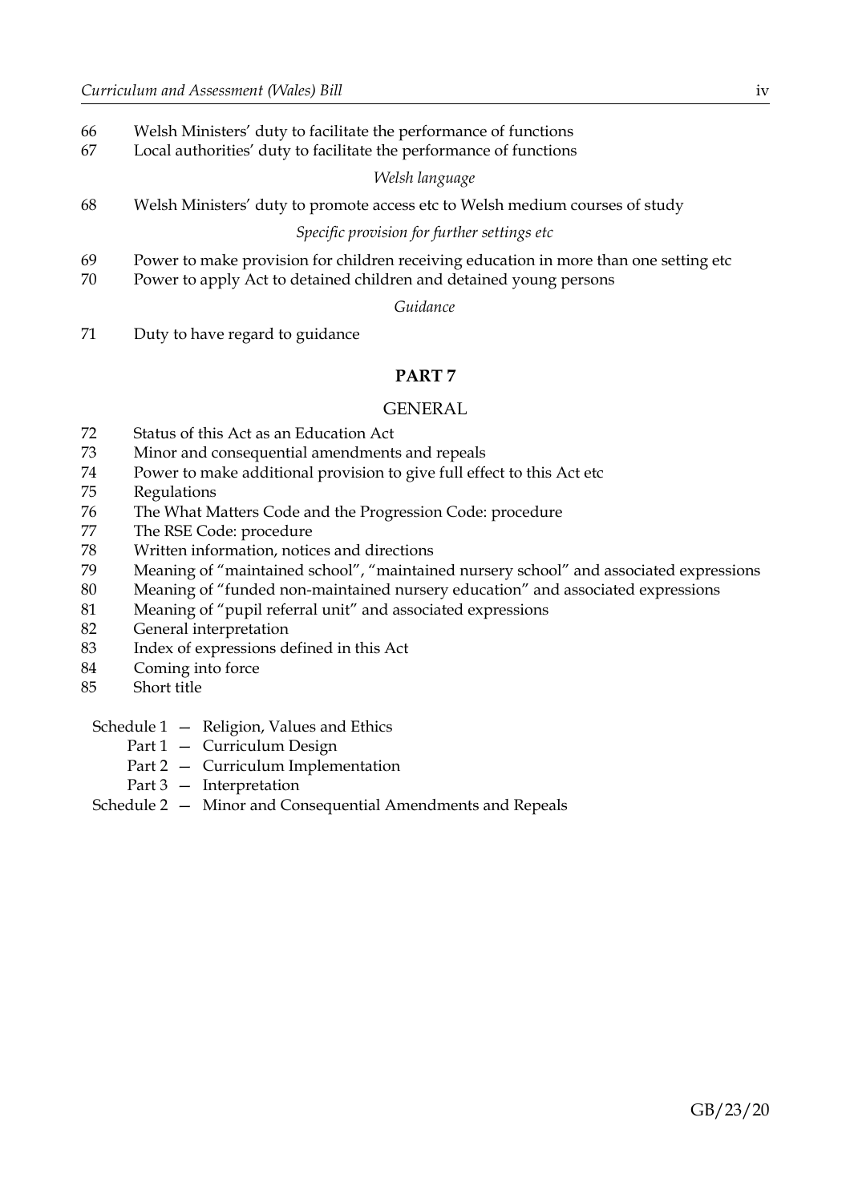66 Welsh Ministers' duty to facilitate the performance of functions
67 Local authorities' duty to facilitate the performance of functions

*Welsh language*

68 Welsh Ministers' duty to promote access etc to Welsh medium courses of study

*Specific provision for further settings etc*

69 Power to make provision for children receiving education in more than one setting etc
70 Power to apply Act to detained children and detained young persons

*Guidance*

71 Duty to have regard to guidance

**PART 7**

GENERAL

72 Status of this Act as an Education Act
73 Minor and consequential amendments and repeals
74 Power to make additional provision to give full effect to this Act etc
75 Regulations
76 The What Matters Code and the Progression Code: procedure
77 The RSE Code: procedure
78 Written information, notices and directions
79 Meaning of "maintained school", "maintained nursery school" and associated expressions
80 Meaning of "funded non-maintained nursery education" and associated expressions
81 Meaning of "pupil referral unit" and associated expressions
82 General interpretation
83 Index of expressions defined in this Act
84 Coming into force
85 Short title

Schedule 1 — Religion, Values and Ethics
  Part 1 — Curriculum Design
  Part 2 — Curriculum Implementation
  Part 3 — Interpretation
Schedule 2 — Minor and Consequential Amendments and Repeals

GB/23/20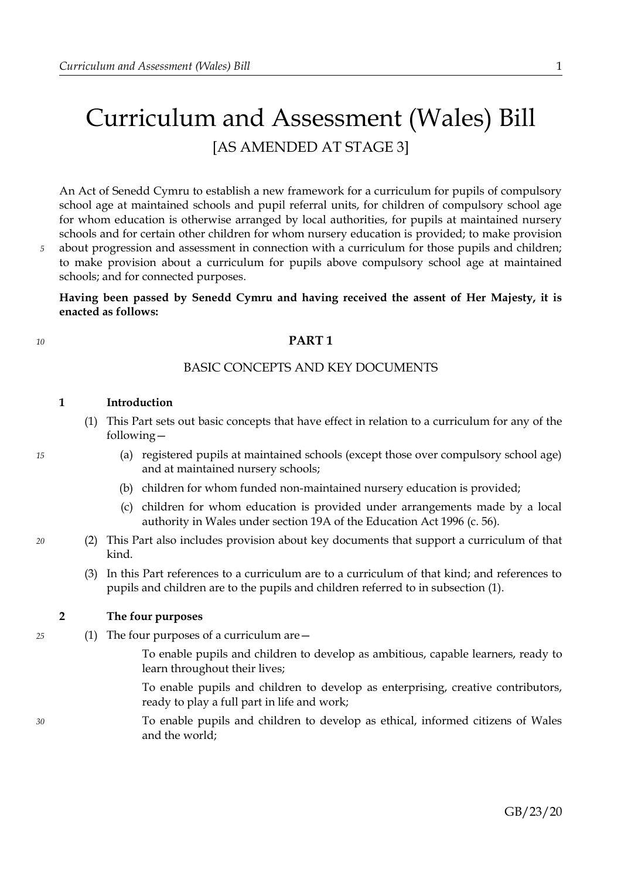# Curriculum and Assessment (Wales) Bill

[AS AMENDED AT STAGE 3]

An Act of Senedd Cymru to establish a new framework for a curriculum for pupils of compulsory school age at maintained schools and pupil referral units, for children of compulsory school age for whom education is otherwise arranged by local authorities, for pupils at maintained nursery schools and for certain other children for whom nursery education is provided; to make provision about progression and assessment in connection with a curriculum for those pupils and children; to make provision about a curriculum for pupils above compulsory school age at maintained schools; and for connected purposes.

**Having been passed by Senedd Cymru and having received the assent of Her Majesty, it is enacted as follows:**

## PART 1

## BASIC CONCEPTS AND KEY DOCUMENTS

### 1 Introduction

(1) This Part sets out basic concepts that have effect in relation to a curriculum for any of the following—

(a) registered pupils at maintained schools (except those over compulsory school age) and at maintained nursery schools;

(b) children for whom funded non-maintained nursery education is provided;

(c) children for whom education is provided under arrangements made by a local authority in Wales under section 19A of the Education Act 1996 (c. 56).

(2) This Part also includes provision about key documents that support a curriculum of that kind.

(3) In this Part references to a curriculum are to a curriculum of that kind; and references to pupils and children are to the pupils and children referred to in subsection (1).

### 2 The four purposes

(1) The four purposes of a curriculum are—

To enable pupils and children to develop as ambitious, capable learners, ready to learn throughout their lives;

To enable pupils and children to develop as enterprising, creative contributors, ready to play a full part in life and work;

To enable pupils and children to develop as ethical, informed citizens of Wales and the world;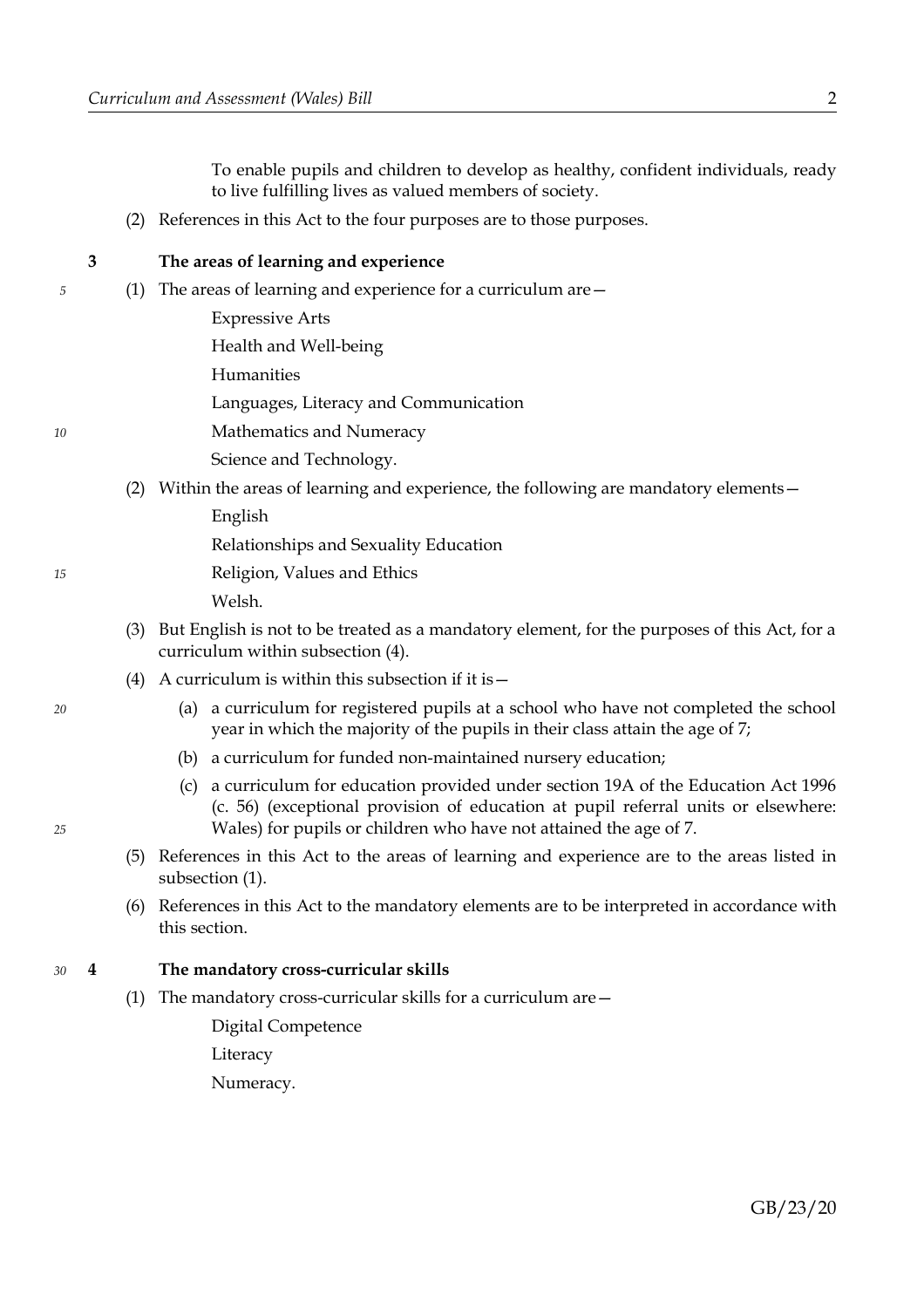To enable pupils and children to develop as healthy, confident individuals, ready to live fulfilling lives as valued members of society.

(2) References in this Act to the four purposes are to those purposes.

## 3 The areas of learning and experience

(1) The areas of learning and experience for a curriculum are—

Expressive Arts

Health and Well-being

Humanities

Languages, Literacy and Communication

Mathematics and Numeracy

Science and Technology.

(2) Within the areas of learning and experience, the following are mandatory elements—

English

Relationships and Sexuality Education

Religion, Values and Ethics

Welsh.

(3) But English is not to be treated as a mandatory element, for the purposes of this Act, for a curriculum within subsection (4).

(4) A curriculum is within this subsection if it is—

(a) a curriculum for registered pupils at a school who have not completed the school year in which the majority of the pupils in their class attain the age of 7;

(b) a curriculum for funded non-maintained nursery education;

(c) a curriculum for education provided under section 19A of the Education Act 1996 (c. 56) (exceptional provision of education at pupil referral units or elsewhere: Wales) for pupils or children who have not attained the age of 7.

(5) References in this Act to the areas of learning and experience are to the areas listed in subsection (1).

(6) References in this Act to the mandatory elements are to be interpreted in accordance with this section.

## 4 The mandatory cross-curricular skills

(1) The mandatory cross-curricular skills for a curriculum are—

Digital Competence

Literacy

Numeracy.

GB/23/20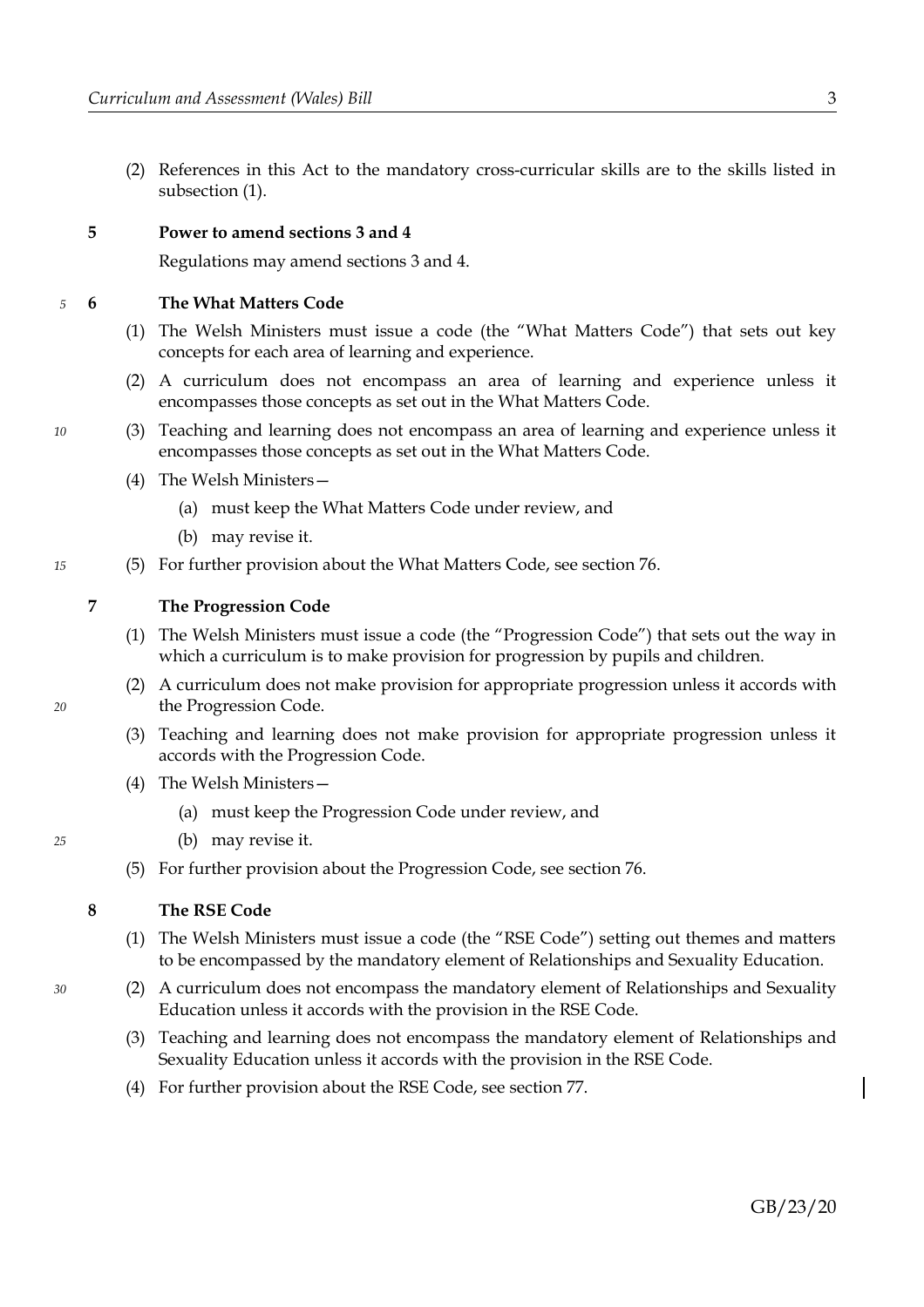(2) References in this Act to the mandatory cross-curricular skills are to the skills listed in subsection (1).

### 5 Power to amend sections 3 and 4

Regulations may amend sections 3 and 4.

### 6 The What Matters Code

(1) The Welsh Ministers must issue a code (the "What Matters Code") that sets out key concepts for each area of learning and experience.

(2) A curriculum does not encompass an area of learning and experience unless it encompasses those concepts as set out in the What Matters Code.

(3) Teaching and learning does not encompass an area of learning and experience unless it encompasses those concepts as set out in the What Matters Code.

(4) The Welsh Ministers—

(a) must keep the What Matters Code under review, and

(b) may revise it.

(5) For further provision about the What Matters Code, see section 76.

### 7 The Progression Code

(1) The Welsh Ministers must issue a code (the "Progression Code") that sets out the way in which a curriculum is to make provision for progression by pupils and children.

(2) A curriculum does not make provision for appropriate progression unless it accords with the Progression Code.

(3) Teaching and learning does not make provision for appropriate progression unless it accords with the Progression Code.

(4) The Welsh Ministers—

(a) must keep the Progression Code under review, and

(b) may revise it.

(5) For further provision about the Progression Code, see section 76.

### 8 The RSE Code

(1) The Welsh Ministers must issue a code (the "RSE Code") setting out themes and matters to be encompassed by the mandatory element of Relationships and Sexuality Education.

(2) A curriculum does not encompass the mandatory element of Relationships and Sexuality Education unless it accords with the provision in the RSE Code.

(3) Teaching and learning does not encompass the mandatory element of Relationships and Sexuality Education unless it accords with the provision in the RSE Code.

(4) For further provision about the RSE Code, see section 77.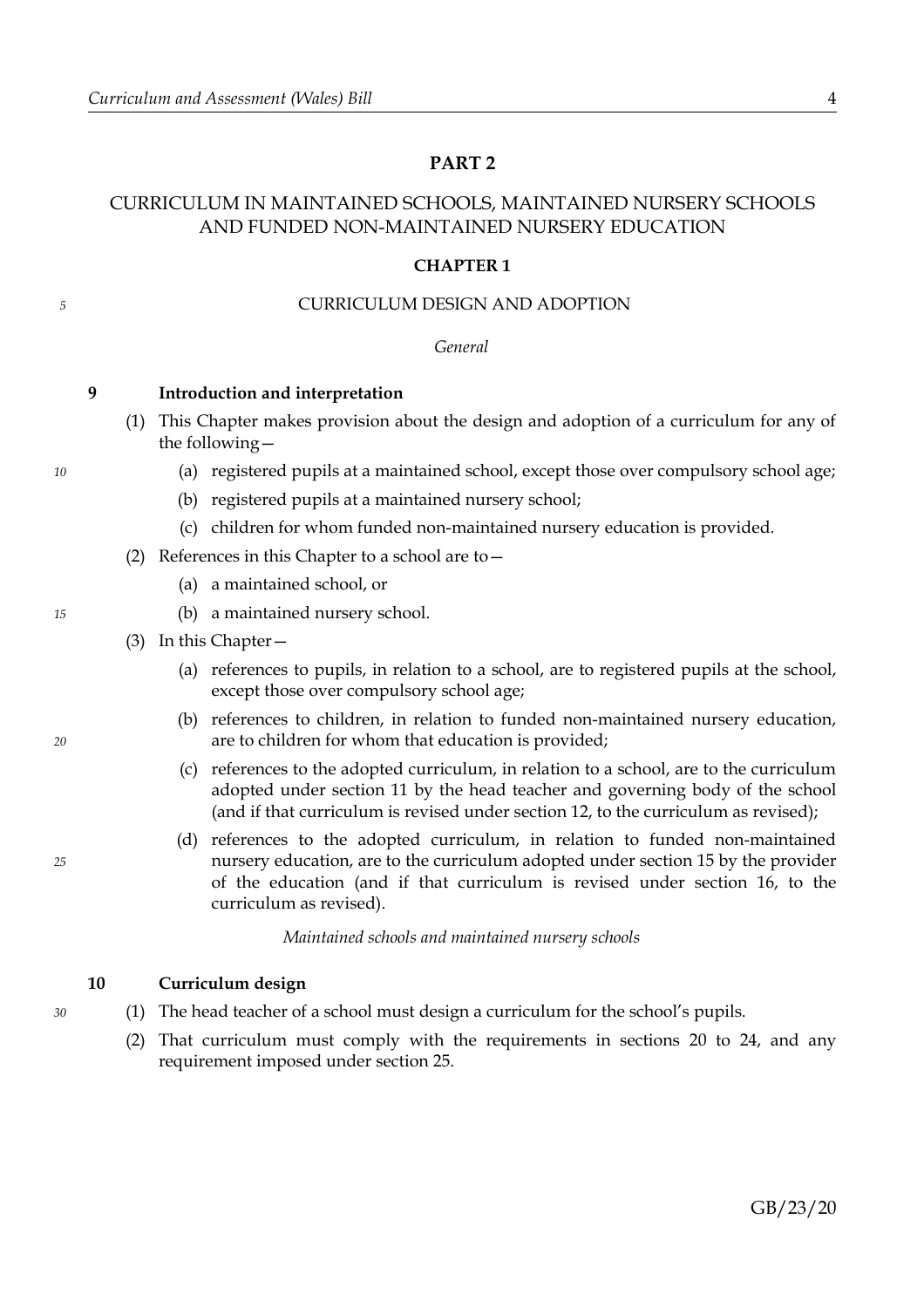# PART 2

## CURRICULUM IN MAINTAINED SCHOOLS, MAINTAINED NURSERY SCHOOLS AND FUNDED NON-MAINTAINED NURSERY EDUCATION

### CHAPTER 1

### CURRICULUM DESIGN AND ADOPTION

*General*

**9 Introduction and interpretation**

(1) This Chapter makes provision about the design and adoption of a curriculum for any of the following—

(a) registered pupils at a maintained school, except those over compulsory school age;

(b) registered pupils at a maintained nursery school;

(c) children for whom funded non-maintained nursery education is provided.

(2) References in this Chapter to a school are to—

(a) a maintained school, or

(b) a maintained nursery school.

(3) In this Chapter—

(a) references to pupils, in relation to a school, are to registered pupils at the school, except those over compulsory school age;

(b) references to children, in relation to funded non-maintained nursery education, are to children for whom that education is provided;

(c) references to the adopted curriculum, in relation to a school, are to the curriculum adopted under section 11 by the head teacher and governing body of the school (and if that curriculum is revised under section 12, to the curriculum as revised);

(d) references to the adopted curriculum, in relation to funded non-maintained nursery education, are to the curriculum adopted under section 15 by the provider of the education (and if that curriculum is revised under section 16, to the curriculum as revised).

*Maintained schools and maintained nursery schools*

**10 Curriculum design**

(1) The head teacher of a school must design a curriculum for the school's pupils.

(2) That curriculum must comply with the requirements in sections 20 to 24, and any requirement imposed under section 25.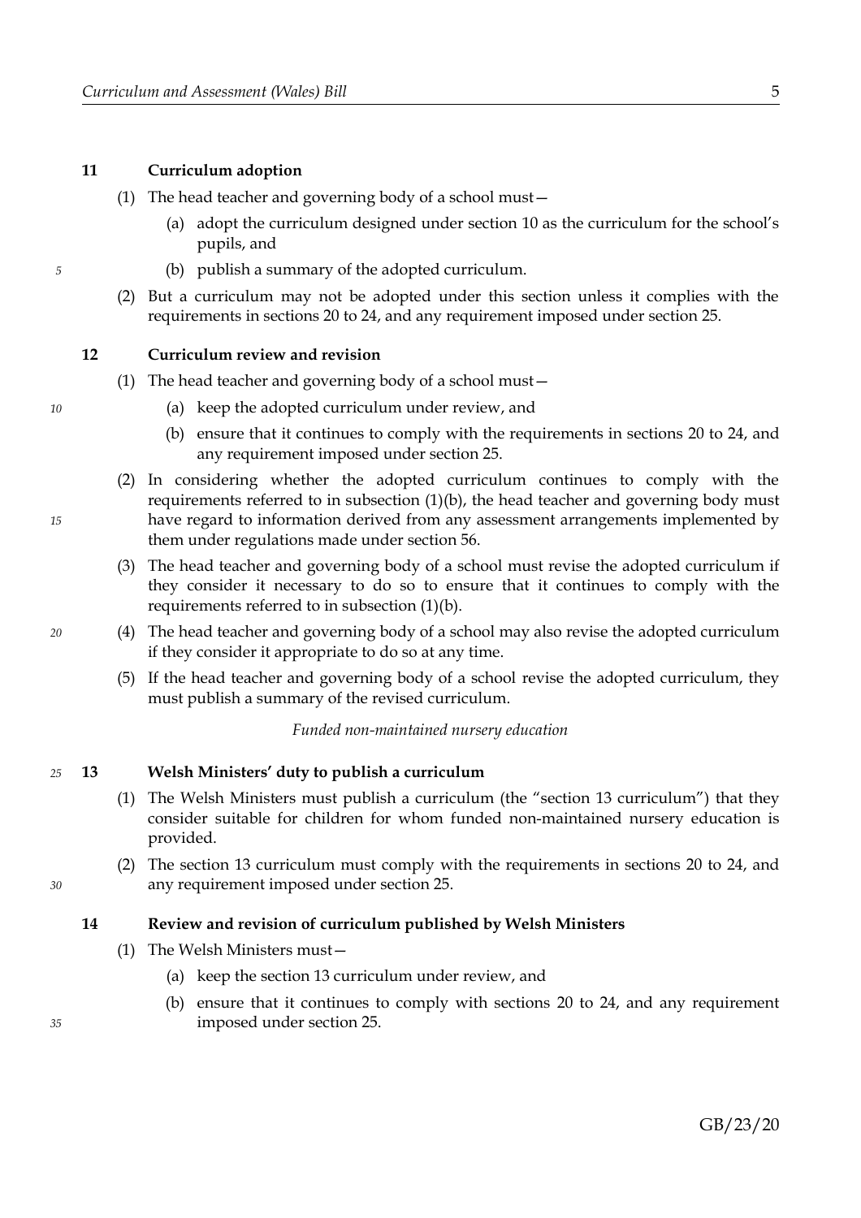### 11 Curriculum adoption

(1) The head teacher and governing body of a school must—

(a) adopt the curriculum designed under section 10 as the curriculum for the school's pupils, and

(b) publish a summary of the adopted curriculum.

(2) But a curriculum may not be adopted under this section unless it complies with the requirements in sections 20 to 24, and any requirement imposed under section 25.

### 12 Curriculum review and revision

(1) The head teacher and governing body of a school must—

(a) keep the adopted curriculum under review, and

(b) ensure that it continues to comply with the requirements in sections 20 to 24, and any requirement imposed under section 25.

(2) In considering whether the adopted curriculum continues to comply with the requirements referred to in subsection (1)(b), the head teacher and governing body must have regard to information derived from any assessment arrangements implemented by them under regulations made under section 56.

(3) The head teacher and governing body of a school must revise the adopted curriculum if they consider it necessary to do so to ensure that it continues to comply with the requirements referred to in subsection (1)(b).

(4) The head teacher and governing body of a school may also revise the adopted curriculum if they consider it appropriate to do so at any time.

(5) If the head teacher and governing body of a school revise the adopted curriculum, they must publish a summary of the revised curriculum.

*Funded non-maintained nursery education*

### 13 Welsh Ministers' duty to publish a curriculum

(1) The Welsh Ministers must publish a curriculum (the "section 13 curriculum") that they consider suitable for children for whom funded non-maintained nursery education is provided.

(2) The section 13 curriculum must comply with the requirements in sections 20 to 24, and any requirement imposed under section 25.

### 14 Review and revision of curriculum published by Welsh Ministers

(1) The Welsh Ministers must—

(a) keep the section 13 curriculum under review, and

(b) ensure that it continues to comply with sections 20 to 24, and any requirement imposed under section 25.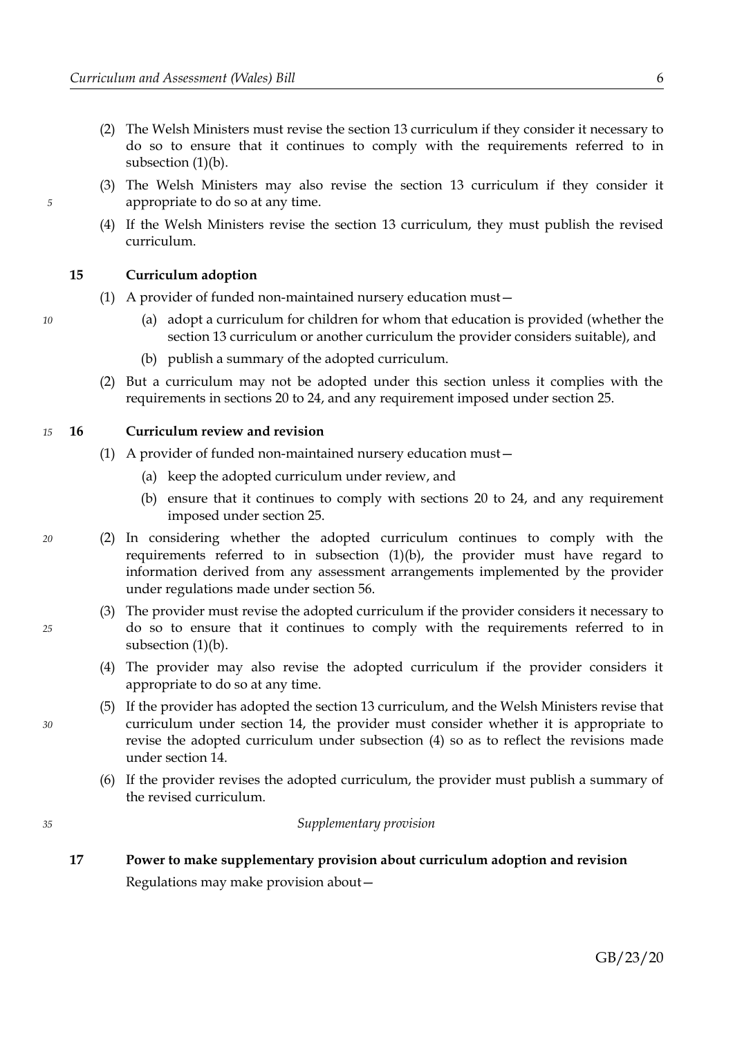(2) The Welsh Ministers must revise the section 13 curriculum if they consider it necessary to do so to ensure that it continues to comply with the requirements referred to in subsection (1)(b).

(3) The Welsh Ministers may also revise the section 13 curriculum if they consider it appropriate to do so at any time.

(4) If the Welsh Ministers revise the section 13 curriculum, they must publish the revised curriculum.

### 15 Curriculum adoption

(1) A provider of funded non-maintained nursery education must—

(a) adopt a curriculum for children for whom that education is provided (whether the section 13 curriculum or another curriculum the provider considers suitable), and

(b) publish a summary of the adopted curriculum.

(2) But a curriculum may not be adopted under this section unless it complies with the requirements in sections 20 to 24, and any requirement imposed under section 25.

### 16 Curriculum review and revision

(1) A provider of funded non-maintained nursery education must—

(a) keep the adopted curriculum under review, and

(b) ensure that it continues to comply with sections 20 to 24, and any requirement imposed under section 25.

(2) In considering whether the adopted curriculum continues to comply with the requirements referred to in subsection (1)(b), the provider must have regard to information derived from any assessment arrangements implemented by the provider under regulations made under section 56.

(3) The provider must revise the adopted curriculum if the provider considers it necessary to do so to ensure that it continues to comply with the requirements referred to in subsection (1)(b).

(4) The provider may also revise the adopted curriculum if the provider considers it appropriate to do so at any time.

(5) If the provider has adopted the section 13 curriculum, and the Welsh Ministers revise that curriculum under section 14, the provider must consider whether it is appropriate to revise the adopted curriculum under subsection (4) so as to reflect the revisions made under section 14.

(6) If the provider revises the adopted curriculum, the provider must publish a summary of the revised curriculum.

*Supplementary provision*

### 17 Power to make supplementary provision about curriculum adoption and revision

Regulations may make provision about—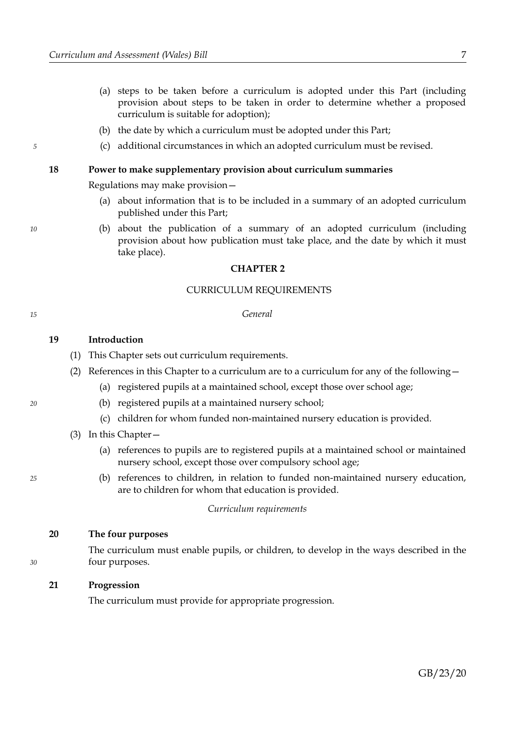(a) steps to be taken before a curriculum is adopted under this Part (including provision about steps to be taken in order to determine whether a proposed curriculum is suitable for adoption);

(b) the date by which a curriculum must be adopted under this Part;

(c) additional circumstances in which an adopted curriculum must be revised.

**18 Power to make supplementary provision about curriculum summaries**

Regulations may make provision—

(a) about information that is to be included in a summary of an adopted curriculum published under this Part;

(b) about the publication of a summary of an adopted curriculum (including provision about how publication must take place, and the date by which it must take place).

## CHAPTER 2

## CURRICULUM REQUIREMENTS

*General*

**19 Introduction**

(1) This Chapter sets out curriculum requirements.

(2) References in this Chapter to a curriculum are to a curriculum for any of the following—

(a) registered pupils at a maintained school, except those over school age;

(b) registered pupils at a maintained nursery school;

(c) children for whom funded non-maintained nursery education is provided.

(3) In this Chapter—

(a) references to pupils are to registered pupils at a maintained school or maintained nursery school, except those over compulsory school age;

(b) references to children, in relation to funded non-maintained nursery education, are to children for whom that education is provided.

*Curriculum requirements*

**20 The four purposes**

The curriculum must enable pupils, or children, to develop in the ways described in the four purposes.

**21 Progression**

The curriculum must provide for appropriate progression.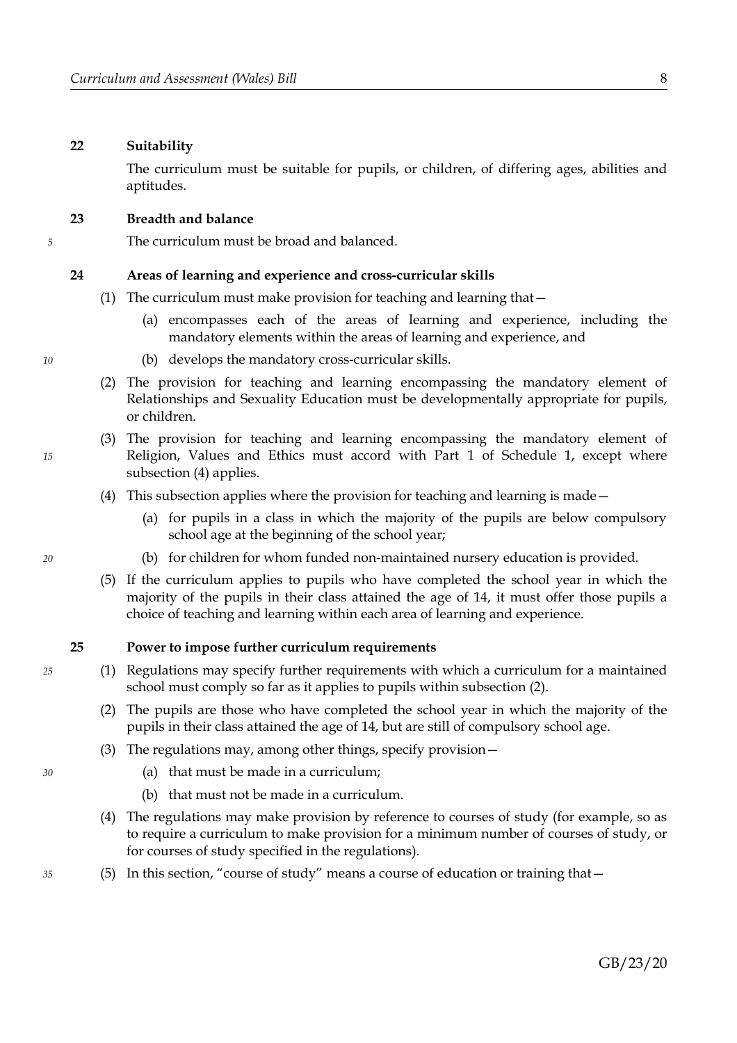### 22 Suitability

The curriculum must be suitable for pupils, or children, of differing ages, abilities and aptitudes.

### 23 Breadth and balance

The curriculum must be broad and balanced.

### 24 Areas of learning and experience and cross-curricular skills

(1) The curriculum must make provision for teaching and learning that—

(a) encompasses each of the areas of learning and experience, including the mandatory elements within the areas of learning and experience, and

(b) develops the mandatory cross-curricular skills.

(2) The provision for teaching and learning encompassing the mandatory element of Relationships and Sexuality Education must be developmentally appropriate for pupils, or children.

(3) The provision for teaching and learning encompassing the mandatory element of Religion, Values and Ethics must accord with Part 1 of Schedule 1, except where subsection (4) applies.

(4) This subsection applies where the provision for teaching and learning is made—

(a) for pupils in a class in which the majority of the pupils are below compulsory school age at the beginning of the school year;

(b) for children for whom funded non-maintained nursery education is provided.

(5) If the curriculum applies to pupils who have completed the school year in which the majority of the pupils in their class attained the age of 14, it must offer those pupils a choice of teaching and learning within each area of learning and experience.

### 25 Power to impose further curriculum requirements

(1) Regulations may specify further requirements with which a curriculum for a maintained school must comply so far as it applies to pupils within subsection (2).

(2) The pupils are those who have completed the school year in which the majority of the pupils in their class attained the age of 14, but are still of compulsory school age.

(3) The regulations may, among other things, specify provision—

(a) that must be made in a curriculum;

(b) that must not be made in a curriculum.

(4) The regulations may make provision by reference to courses of study (for example, so as to require a curriculum to make provision for a minimum number of courses of study, or for courses of study specified in the regulations).

(5) In this section, "course of study" means a course of education or training that—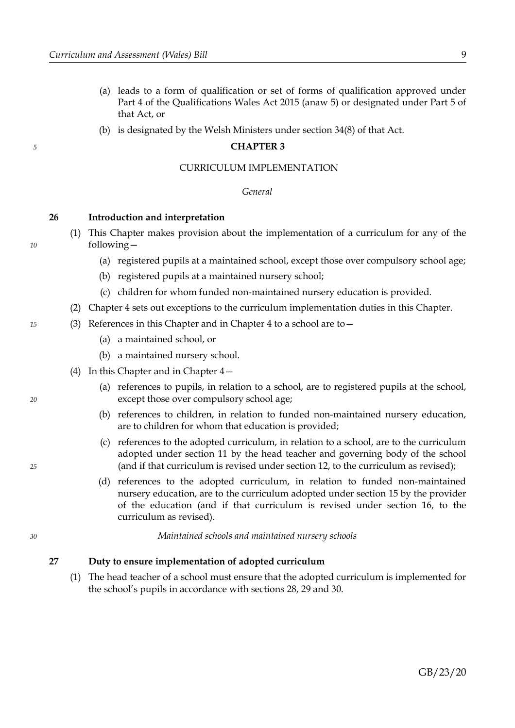(a) leads to a form of qualification or set of forms of qualification approved under Part 4 of the Qualifications Wales Act 2015 (anaw 5) or designated under Part 5 of that Act, or

(b) is designated by the Welsh Ministers under section 34(8) of that Act.

## CHAPTER 3

### CURRICULUM IMPLEMENTATION

*General*

**26 Introduction and interpretation**

(1) This Chapter makes provision about the implementation of a curriculum for any of the following—

(a) registered pupils at a maintained school, except those over compulsory school age;

(b) registered pupils at a maintained nursery school;

(c) children for whom funded non-maintained nursery education is provided.

(2) Chapter 4 sets out exceptions to the curriculum implementation duties in this Chapter.

(3) References in this Chapter and in Chapter 4 to a school are to—

(a) a maintained school, or

(b) a maintained nursery school.

(4) In this Chapter and in Chapter 4—

(a) references to pupils, in relation to a school, are to registered pupils at the school, except those over compulsory school age;

(b) references to children, in relation to funded non-maintained nursery education, are to children for whom that education is provided;

(c) references to the adopted curriculum, in relation to a school, are to the curriculum adopted under section 11 by the head teacher and governing body of the school (and if that curriculum is revised under section 12, to the curriculum as revised);

(d) references to the adopted curriculum, in relation to funded non-maintained nursery education, are to the curriculum adopted under section 15 by the provider of the education (and if that curriculum is revised under section 16, to the curriculum as revised).

*Maintained schools and maintained nursery schools*

**27 Duty to ensure implementation of adopted curriculum**

(1) The head teacher of a school must ensure that the adopted curriculum is implemented for the school's pupils in accordance with sections 28, 29 and 30.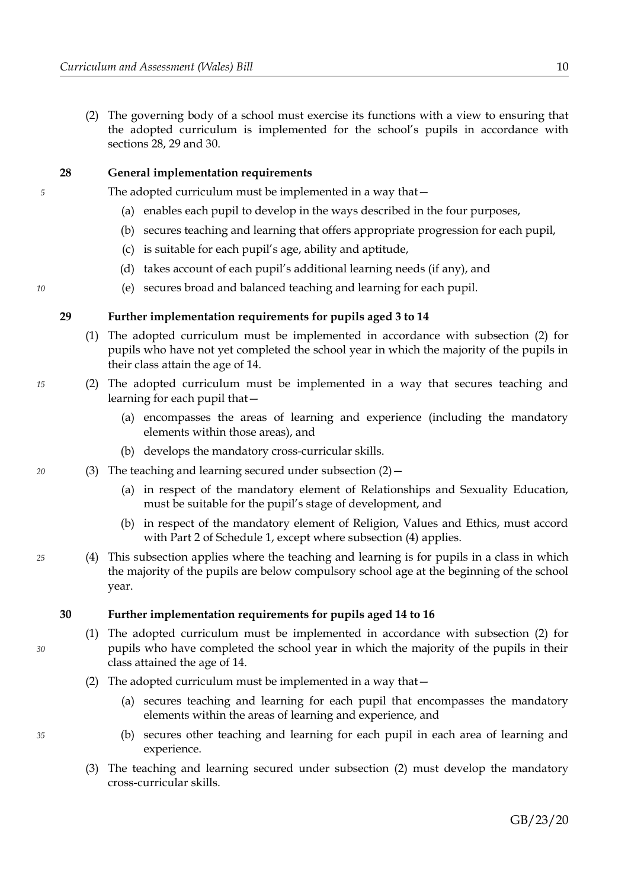(2) The governing body of a school must exercise its functions with a view to ensuring that the adopted curriculum is implemented for the school's pupils in accordance with sections 28, 29 and 30.

**28 General implementation requirements**

The adopted curriculum must be implemented in a way that—

(a) enables each pupil to develop in the ways described in the four purposes,

(b) secures teaching and learning that offers appropriate progression for each pupil,

(c) is suitable for each pupil's age, ability and aptitude,

(d) takes account of each pupil's additional learning needs (if any), and

(e) secures broad and balanced teaching and learning for each pupil.

**29 Further implementation requirements for pupils aged 3 to 14**

(1) The adopted curriculum must be implemented in accordance with subsection (2) for pupils who have not yet completed the school year in which the majority of the pupils in their class attain the age of 14.

(2) The adopted curriculum must be implemented in a way that secures teaching and learning for each pupil that—

(a) encompasses the areas of learning and experience (including the mandatory elements within those areas), and

(b) develops the mandatory cross-curricular skills.

(3) The teaching and learning secured under subsection (2)—

(a) in respect of the mandatory element of Relationships and Sexuality Education, must be suitable for the pupil's stage of development, and

(b) in respect of the mandatory element of Religion, Values and Ethics, must accord with Part 2 of Schedule 1, except where subsection (4) applies.

(4) This subsection applies where the teaching and learning is for pupils in a class in which the majority of the pupils are below compulsory school age at the beginning of the school year.

**30 Further implementation requirements for pupils aged 14 to 16**

(1) The adopted curriculum must be implemented in accordance with subsection (2) for pupils who have completed the school year in which the majority of the pupils in their class attained the age of 14.

(2) The adopted curriculum must be implemented in a way that—

(a) secures teaching and learning for each pupil that encompasses the mandatory elements within the areas of learning and experience, and

(b) secures other teaching and learning for each pupil in each area of learning and experience.

(3) The teaching and learning secured under subsection (2) must develop the mandatory cross-curricular skills.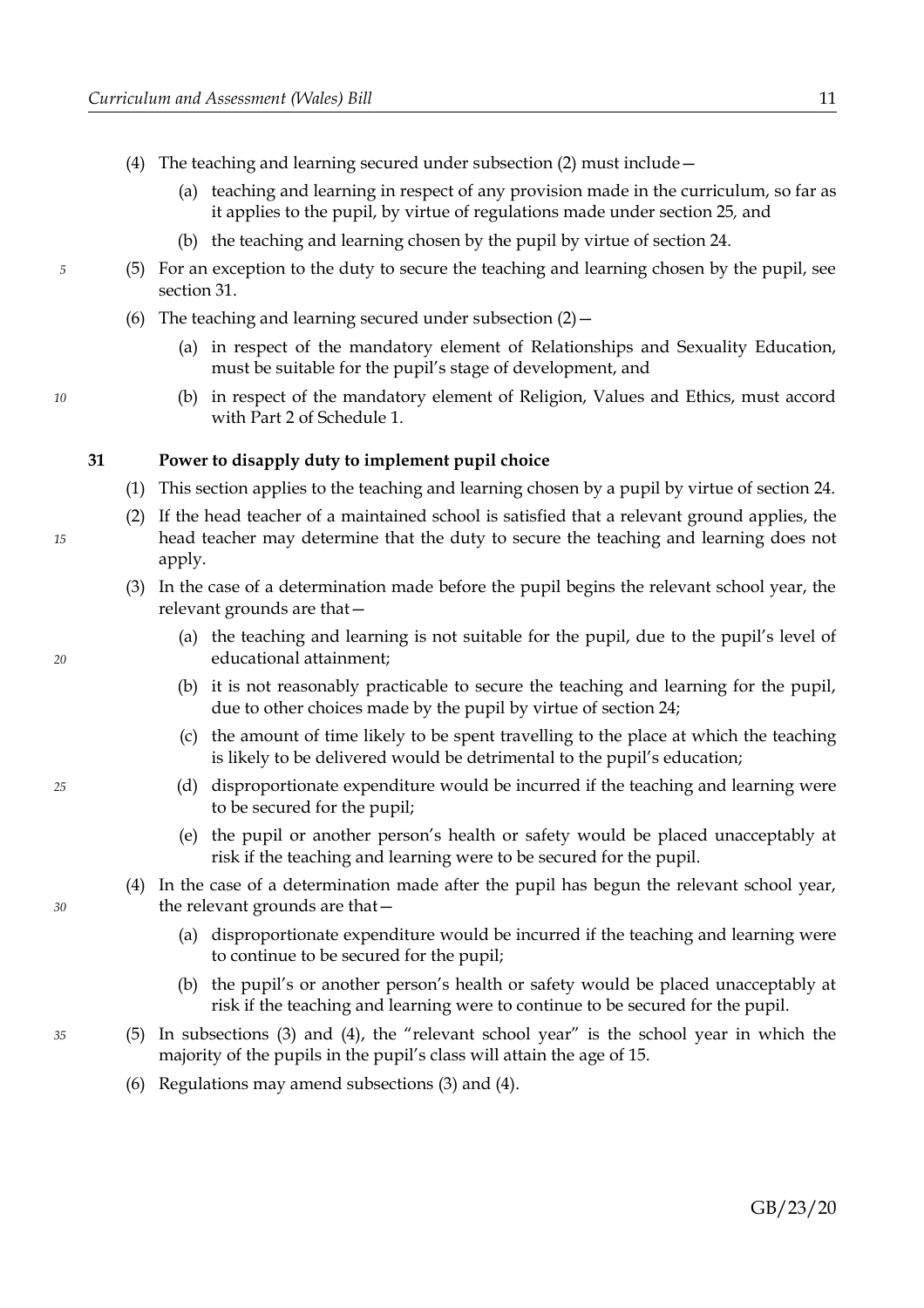(4) The teaching and learning secured under subsection (2) must include—

(a) teaching and learning in respect of any provision made in the curriculum, so far as it applies to the pupil, by virtue of regulations made under section 25, and

(b) the teaching and learning chosen by the pupil by virtue of section 24.

(5) For an exception to the duty to secure the teaching and learning chosen by the pupil, see section 31.

(6) The teaching and learning secured under subsection (2)—

(a) in respect of the mandatory element of Relationships and Sexuality Education, must be suitable for the pupil's stage of development, and

(b) in respect of the mandatory element of Religion, Values and Ethics, must accord with Part 2 of Schedule 1.

### 31 Power to disapply duty to implement pupil choice

(1) This section applies to the teaching and learning chosen by a pupil by virtue of section 24.

(2) If the head teacher of a maintained school is satisfied that a relevant ground applies, the head teacher may determine that the duty to secure the teaching and learning does not apply.

(3) In the case of a determination made before the pupil begins the relevant school year, the relevant grounds are that—

(a) the teaching and learning is not suitable for the pupil, due to the pupil's level of educational attainment;

(b) it is not reasonably practicable to secure the teaching and learning for the pupil, due to other choices made by the pupil by virtue of section 24;

(c) the amount of time likely to be spent travelling to the place at which the teaching is likely to be delivered would be detrimental to the pupil's education;

(d) disproportionate expenditure would be incurred if the teaching and learning were to be secured for the pupil;

(e) the pupil or another person's health or safety would be placed unacceptably at risk if the teaching and learning were to be secured for the pupil.

(4) In the case of a determination made after the pupil has begun the relevant school year, the relevant grounds are that—

(a) disproportionate expenditure would be incurred if the teaching and learning were to continue to be secured for the pupil;

(b) the pupil's or another person's health or safety would be placed unacceptably at risk if the teaching and learning were to continue to be secured for the pupil.

(5) In subsections (3) and (4), the "relevant school year" is the school year in which the majority of the pupils in the pupil's class will attain the age of 15.

(6) Regulations may amend subsections (3) and (4).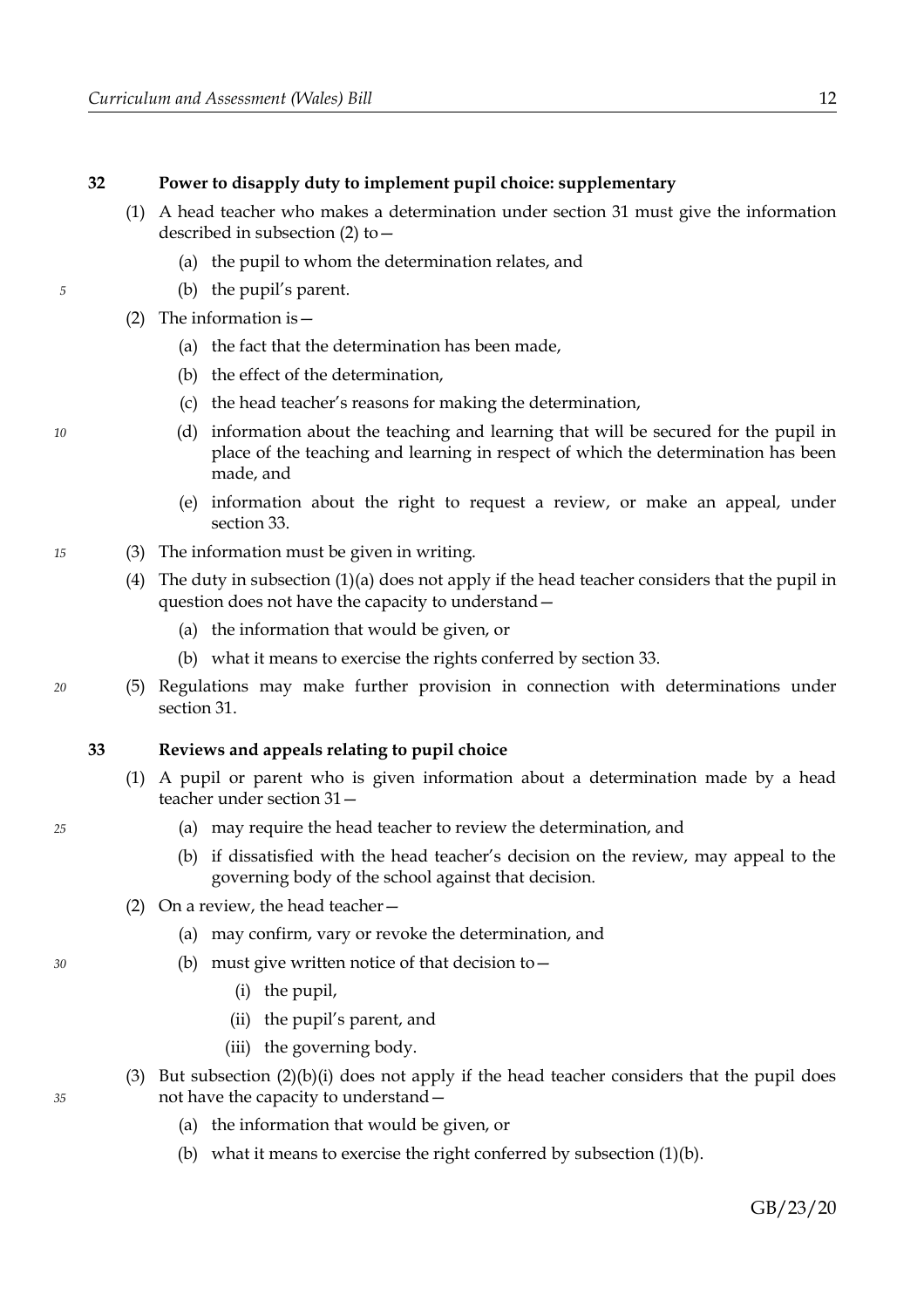### 32 Power to disapply duty to implement pupil choice: supplementary

(1) A head teacher who makes a determination under section 31 must give the information described in subsection (2) to—

(a) the pupil to whom the determination relates, and

(b) the pupil's parent.

(2) The information is—

(a) the fact that the determination has been made,

(b) the effect of the determination,

(c) the head teacher's reasons for making the determination,

(d) information about the teaching and learning that will be secured for the pupil in place of the teaching and learning in respect of which the determination has been made, and

(e) information about the right to request a review, or make an appeal, under section 33.

(3) The information must be given in writing.

(4) The duty in subsection (1)(a) does not apply if the head teacher considers that the pupil in question does not have the capacity to understand—

(a) the information that would be given, or

(b) what it means to exercise the rights conferred by section 33.

(5) Regulations may make further provision in connection with determinations under section 31.

### 33 Reviews and appeals relating to pupil choice

(1) A pupil or parent who is given information about a determination made by a head teacher under section 31—

(a) may require the head teacher to review the determination, and

(b) if dissatisfied with the head teacher's decision on the review, may appeal to the governing body of the school against that decision.

(2) On a review, the head teacher—

(a) may confirm, vary or revoke the determination, and

(b) must give written notice of that decision to—

(i) the pupil,

(ii) the pupil's parent, and

(iii) the governing body.

(3) But subsection (2)(b)(i) does not apply if the head teacher considers that the pupil does not have the capacity to understand—

(a) the information that would be given, or

(b) what it means to exercise the right conferred by subsection (1)(b).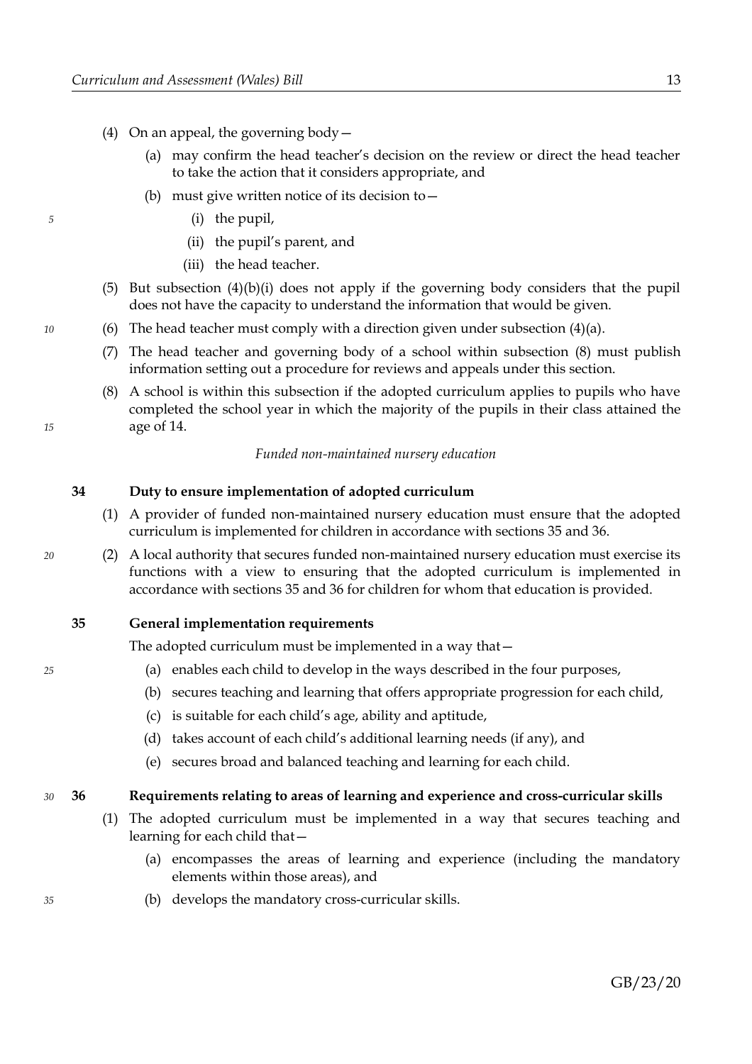(4) On an appeal, the governing body—

(a) may confirm the head teacher's decision on the review or direct the head teacher to take the action that it considers appropriate, and

(b) must give written notice of its decision to—

(i) the pupil,

(ii) the pupil's parent, and

(iii) the head teacher.

(5) But subsection (4)(b)(i) does not apply if the governing body considers that the pupil does not have the capacity to understand the information that would be given.

(6) The head teacher must comply with a direction given under subsection (4)(a).

(7) The head teacher and governing body of a school within subsection (8) must publish information setting out a procedure for reviews and appeals under this section.

(8) A school is within this subsection if the adopted curriculum applies to pupils who have completed the school year in which the majority of the pupils in their class attained the age of 14.

*Funded non-maintained nursery education*

**34 Duty to ensure implementation of adopted curriculum**

(1) A provider of funded non-maintained nursery education must ensure that the adopted curriculum is implemented for children in accordance with sections 35 and 36.

(2) A local authority that secures funded non-maintained nursery education must exercise its functions with a view to ensuring that the adopted curriculum is implemented in accordance with sections 35 and 36 for children for whom that education is provided.

**35 General implementation requirements**

The adopted curriculum must be implemented in a way that—

(a) enables each child to develop in the ways described in the four purposes,

(b) secures teaching and learning that offers appropriate progression for each child,

(c) is suitable for each child's age, ability and aptitude,

(d) takes account of each child's additional learning needs (if any), and

(e) secures broad and balanced teaching and learning for each child.

**36 Requirements relating to areas of learning and experience and cross-curricular skills**

(1) The adopted curriculum must be implemented in a way that secures teaching and learning for each child that—

(a) encompasses the areas of learning and experience (including the mandatory elements within those areas), and

(b) develops the mandatory cross-curricular skills.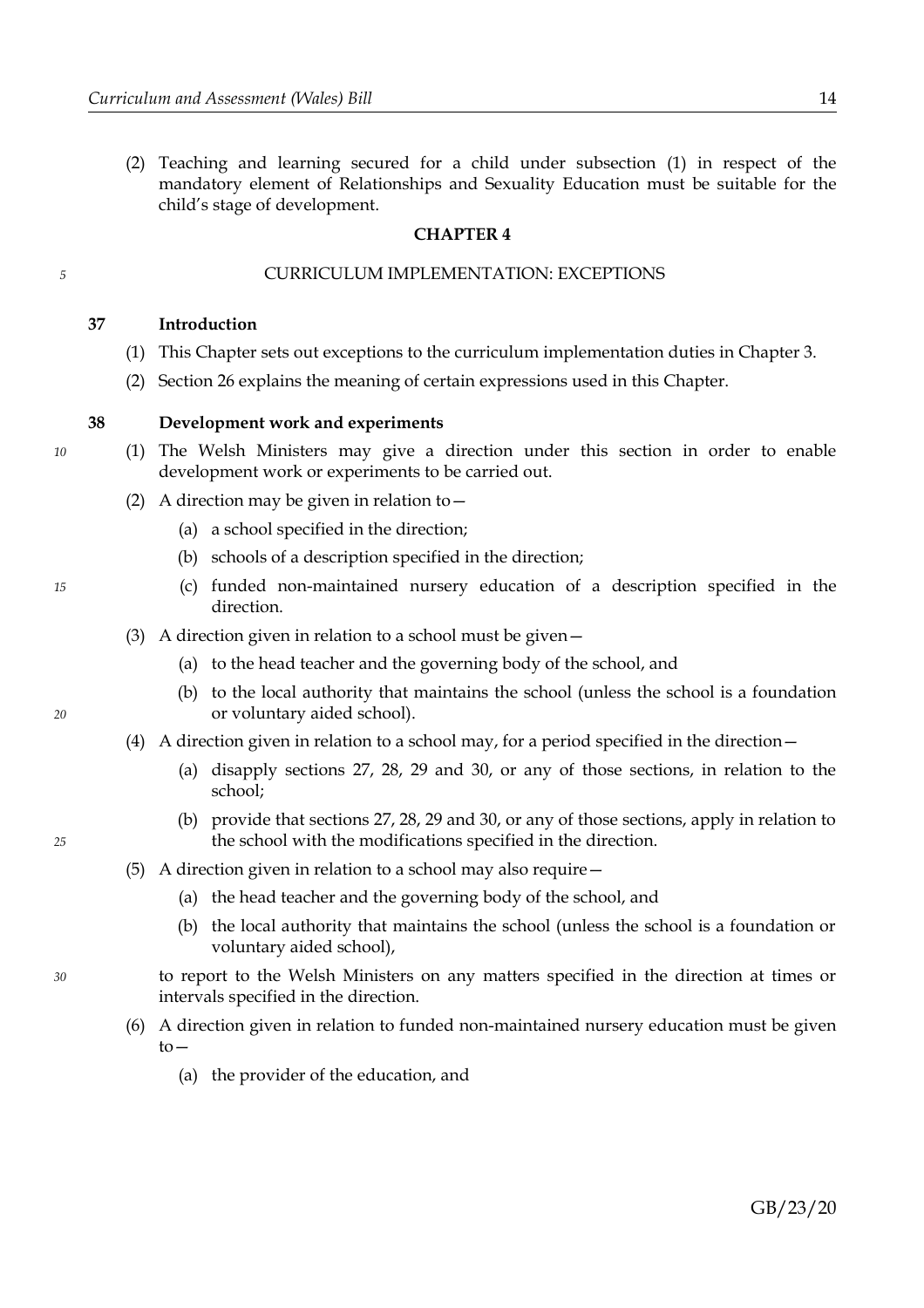(2) Teaching and learning secured for a child under subsection (1) in respect of the mandatory element of Relationships and Sexuality Education must be suitable for the child's stage of development.

## CHAPTER 4

### CURRICULUM IMPLEMENTATION: EXCEPTIONS

**37 Introduction**

(1) This Chapter sets out exceptions to the curriculum implementation duties in Chapter 3.

(2) Section 26 explains the meaning of certain expressions used in this Chapter.

**38 Development work and experiments**

(1) The Welsh Ministers may give a direction under this section in order to enable development work or experiments to be carried out.

(2) A direction may be given in relation to—

(a) a school specified in the direction;

(b) schools of a description specified in the direction;

(c) funded non-maintained nursery education of a description specified in the direction.

(3) A direction given in relation to a school must be given—

(a) to the head teacher and the governing body of the school, and

(b) to the local authority that maintains the school (unless the school is a foundation or voluntary aided school).

(4) A direction given in relation to a school may, for a period specified in the direction—

(a) disapply sections 27, 28, 29 and 30, or any of those sections, in relation to the school;

(b) provide that sections 27, 28, 29 and 30, or any of those sections, apply in relation to the school with the modifications specified in the direction.

(5) A direction given in relation to a school may also require—

(a) the head teacher and the governing body of the school, and

(b) the local authority that maintains the school (unless the school is a foundation or voluntary aided school),

to report to the Welsh Ministers on any matters specified in the direction at times or intervals specified in the direction.

(6) A direction given in relation to funded non-maintained nursery education must be given to—

(a) the provider of the education, and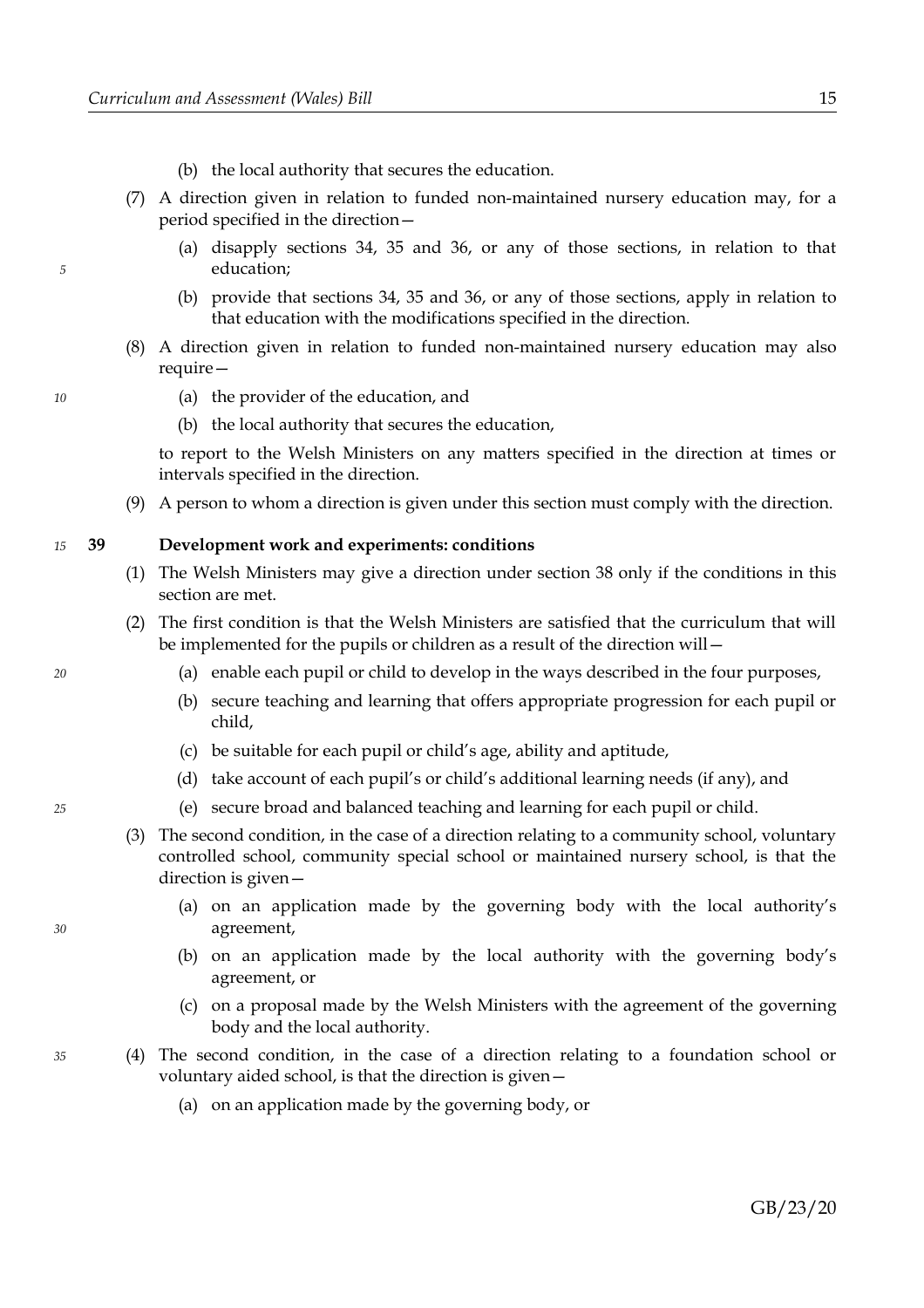(b) the local authority that secures the education.

(7) A direction given in relation to funded non-maintained nursery education may, for a period specified in the direction—

(a) disapply sections 34, 35 and 36, or any of those sections, in relation to that education;

(b) provide that sections 34, 35 and 36, or any of those sections, apply in relation to that education with the modifications specified in the direction.

(8) A direction given in relation to funded non-maintained nursery education may also require—

(a) the provider of the education, and

(b) the local authority that secures the education,

to report to the Welsh Ministers on any matters specified in the direction at times or intervals specified in the direction.

(9) A person to whom a direction is given under this section must comply with the direction.

**39 Development work and experiments: conditions**

(1) The Welsh Ministers may give a direction under section 38 only if the conditions in this section are met.

(2) The first condition is that the Welsh Ministers are satisfied that the curriculum that will be implemented for the pupils or children as a result of the direction will—

(a) enable each pupil or child to develop in the ways described in the four purposes,

(b) secure teaching and learning that offers appropriate progression for each pupil or child,

(c) be suitable for each pupil or child's age, ability and aptitude,

(d) take account of each pupil's or child's additional learning needs (if any), and

(e) secure broad and balanced teaching and learning for each pupil or child.

(3) The second condition, in the case of a direction relating to a community school, voluntary controlled school, community special school or maintained nursery school, is that the direction is given—

(a) on an application made by the governing body with the local authority's agreement,

(b) on an application made by the local authority with the governing body's agreement, or

(c) on a proposal made by the Welsh Ministers with the agreement of the governing body and the local authority.

(4) The second condition, in the case of a direction relating to a foundation school or voluntary aided school, is that the direction is given—

(a) on an application made by the governing body, or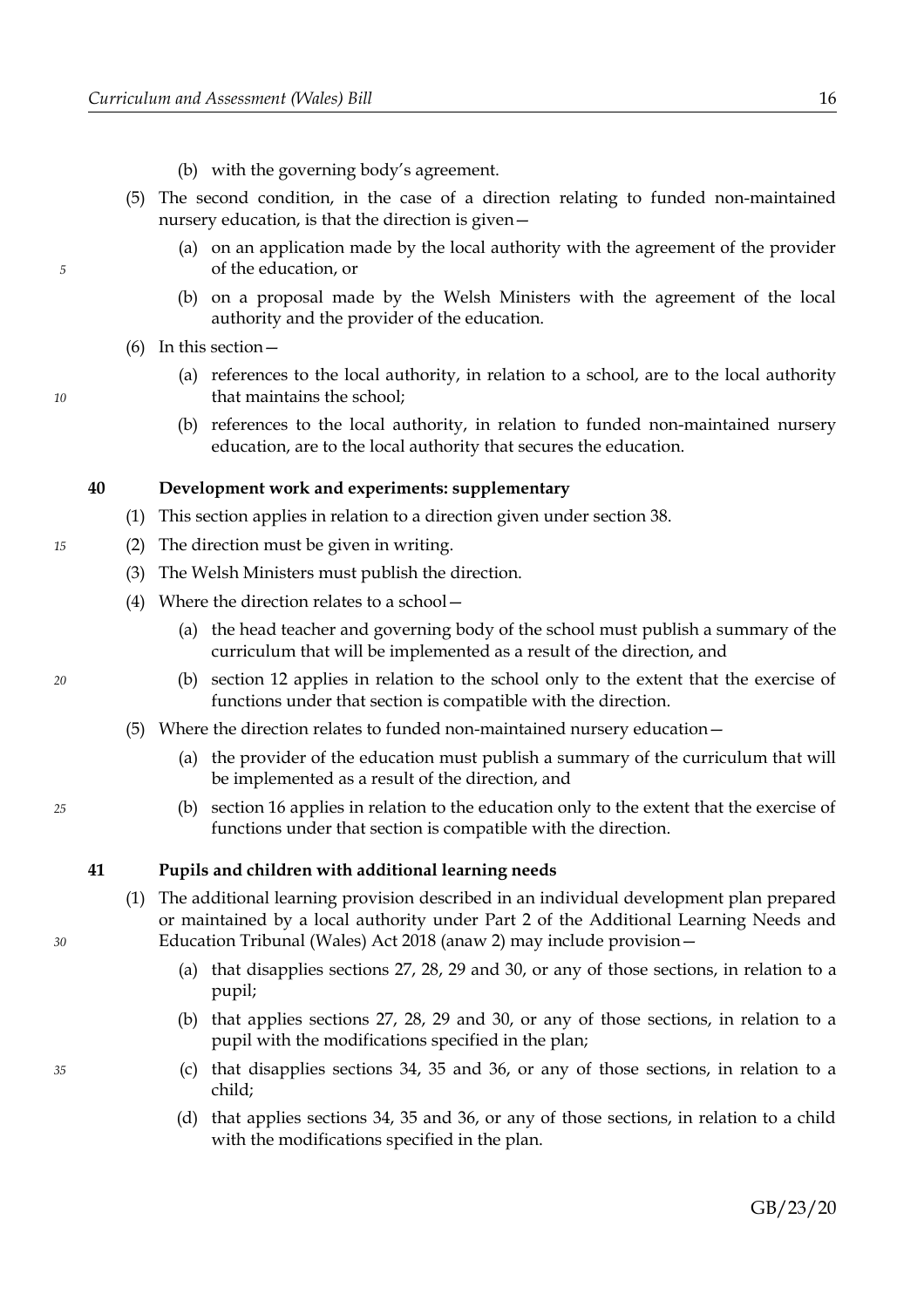(b) with the governing body's agreement.

(5) The second condition, in the case of a direction relating to funded non-maintained nursery education, is that the direction is given—

(a) on an application made by the local authority with the agreement of the provider of the education, or

(b) on a proposal made by the Welsh Ministers with the agreement of the local authority and the provider of the education.

(6) In this section—

(a) references to the local authority, in relation to a school, are to the local authority that maintains the school;

(b) references to the local authority, in relation to funded non-maintained nursery education, are to the local authority that secures the education.

### 40 Development work and experiments: supplementary

(1) This section applies in relation to a direction given under section 38.

(2) The direction must be given in writing.

(3) The Welsh Ministers must publish the direction.

(4) Where the direction relates to a school—

(a) the head teacher and governing body of the school must publish a summary of the curriculum that will be implemented as a result of the direction, and

(b) section 12 applies in relation to the school only to the extent that the exercise of functions under that section is compatible with the direction.

(5) Where the direction relates to funded non-maintained nursery education—

(a) the provider of the education must publish a summary of the curriculum that will be implemented as a result of the direction, and

(b) section 16 applies in relation to the education only to the extent that the exercise of functions under that section is compatible with the direction.

### 41 Pupils and children with additional learning needs

(1) The additional learning provision described in an individual development plan prepared or maintained by a local authority under Part 2 of the Additional Learning Needs and Education Tribunal (Wales) Act 2018 (anaw 2) may include provision—

(a) that disapplies sections 27, 28, 29 and 30, or any of those sections, in relation to a pupil;

(b) that applies sections 27, 28, 29 and 30, or any of those sections, in relation to a pupil with the modifications specified in the plan;

(c) that disapplies sections 34, 35 and 36, or any of those sections, in relation to a child;

(d) that applies sections 34, 35 and 36, or any of those sections, in relation to a child with the modifications specified in the plan.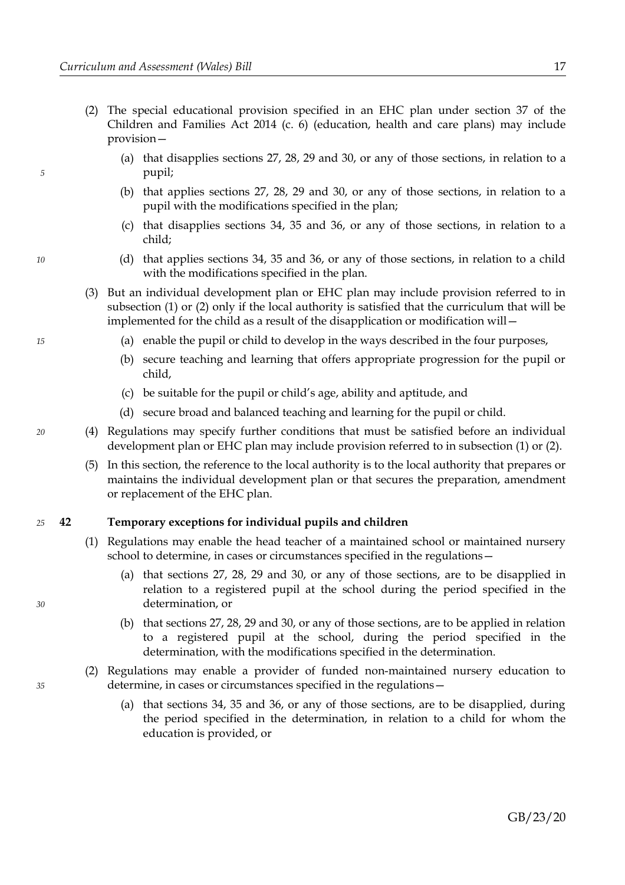(2) The special educational provision specified in an EHC plan under section 37 of the Children and Families Act 2014 (c. 6) (education, health and care plans) may include provision—

(a) that disapplies sections 27, 28, 29 and 30, or any of those sections, in relation to a pupil;

(b) that applies sections 27, 28, 29 and 30, or any of those sections, in relation to a pupil with the modifications specified in the plan;

(c) that disapplies sections 34, 35 and 36, or any of those sections, in relation to a child;

(d) that applies sections 34, 35 and 36, or any of those sections, in relation to a child with the modifications specified in the plan.

(3) But an individual development plan or EHC plan may include provision referred to in subsection (1) or (2) only if the local authority is satisfied that the curriculum that will be implemented for the child as a result of the disapplication or modification will—

(a) enable the pupil or child to develop in the ways described in the four purposes,

(b) secure teaching and learning that offers appropriate progression for the pupil or child,

(c) be suitable for the pupil or child's age, ability and aptitude, and

(d) secure broad and balanced teaching and learning for the pupil or child.

(4) Regulations may specify further conditions that must be satisfied before an individual development plan or EHC plan may include provision referred to in subsection (1) or (2).

(5) In this section, the reference to the local authority is to the local authority that prepares or maintains the individual development plan or that secures the preparation, amendment or replacement of the EHC plan.

**42 Temporary exceptions for individual pupils and children**

(1) Regulations may enable the head teacher of a maintained school or maintained nursery school to determine, in cases or circumstances specified in the regulations—

(a) that sections 27, 28, 29 and 30, or any of those sections, are to be disapplied in relation to a registered pupil at the school during the period specified in the determination, or

(b) that sections 27, 28, 29 and 30, or any of those sections, are to be applied in relation to a registered pupil at the school, during the period specified in the determination, with the modifications specified in the determination.

(2) Regulations may enable a provider of funded non-maintained nursery education to determine, in cases or circumstances specified in the regulations—

(a) that sections 34, 35 and 36, or any of those sections, are to be disapplied, during the period specified in the determination, in relation to a child for whom the education is provided, or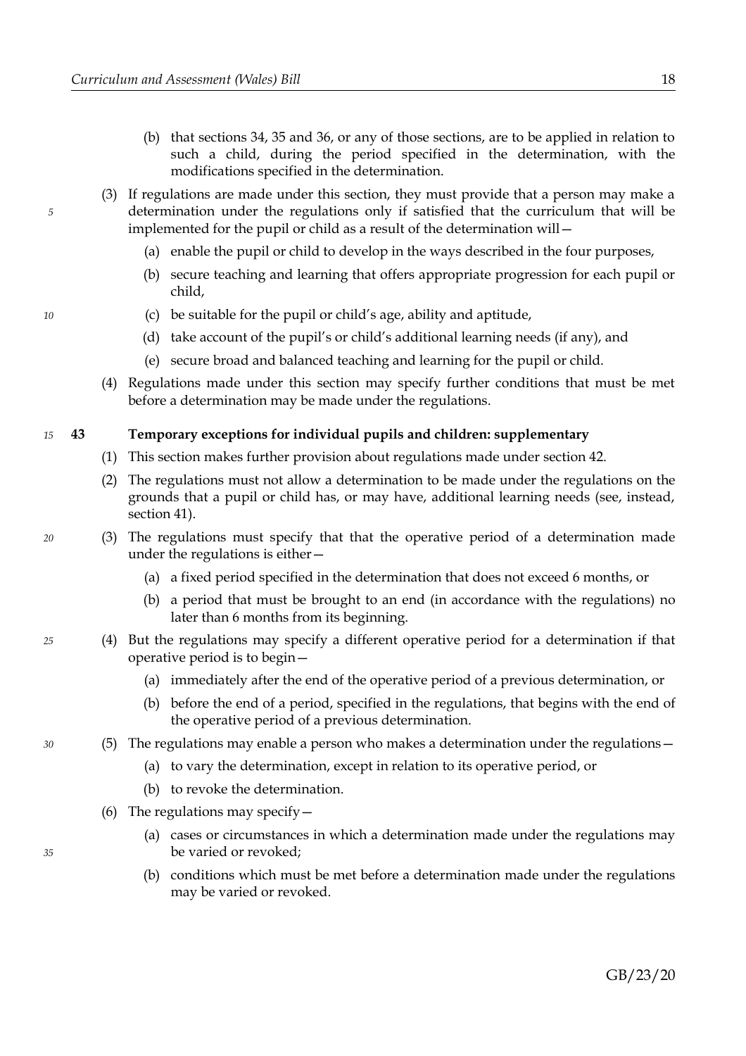(b) that sections 34, 35 and 36, or any of those sections, are to be applied in relation to such a child, during the period specified in the determination, with the modifications specified in the determination.

(3) If regulations are made under this section, they must provide that a person may make a determination under the regulations only if satisfied that the curriculum that will be implemented for the pupil or child as a result of the determination will—

(a) enable the pupil or child to develop in the ways described in the four purposes,

(b) secure teaching and learning that offers appropriate progression for each pupil or child,

(c) be suitable for the pupil or child's age, ability and aptitude,

(d) take account of the pupil's or child's additional learning needs (if any), and

(e) secure broad and balanced teaching and learning for the pupil or child.

(4) Regulations made under this section may specify further conditions that must be met before a determination may be made under the regulations.

### 43 Temporary exceptions for individual pupils and children: supplementary

(1) This section makes further provision about regulations made under section 42.

(2) The regulations must not allow a determination to be made under the regulations on the grounds that a pupil or child has, or may have, additional learning needs (see, instead, section 41).

(3) The regulations must specify that that the operative period of a determination made under the regulations is either—

(a) a fixed period specified in the determination that does not exceed 6 months, or

(b) a period that must be brought to an end (in accordance with the regulations) no later than 6 months from its beginning.

(4) But the regulations may specify a different operative period for a determination if that operative period is to begin—

(a) immediately after the end of the operative period of a previous determination, or

(b) before the end of a period, specified in the regulations, that begins with the end of the operative period of a previous determination.

(5) The regulations may enable a person who makes a determination under the regulations—

(a) to vary the determination, except in relation to its operative period, or

(b) to revoke the determination.

(6) The regulations may specify—

(a) cases or circumstances in which a determination made under the regulations may be varied or revoked;

(b) conditions which must be met before a determination made under the regulations may be varied or revoked.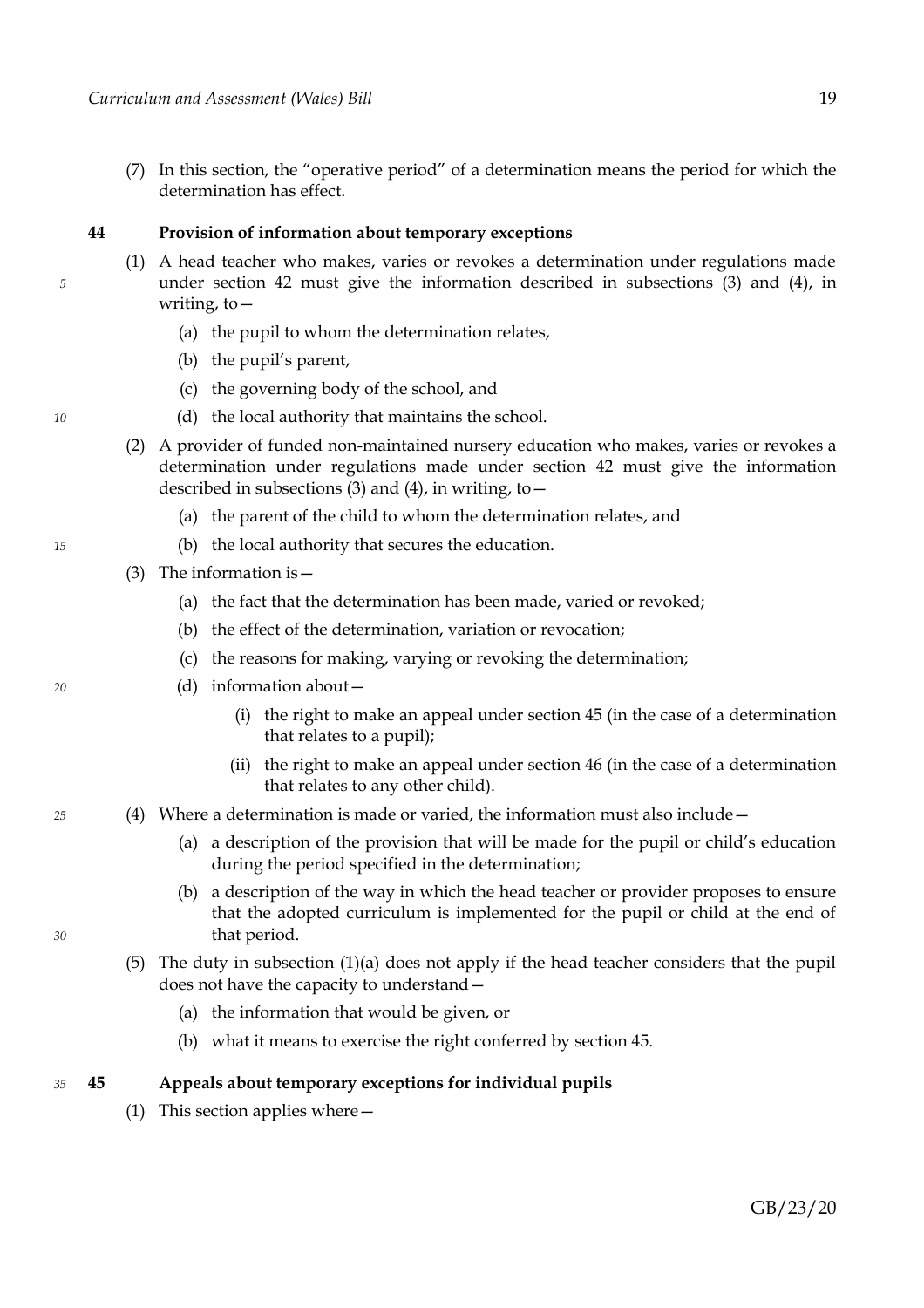(7) In this section, the "operative period" of a determination means the period for which the determination has effect.

### 44 Provision of information about temporary exceptions

(1) A head teacher who makes, varies or revokes a determination under regulations made under section 42 must give the information described in subsections (3) and (4), in writing, to—

- (a) the pupil to whom the determination relates,
- (b) the pupil's parent,
- (c) the governing body of the school, and
- (d) the local authority that maintains the school.

(2) A provider of funded non-maintained nursery education who makes, varies or revokes a determination under regulations made under section 42 must give the information described in subsections (3) and (4), in writing, to—

- (a) the parent of the child to whom the determination relates, and
- (b) the local authority that secures the education.

(3) The information is—

- (a) the fact that the determination has been made, varied or revoked;
- (b) the effect of the determination, variation or revocation;
- (c) the reasons for making, varying or revoking the determination;
- (d) information about—
  - (i) the right to make an appeal under section 45 (in the case of a determination that relates to a pupil);
  - (ii) the right to make an appeal under section 46 (in the case of a determination that relates to any other child).

(4) Where a determination is made or varied, the information must also include—

- (a) a description of the provision that will be made for the pupil or child's education during the period specified in the determination;
- (b) a description of the way in which the head teacher or provider proposes to ensure that the adopted curriculum is implemented for the pupil or child at the end of that period.

(5) The duty in subsection (1)(a) does not apply if the head teacher considers that the pupil does not have the capacity to understand—

- (a) the information that would be given, or
- (b) what it means to exercise the right conferred by section 45.

### 45 Appeals about temporary exceptions for individual pupils

(1) This section applies where—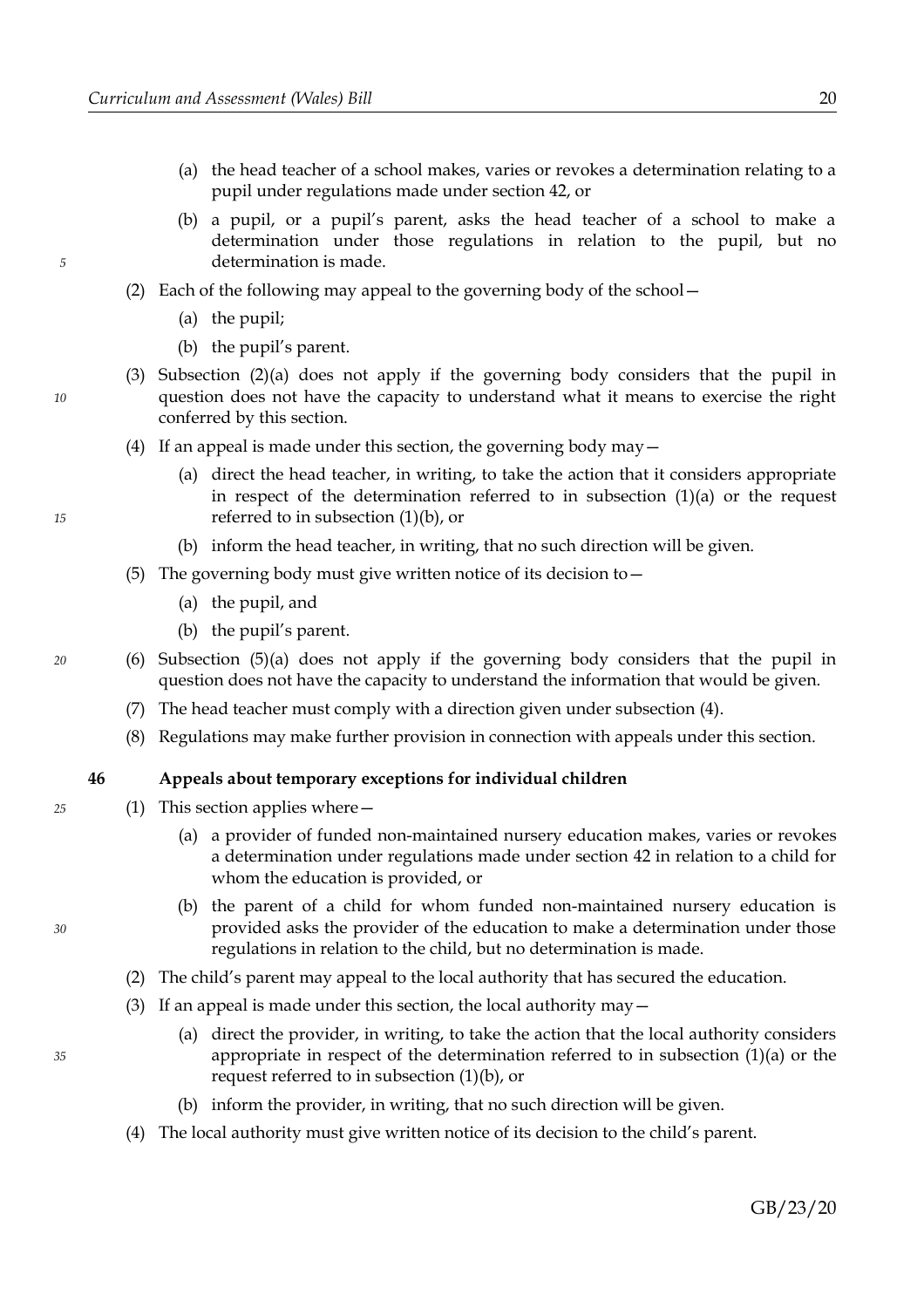(a) the head teacher of a school makes, varies or revokes a determination relating to a pupil under regulations made under section 42, or

(b) a pupil, or a pupil's parent, asks the head teacher of a school to make a determination under those regulations in relation to the pupil, but no determination is made.

(2) Each of the following may appeal to the governing body of the school—

(a) the pupil;

(b) the pupil's parent.

(3) Subsection (2)(a) does not apply if the governing body considers that the pupil in question does not have the capacity to understand what it means to exercise the right conferred by this section.

(4) If an appeal is made under this section, the governing body may—

(a) direct the head teacher, in writing, to take the action that it considers appropriate in respect of the determination referred to in subsection (1)(a) or the request referred to in subsection (1)(b), or

(b) inform the head teacher, in writing, that no such direction will be given.

(5) The governing body must give written notice of its decision to—

(a) the pupil, and

(b) the pupil's parent.

(6) Subsection (5)(a) does not apply if the governing body considers that the pupil in question does not have the capacity to understand the information that would be given.

(7) The head teacher must comply with a direction given under subsection (4).

(8) Regulations may make further provision in connection with appeals under this section.

### 46 Appeals about temporary exceptions for individual children

(1) This section applies where—

(a) a provider of funded non-maintained nursery education makes, varies or revokes a determination under regulations made under section 42 in relation to a child for whom the education is provided, or

(b) the parent of a child for whom funded non-maintained nursery education is provided asks the provider of the education to make a determination under those regulations in relation to the child, but no determination is made.

(2) The child's parent may appeal to the local authority that has secured the education.

(3) If an appeal is made under this section, the local authority may—

(a) direct the provider, in writing, to take the action that the local authority considers appropriate in respect of the determination referred to in subsection (1)(a) or the request referred to in subsection (1)(b), or

(b) inform the provider, in writing, that no such direction will be given.

(4) The local authority must give written notice of its decision to the child's parent.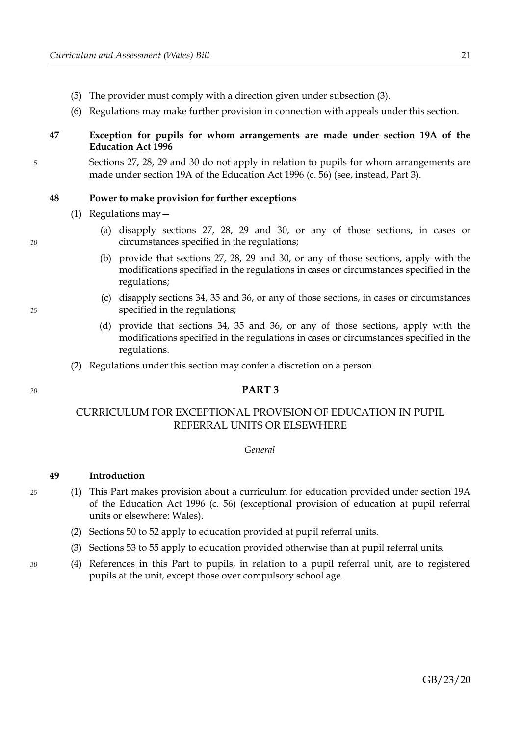(5) The provider must comply with a direction given under subsection (3).

(6) Regulations may make further provision in connection with appeals under this section.

**47 Exception for pupils for whom arrangements are made under section 19A of the Education Act 1996**

Sections 27, 28, 29 and 30 do not apply in relation to pupils for whom arrangements are made under section 19A of the Education Act 1996 (c. 56) (see, instead, Part 3).

**48 Power to make provision for further exceptions**

(1) Regulations may—

(a) disapply sections 27, 28, 29 and 30, or any of those sections, in cases or circumstances specified in the regulations;

(b) provide that sections 27, 28, 29 and 30, or any of those sections, apply with the modifications specified in the regulations in cases or circumstances specified in the regulations;

(c) disapply sections 34, 35 and 36, or any of those sections, in cases or circumstances specified in the regulations;

(d) provide that sections 34, 35 and 36, or any of those sections, apply with the modifications specified in the regulations in cases or circumstances specified in the regulations.

(2) Regulations under this section may confer a discretion on a person.

## PART 3

## CURRICULUM FOR EXCEPTIONAL PROVISION OF EDUCATION IN PUPIL REFERRAL UNITS OR ELSEWHERE

*General*

**49 Introduction**

(1) This Part makes provision about a curriculum for education provided under section 19A of the Education Act 1996 (c. 56) (exceptional provision of education at pupil referral units or elsewhere: Wales).

(2) Sections 50 to 52 apply to education provided at pupil referral units.

(3) Sections 53 to 55 apply to education provided otherwise than at pupil referral units.

(4) References in this Part to pupils, in relation to a pupil referral unit, are to registered pupils at the unit, except those over compulsory school age.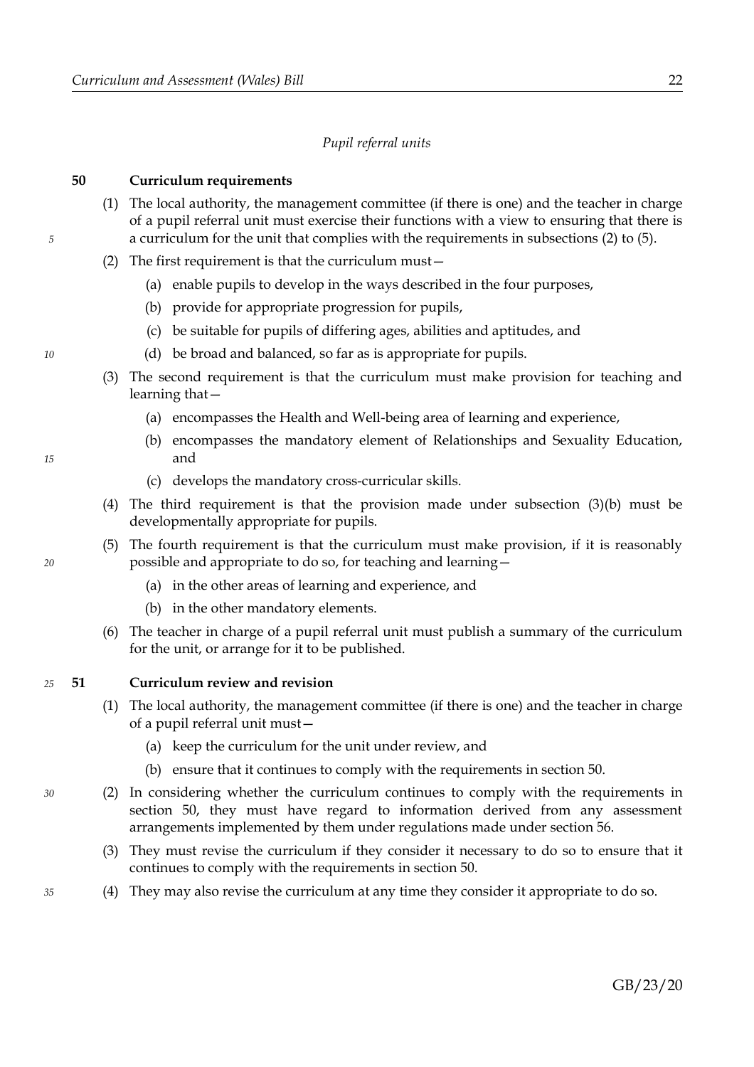*Pupil referral units*

**50 Curriculum requirements**

(1) The local authority, the management committee (if there is one) and the teacher in charge of a pupil referral unit must exercise their functions with a view to ensuring that there is a curriculum for the unit that complies with the requirements in subsections (2) to (5).

(2) The first requirement is that the curriculum must—

(a) enable pupils to develop in the ways described in the four purposes,

(b) provide for appropriate progression for pupils,

(c) be suitable for pupils of differing ages, abilities and aptitudes, and

(d) be broad and balanced, so far as is appropriate for pupils.

(3) The second requirement is that the curriculum must make provision for teaching and learning that—

(a) encompasses the Health and Well-being area of learning and experience,

(b) encompasses the mandatory element of Relationships and Sexuality Education, and

(c) develops the mandatory cross-curricular skills.

(4) The third requirement is that the provision made under subsection (3)(b) must be developmentally appropriate for pupils.

(5) The fourth requirement is that the curriculum must make provision, if it is reasonably possible and appropriate to do so, for teaching and learning—

(a) in the other areas of learning and experience, and

(b) in the other mandatory elements.

(6) The teacher in charge of a pupil referral unit must publish a summary of the curriculum for the unit, or arrange for it to be published.

**51 Curriculum review and revision**

(1) The local authority, the management committee (if there is one) and the teacher in charge of a pupil referral unit must—

(a) keep the curriculum for the unit under review, and

(b) ensure that it continues to comply with the requirements in section 50.

(2) In considering whether the curriculum continues to comply with the requirements in section 50, they must have regard to information derived from any assessment arrangements implemented by them under regulations made under section 56.

(3) They must revise the curriculum if they consider it necessary to do so to ensure that it continues to comply with the requirements in section 50.

(4) They may also revise the curriculum at any time they consider it appropriate to do so.

GB/23/20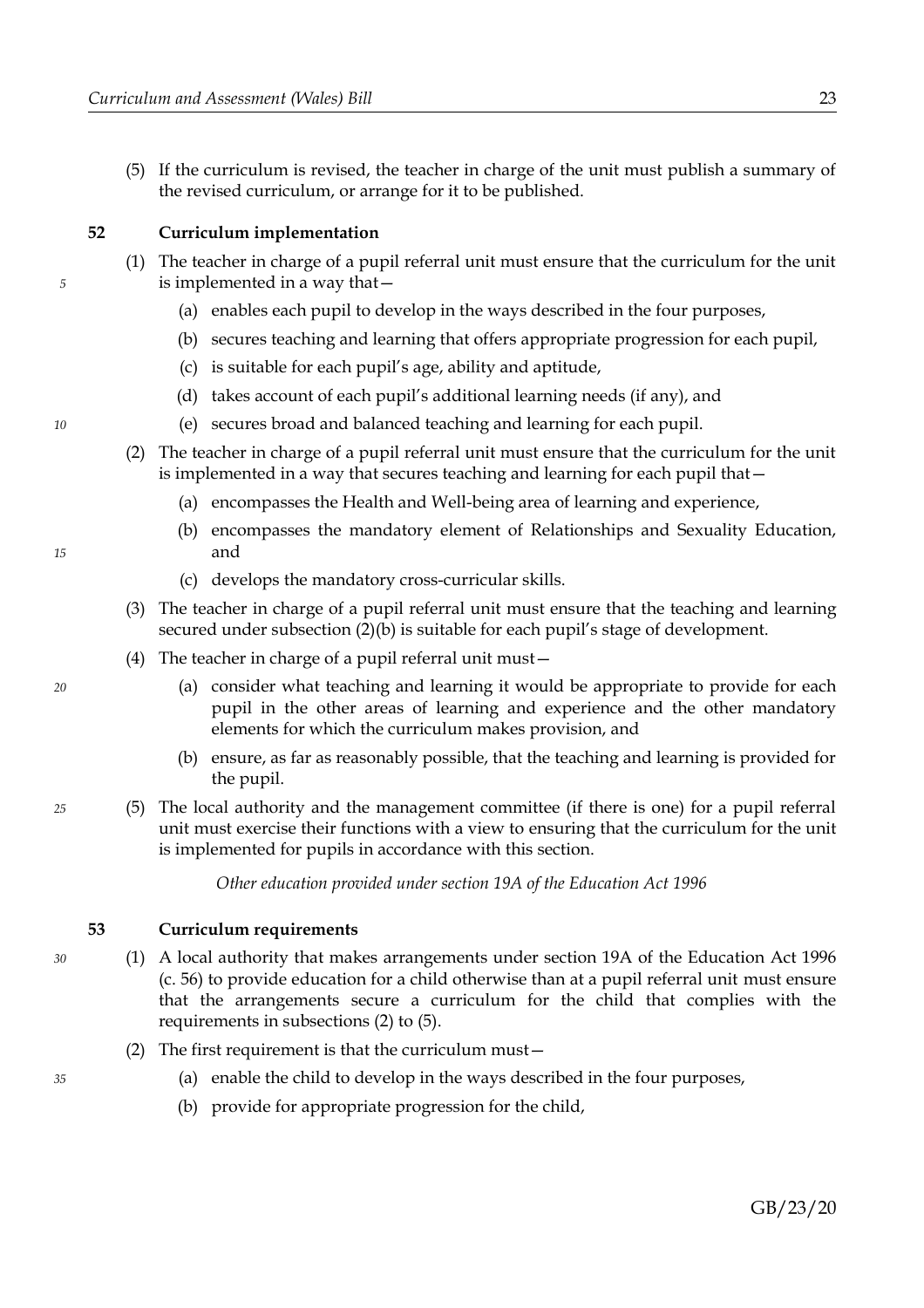(5) If the curriculum is revised, the teacher in charge of the unit must publish a summary of the revised curriculum, or arrange for it to be published.

## 52 Curriculum implementation

(1) The teacher in charge of a pupil referral unit must ensure that the curriculum for the unit is implemented in a way that—

- (a) enables each pupil to develop in the ways described in the four purposes,
- (b) secures teaching and learning that offers appropriate progression for each pupil,
- (c) is suitable for each pupil's age, ability and aptitude,
- (d) takes account of each pupil's additional learning needs (if any), and
- (e) secures broad and balanced teaching and learning for each pupil.

(2) The teacher in charge of a pupil referral unit must ensure that the curriculum for the unit is implemented in a way that secures teaching and learning for each pupil that—

- (a) encompasses the Health and Well-being area of learning and experience,
- (b) encompasses the mandatory element of Relationships and Sexuality Education, and
- (c) develops the mandatory cross-curricular skills.

(3) The teacher in charge of a pupil referral unit must ensure that the teaching and learning secured under subsection (2)(b) is suitable for each pupil's stage of development.

(4) The teacher in charge of a pupil referral unit must—

- (a) consider what teaching and learning it would be appropriate to provide for each pupil in the other areas of learning and experience and the other mandatory elements for which the curriculum makes provision, and
- (b) ensure, as far as reasonably possible, that the teaching and learning is provided for the pupil.

(5) The local authority and the management committee (if there is one) for a pupil referral unit must exercise their functions with a view to ensuring that the curriculum for the unit is implemented for pupils in accordance with this section.

*Other education provided under section 19A of the Education Act 1996*

## 53 Curriculum requirements

(1) A local authority that makes arrangements under section 19A of the Education Act 1996 (c. 56) to provide education for a child otherwise than at a pupil referral unit must ensure that the arrangements secure a curriculum for the child that complies with the requirements in subsections (2) to (5).

(2) The first requirement is that the curriculum must—

- (a) enable the child to develop in the ways described in the four purposes,
- (b) provide for appropriate progression for the child,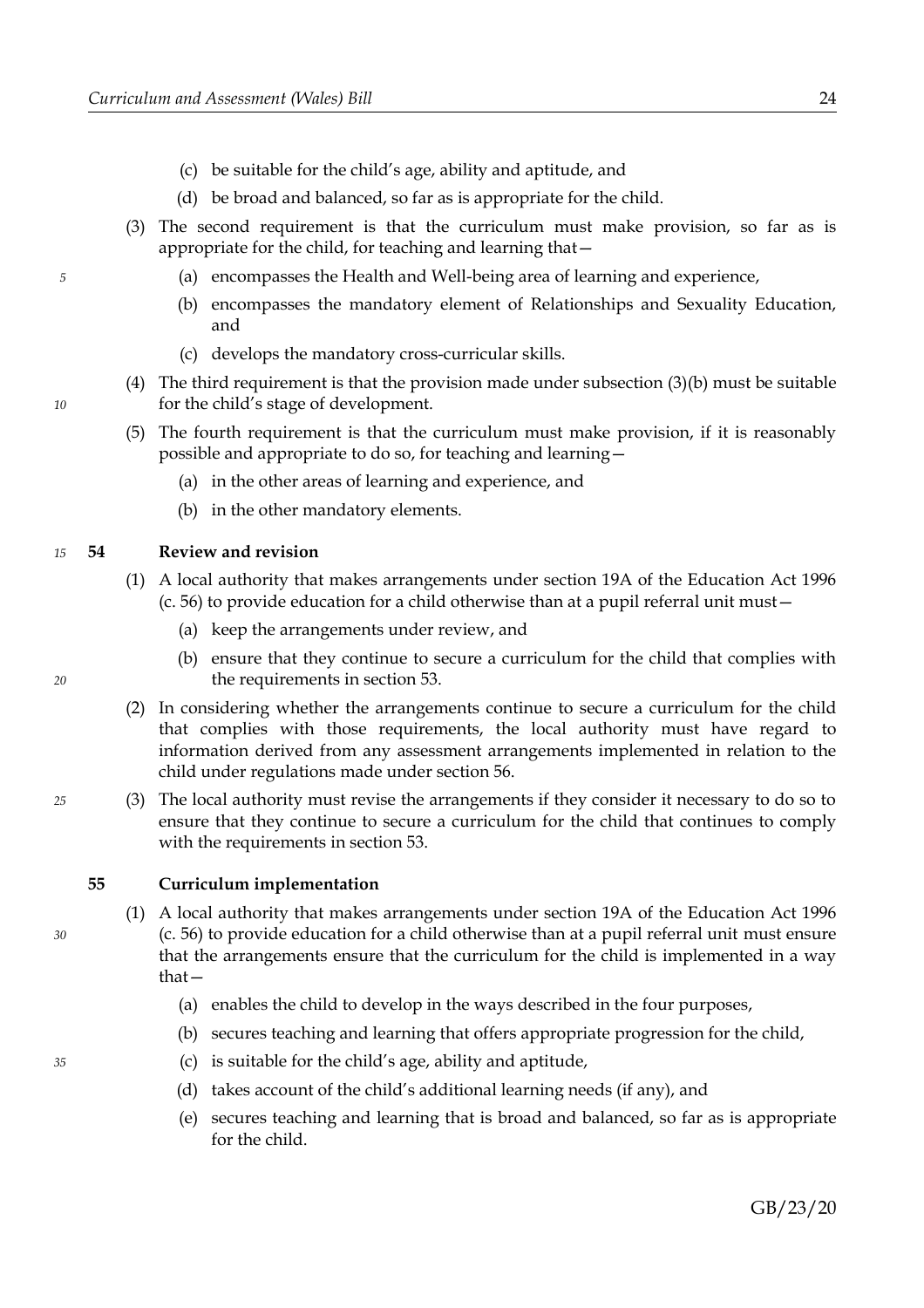(c) be suitable for the child's age, ability and aptitude, and

(d) be broad and balanced, so far as is appropriate for the child.

(3) The second requirement is that the curriculum must make provision, so far as is appropriate for the child, for teaching and learning that—

(a) encompasses the Health and Well-being area of learning and experience,

(b) encompasses the mandatory element of Relationships and Sexuality Education, and

(c) develops the mandatory cross-curricular skills.

(4) The third requirement is that the provision made under subsection (3)(b) must be suitable for the child's stage of development.

(5) The fourth requirement is that the curriculum must make provision, if it is reasonably possible and appropriate to do so, for teaching and learning—

(a) in the other areas of learning and experience, and

(b) in the other mandatory elements.

**54 Review and revision**

(1) A local authority that makes arrangements under section 19A of the Education Act 1996 (c. 56) to provide education for a child otherwise than at a pupil referral unit must—

(a) keep the arrangements under review, and

(b) ensure that they continue to secure a curriculum for the child that complies with the requirements in section 53.

(2) In considering whether the arrangements continue to secure a curriculum for the child that complies with those requirements, the local authority must have regard to information derived from any assessment arrangements implemented in relation to the child under regulations made under section 56.

(3) The local authority must revise the arrangements if they consider it necessary to do so to ensure that they continue to secure a curriculum for the child that continues to comply with the requirements in section 53.

**55 Curriculum implementation**

(1) A local authority that makes arrangements under section 19A of the Education Act 1996 (c. 56) to provide education for a child otherwise than at a pupil referral unit must ensure that the arrangements ensure that the curriculum for the child is implemented in a way that—

(a) enables the child to develop in the ways described in the four purposes,

(b) secures teaching and learning that offers appropriate progression for the child,

(c) is suitable for the child's age, ability and aptitude,

(d) takes account of the child's additional learning needs (if any), and

(e) secures teaching and learning that is broad and balanced, so far as is appropriate for the child.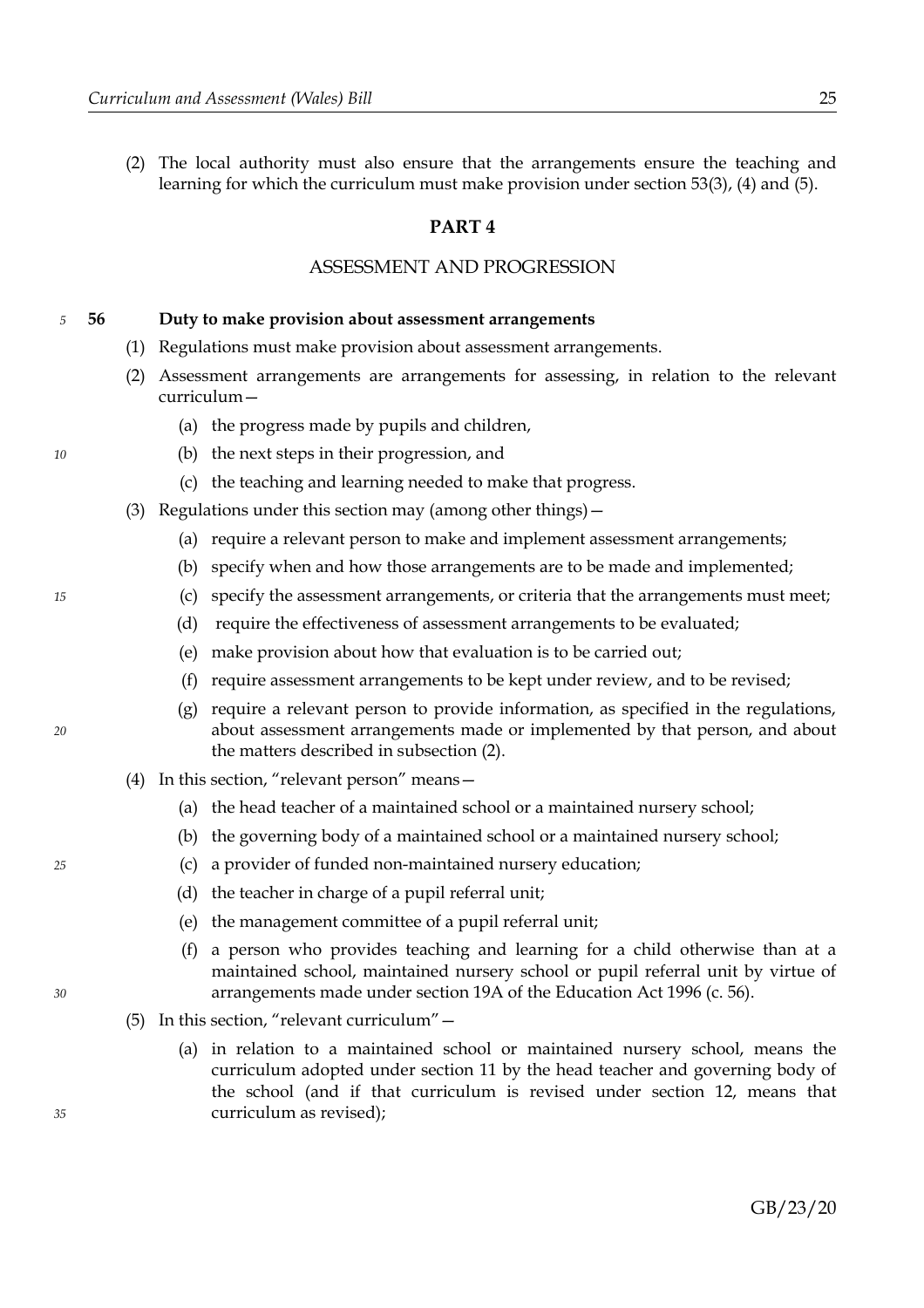(2) The local authority must also ensure that the arrangements ensure the teaching and learning for which the curriculum must make provision under section 53(3), (4) and (5).

## PART 4

## ASSESSMENT AND PROGRESSION

### 56 Duty to make provision about assessment arrangements

(1) Regulations must make provision about assessment arrangements.

(2) Assessment arrangements are arrangements for assessing, in relation to the relevant curriculum—

(a) the progress made by pupils and children,

(b) the next steps in their progression, and

(c) the teaching and learning needed to make that progress.

(3) Regulations under this section may (among other things)—

(a) require a relevant person to make and implement assessment arrangements;

(b) specify when and how those arrangements are to be made and implemented;

(c) specify the assessment arrangements, or criteria that the arrangements must meet;

(d) require the effectiveness of assessment arrangements to be evaluated;

(e) make provision about how that evaluation is to be carried out;

(f) require assessment arrangements to be kept under review, and to be revised;

(g) require a relevant person to provide information, as specified in the regulations, about assessment arrangements made or implemented by that person, and about the matters described in subsection (2).

(4) In this section, "relevant person" means—

(a) the head teacher of a maintained school or a maintained nursery school;

(b) the governing body of a maintained school or a maintained nursery school;

(c) a provider of funded non-maintained nursery education;

(d) the teacher in charge of a pupil referral unit;

(e) the management committee of a pupil referral unit;

(f) a person who provides teaching and learning for a child otherwise than at a maintained school, maintained nursery school or pupil referral unit by virtue of arrangements made under section 19A of the Education Act 1996 (c. 56).

(5) In this section, "relevant curriculum"—

(a) in relation to a maintained school or maintained nursery school, means the curriculum adopted under section 11 by the head teacher and governing body of the school (and if that curriculum is revised under section 12, means that curriculum as revised);

GB/23/20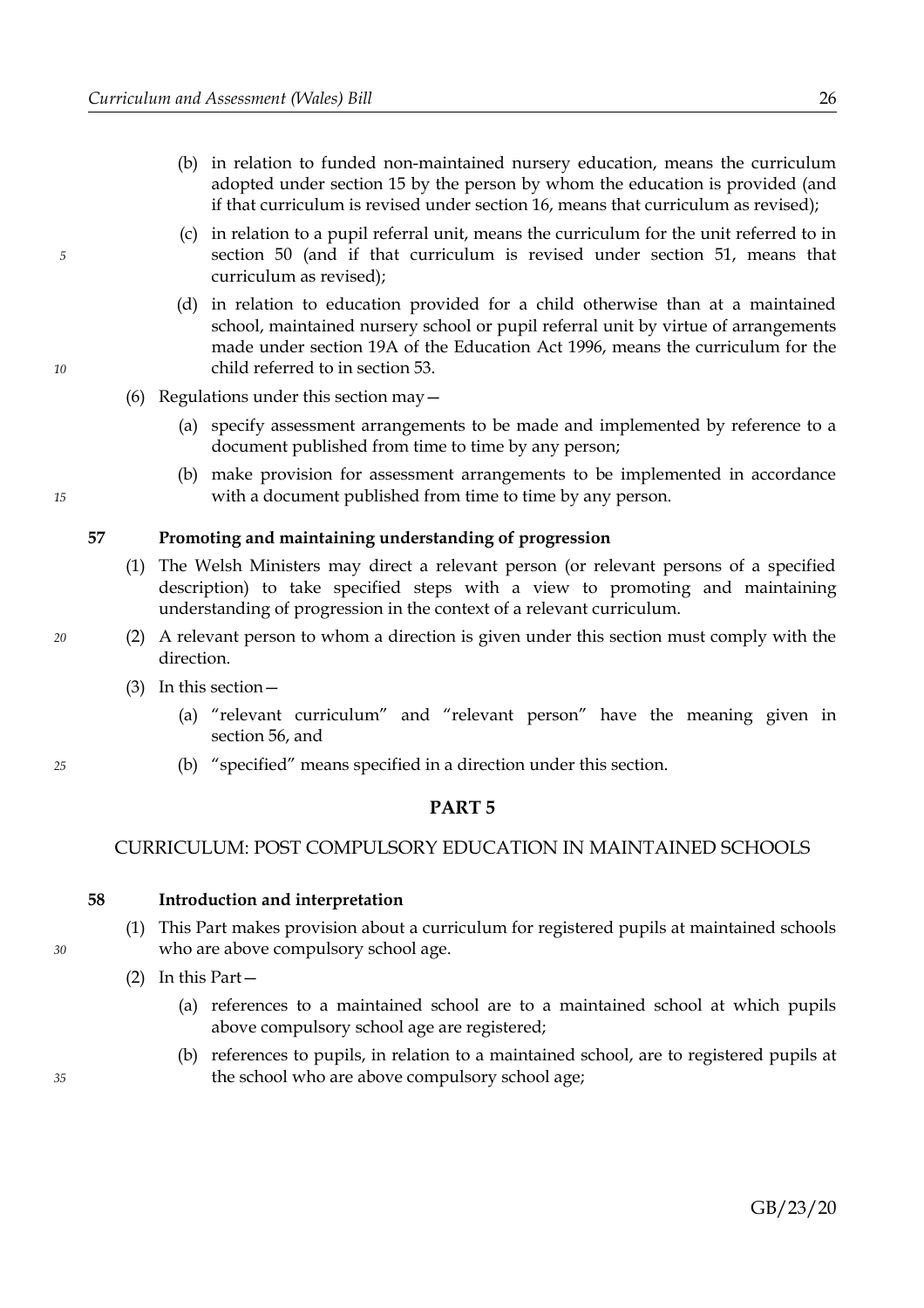(b) in relation to funded non-maintained nursery education, means the curriculum adopted under section 15 by the person by whom the education is provided (and if that curriculum is revised under section 16, means that curriculum as revised);

(c) in relation to a pupil referral unit, means the curriculum for the unit referred to in section 50 (and if that curriculum is revised under section 51, means that curriculum as revised);

(d) in relation to education provided for a child otherwise than at a maintained school, maintained nursery school or pupil referral unit by virtue of arrangements made under section 19A of the Education Act 1996, means the curriculum for the child referred to in section 53.

(6) Regulations under this section may—

(a) specify assessment arrangements to be made and implemented by reference to a document published from time to time by any person;

(b) make provision for assessment arrangements to be implemented in accordance with a document published from time to time by any person.

**57 Promoting and maintaining understanding of progression**

(1) The Welsh Ministers may direct a relevant person (or relevant persons of a specified description) to take specified steps with a view to promoting and maintaining understanding of progression in the context of a relevant curriculum.

(2) A relevant person to whom a direction is given under this section must comply with the direction.

(3) In this section—

(a) "relevant curriculum" and "relevant person" have the meaning given in section 56, and

(b) "specified" means specified in a direction under this section.

## PART 5

## CURRICULUM: POST COMPULSORY EDUCATION IN MAINTAINED SCHOOLS

**58 Introduction and interpretation**

(1) This Part makes provision about a curriculum for registered pupils at maintained schools who are above compulsory school age.

(2) In this Part—

(a) references to a maintained school are to a maintained school at which pupils above compulsory school age are registered;

(b) references to pupils, in relation to a maintained school, are to registered pupils at the school who are above compulsory school age;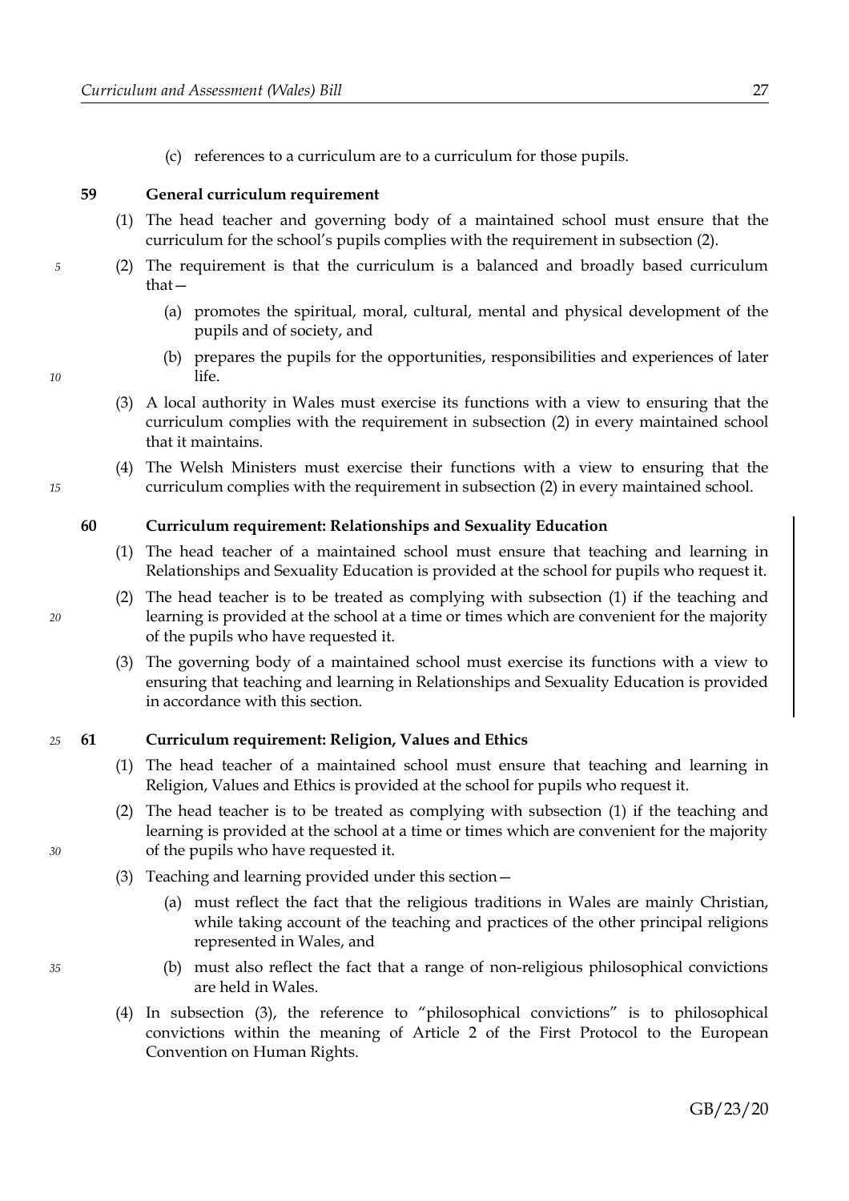(c) references to a curriculum are to a curriculum for those pupils.

### 59 General curriculum requirement

(1) The head teacher and governing body of a maintained school must ensure that the curriculum for the school's pupils complies with the requirement in subsection (2).

(2) The requirement is that the curriculum is a balanced and broadly based curriculum that—

(a) promotes the spiritual, moral, cultural, mental and physical development of the pupils and of society, and

(b) prepares the pupils for the opportunities, responsibilities and experiences of later life.

(3) A local authority in Wales must exercise its functions with a view to ensuring that the curriculum complies with the requirement in subsection (2) in every maintained school that it maintains.

(4) The Welsh Ministers must exercise their functions with a view to ensuring that the curriculum complies with the requirement in subsection (2) in every maintained school.

### 60 Curriculum requirement: Relationships and Sexuality Education

(1) The head teacher of a maintained school must ensure that teaching and learning in Relationships and Sexuality Education is provided at the school for pupils who request it.

(2) The head teacher is to be treated as complying with subsection (1) if the teaching and learning is provided at the school at a time or times which are convenient for the majority of the pupils who have requested it.

(3) The governing body of a maintained school must exercise its functions with a view to ensuring that teaching and learning in Relationships and Sexuality Education is provided in accordance with this section.

### 61 Curriculum requirement: Religion, Values and Ethics

(1) The head teacher of a maintained school must ensure that teaching and learning in Religion, Values and Ethics is provided at the school for pupils who request it.

(2) The head teacher is to be treated as complying with subsection (1) if the teaching and learning is provided at the school at a time or times which are convenient for the majority of the pupils who have requested it.

(3) Teaching and learning provided under this section—

(a) must reflect the fact that the religious traditions in Wales are mainly Christian, while taking account of the teaching and practices of the other principal religions represented in Wales, and

(b) must also reflect the fact that a range of non-religious philosophical convictions are held in Wales.

(4) In subsection (3), the reference to "philosophical convictions" is to philosophical convictions within the meaning of Article 2 of the First Protocol to the European Convention on Human Rights.

GB/23/20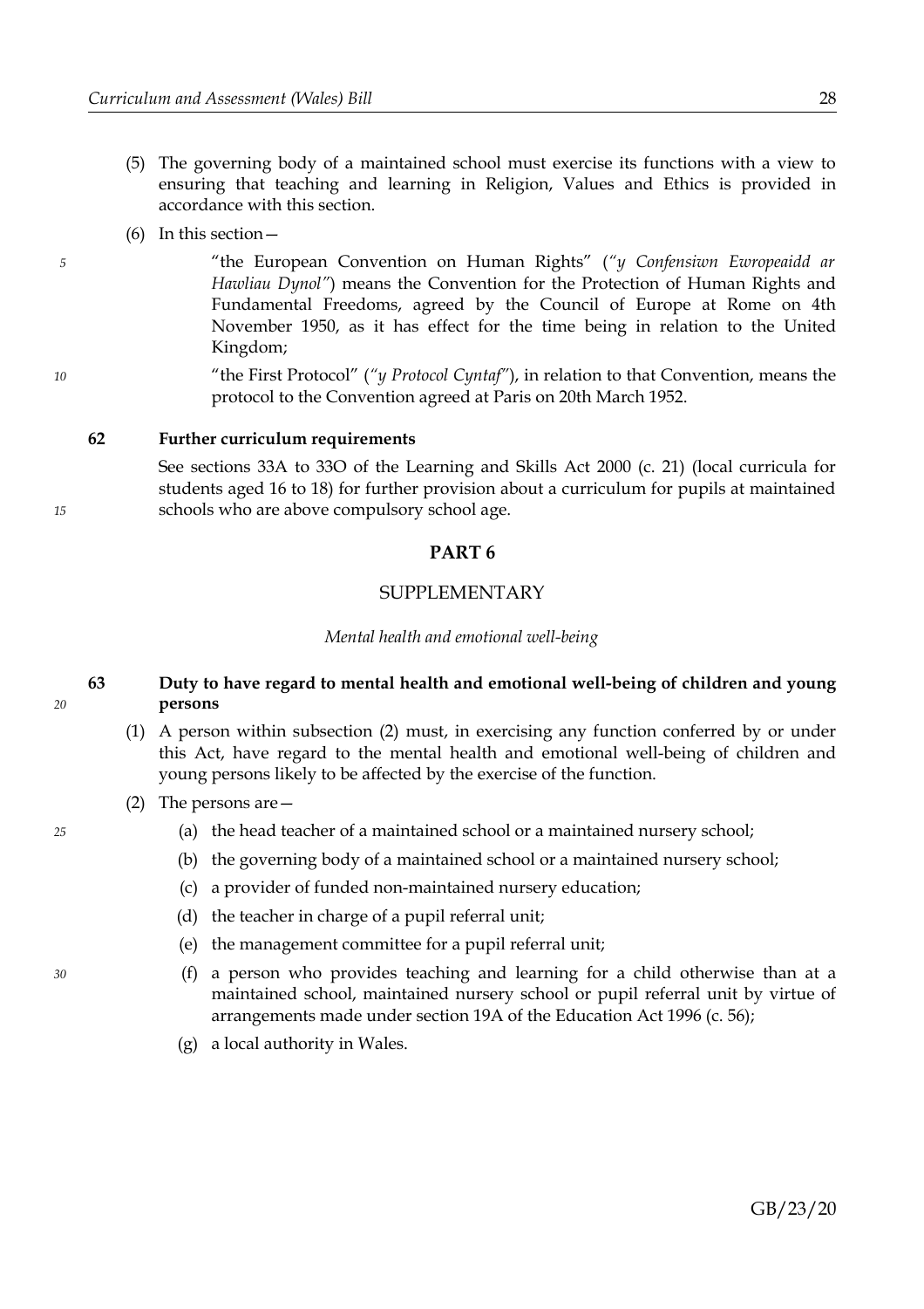(5) The governing body of a maintained school must exercise its functions with a view to ensuring that teaching and learning in Religion, Values and Ethics is provided in accordance with this section.

(6) In this section—

"the European Convention on Human Rights" (*"y Confensiwn Ewropeaidd ar Hawliau Dynol"*) means the Convention for the Protection of Human Rights and Fundamental Freedoms, agreed by the Council of Europe at Rome on 4th November 1950, as it has effect for the time being in relation to the United Kingdom;

"the First Protocol" (*"y Protocol Cyntaf"*), in relation to that Convention, means the protocol to the Convention agreed at Paris on 20th March 1952.

**62 Further curriculum requirements**

See sections 33A to 33O of the Learning and Skills Act 2000 (c. 21) (local curricula for students aged 16 to 18) for further provision about a curriculum for pupils at maintained schools who are above compulsory school age.

## PART 6

## SUPPLEMENTARY

*Mental health and emotional well-being*

**63 Duty to have regard to mental health and emotional well-being of children and young persons**

(1) A person within subsection (2) must, in exercising any function conferred by or under this Act, have regard to the mental health and emotional well-being of children and young persons likely to be affected by the exercise of the function.

(2) The persons are—

(a) the head teacher of a maintained school or a maintained nursery school;

(b) the governing body of a maintained school or a maintained nursery school;

(c) a provider of funded non-maintained nursery education;

(d) the teacher in charge of a pupil referral unit;

(e) the management committee for a pupil referral unit;

(f) a person who provides teaching and learning for a child otherwise than at a maintained school, maintained nursery school or pupil referral unit by virtue of arrangements made under section 19A of the Education Act 1996 (c. 56);

(g) a local authority in Wales.

GB/23/20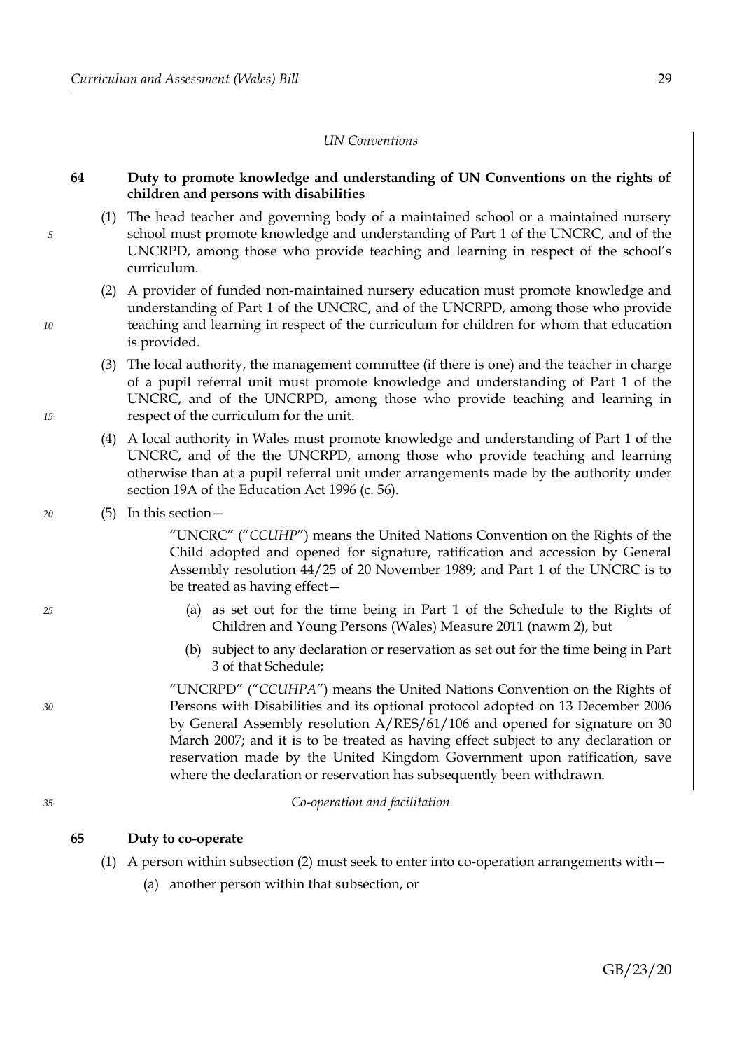*UN Conventions*

**64 Duty to promote knowledge and understanding of UN Conventions on the rights of children and persons with disabilities**

(1) The head teacher and governing body of a maintained school or a maintained nursery school must promote knowledge and understanding of Part 1 of the UNCRC, and of the UNCRPD, among those who provide teaching and learning in respect of the school's curriculum.

(2) A provider of funded non-maintained nursery education must promote knowledge and understanding of Part 1 of the UNCRC, and of the UNCRPD, among those who provide teaching and learning in respect of the curriculum for children for whom that education is provided.

(3) The local authority, the management committee (if there is one) and the teacher in charge of a pupil referral unit must promote knowledge and understanding of Part 1 of the UNCRC, and of the UNCRPD, among those who provide teaching and learning in respect of the curriculum for the unit.

(4) A local authority in Wales must promote knowledge and understanding of Part 1 of the UNCRC, and of the the UNCRPD, among those who provide teaching and learning otherwise than at a pupil referral unit under arrangements made by the authority under section 19A of the Education Act 1996 (c. 56).

(5) In this section—

"UNCRC" ("*CCUHP*") means the United Nations Convention on the Rights of the Child adopted and opened for signature, ratification and accession by General Assembly resolution 44/25 of 20 November 1989; and Part 1 of the UNCRC is to be treated as having effect—

(a) as set out for the time being in Part 1 of the Schedule to the Rights of Children and Young Persons (Wales) Measure 2011 (nawm 2), but

(b) subject to any declaration or reservation as set out for the time being in Part 3 of that Schedule;

"UNCRPD" ("*CCUHPA*") means the United Nations Convention on the Rights of Persons with Disabilities and its optional protocol adopted on 13 December 2006 by General Assembly resolution A/RES/61/106 and opened for signature on 30 March 2007; and it is to be treated as having effect subject to any declaration or reservation made by the United Kingdom Government upon ratification, save where the declaration or reservation has subsequently been withdrawn.

*Co-operation and facilitation*

**65 Duty to co-operate**

(1) A person within subsection (2) must seek to enter into co-operation arrangements with—

(a) another person within that subsection, or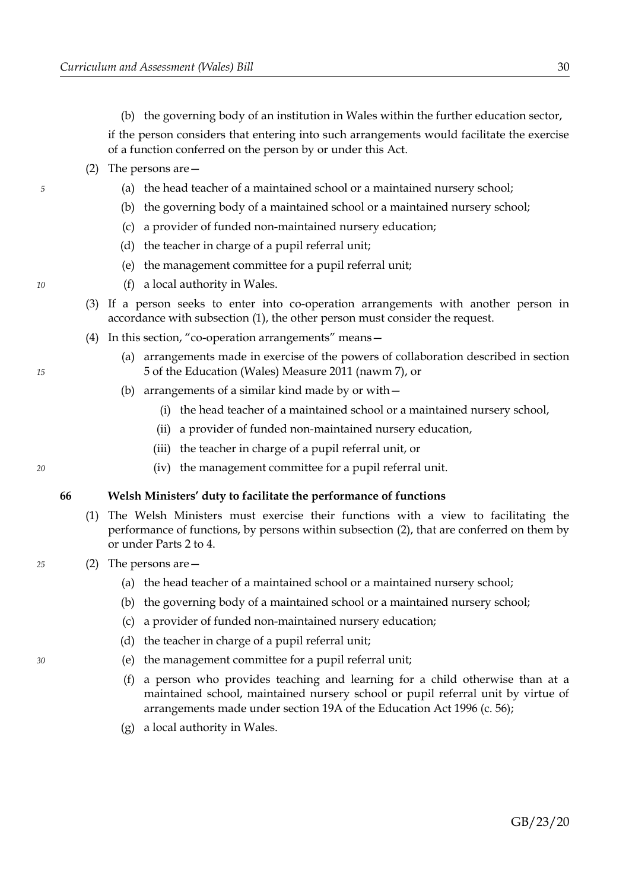(b) the governing body of an institution in Wales within the further education sector,

if the person considers that entering into such arrangements would facilitate the exercise of a function conferred on the person by or under this Act.

(2) The persons are—

(a) the head teacher of a maintained school or a maintained nursery school;

(b) the governing body of a maintained school or a maintained nursery school;

(c) a provider of funded non-maintained nursery education;

(d) the teacher in charge of a pupil referral unit;

(e) the management committee for a pupil referral unit;

(f) a local authority in Wales.

(3) If a person seeks to enter into co-operation arrangements with another person in accordance with subsection (1), the other person must consider the request.

(4) In this section, "co-operation arrangements" means—

(a) arrangements made in exercise of the powers of collaboration described in section 5 of the Education (Wales) Measure 2011 (nawm 7), or

(b) arrangements of a similar kind made by or with—

(i) the head teacher of a maintained school or a maintained nursery school,

(ii) a provider of funded non-maintained nursery education,

(iii) the teacher in charge of a pupil referral unit, or

(iv) the management committee for a pupil referral unit.

### 66 Welsh Ministers' duty to facilitate the performance of functions

(1) The Welsh Ministers must exercise their functions with a view to facilitating the performance of functions, by persons within subsection (2), that are conferred on them by or under Parts 2 to 4.

(2) The persons are—

(a) the head teacher of a maintained school or a maintained nursery school;

(b) the governing body of a maintained school or a maintained nursery school;

(c) a provider of funded non-maintained nursery education;

(d) the teacher in charge of a pupil referral unit;

(e) the management committee for a pupil referral unit;

(f) a person who provides teaching and learning for a child otherwise than at a maintained school, maintained nursery school or pupil referral unit by virtue of arrangements made under section 19A of the Education Act 1996 (c. 56);

(g) a local authority in Wales.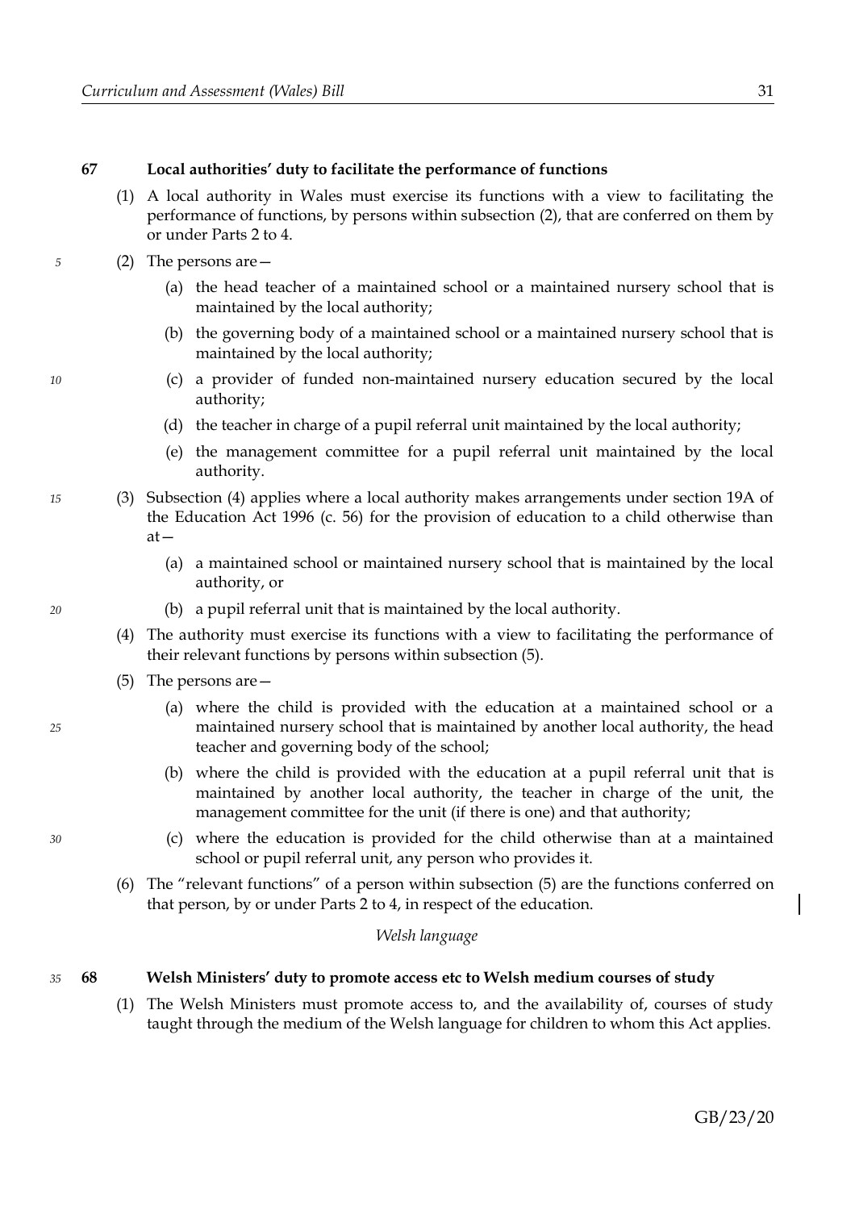### 67 Local authorities' duty to facilitate the performance of functions

(1) A local authority in Wales must exercise its functions with a view to facilitating the performance of functions, by persons within subsection (2), that are conferred on them by or under Parts 2 to 4.

(2) The persons are—

(a) the head teacher of a maintained school or a maintained nursery school that is maintained by the local authority;

(b) the governing body of a maintained school or a maintained nursery school that is maintained by the local authority;

(c) a provider of funded non-maintained nursery education secured by the local authority;

(d) the teacher in charge of a pupil referral unit maintained by the local authority;

(e) the management committee for a pupil referral unit maintained by the local authority.

(3) Subsection (4) applies where a local authority makes arrangements under section 19A of the Education Act 1996 (c. 56) for the provision of education to a child otherwise than at—

(a) a maintained school or maintained nursery school that is maintained by the local authority, or

(b) a pupil referral unit that is maintained by the local authority.

(4) The authority must exercise its functions with a view to facilitating the performance of their relevant functions by persons within subsection (5).

(5) The persons are—

(a) where the child is provided with the education at a maintained school or a maintained nursery school that is maintained by another local authority, the head teacher and governing body of the school;

(b) where the child is provided with the education at a pupil referral unit that is maintained by another local authority, the teacher in charge of the unit, the management committee for the unit (if there is one) and that authority;

(c) where the education is provided for the child otherwise than at a maintained school or pupil referral unit, any person who provides it.

(6) The "relevant functions" of a person within subsection (5) are the functions conferred on that person, by or under Parts 2 to 4, in respect of the education.

*Welsh language*

### 68 Welsh Ministers' duty to promote access etc to Welsh medium courses of study

(1) The Welsh Ministers must promote access to, and the availability of, courses of study taught through the medium of the Welsh language for children to whom this Act applies.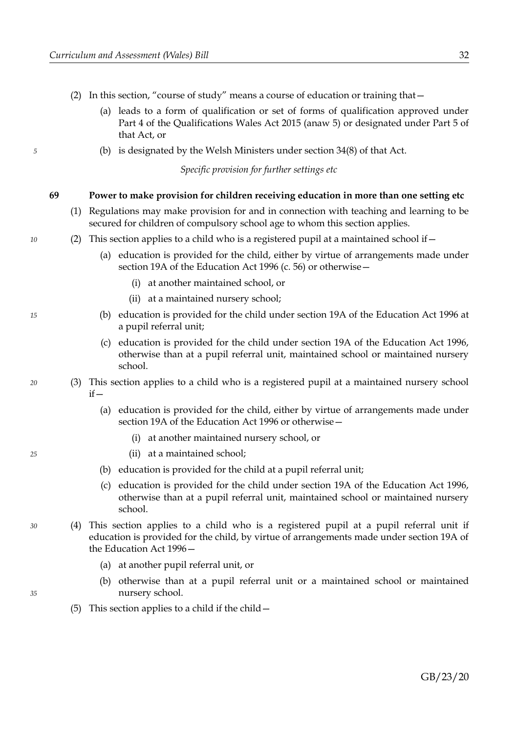(2) In this section, "course of study" means a course of education or training that—

(a) leads to a form of qualification or set of forms of qualification approved under Part 4 of the Qualifications Wales Act 2015 (anaw 5) or designated under Part 5 of that Act, or

(b) is designated by the Welsh Ministers under section 34(8) of that Act.

*Specific provision for further settings etc*

**69 Power to make provision for children receiving education in more than one setting etc**

(1) Regulations may make provision for and in connection with teaching and learning to be secured for children of compulsory school age to whom this section applies.

(2) This section applies to a child who is a registered pupil at a maintained school if—

(a) education is provided for the child, either by virtue of arrangements made under section 19A of the Education Act 1996 (c. 56) or otherwise—

(i) at another maintained school, or

(ii) at a maintained nursery school;

(b) education is provided for the child under section 19A of the Education Act 1996 at a pupil referral unit;

(c) education is provided for the child under section 19A of the Education Act 1996, otherwise than at a pupil referral unit, maintained school or maintained nursery school.

(3) This section applies to a child who is a registered pupil at a maintained nursery school if—

(a) education is provided for the child, either by virtue of arrangements made under section 19A of the Education Act 1996 or otherwise—

(i) at another maintained nursery school, or

(ii) at a maintained school;

(b) education is provided for the child at a pupil referral unit;

(c) education is provided for the child under section 19A of the Education Act 1996, otherwise than at a pupil referral unit, maintained school or maintained nursery school.

(4) This section applies to a child who is a registered pupil at a pupil referral unit if education is provided for the child, by virtue of arrangements made under section 19A of the Education Act 1996—

(a) at another pupil referral unit, or

(b) otherwise than at a pupil referral unit or a maintained school or maintained nursery school.

(5) This section applies to a child if the child—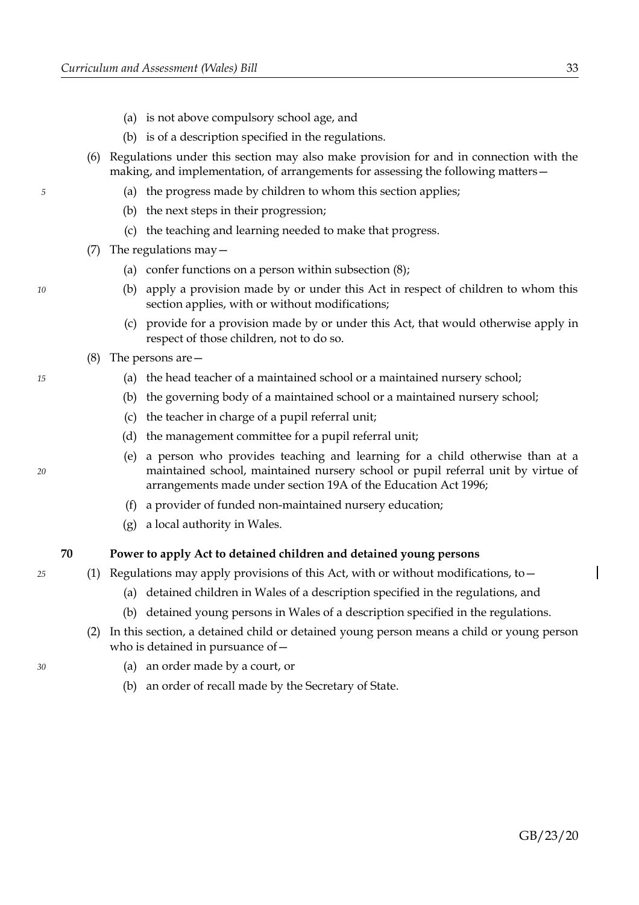(a) is not above compulsory school age, and

(b) is of a description specified in the regulations.

(6) Regulations under this section may also make provision for and in connection with the making, and implementation, of arrangements for assessing the following matters—

(a) the progress made by children to whom this section applies;

(b) the next steps in their progression;

(c) the teaching and learning needed to make that progress.

(7) The regulations may—

(a) confer functions on a person within subsection (8);

(b) apply a provision made by or under this Act in respect of children to whom this section applies, with or without modifications;

(c) provide for a provision made by or under this Act, that would otherwise apply in respect of those children, not to do so.

(8) The persons are—

(a) the head teacher of a maintained school or a maintained nursery school;

(b) the governing body of a maintained school or a maintained nursery school;

(c) the teacher in charge of a pupil referral unit;

(d) the management committee for a pupil referral unit;

(e) a person who provides teaching and learning for a child otherwise than at a maintained school, maintained nursery school or pupil referral unit by virtue of arrangements made under section 19A of the Education Act 1996;

(f) a provider of funded non-maintained nursery education;

(g) a local authority in Wales.

**70 Power to apply Act to detained children and detained young persons**

(1) Regulations may apply provisions of this Act, with or without modifications, to—

(a) detained children in Wales of a description specified in the regulations, and

(b) detained young persons in Wales of a description specified in the regulations.

(2) In this section, a detained child or detained young person means a child or young person who is detained in pursuance of—

(a) an order made by a court, or

(b) an order of recall made by the Secretary of State.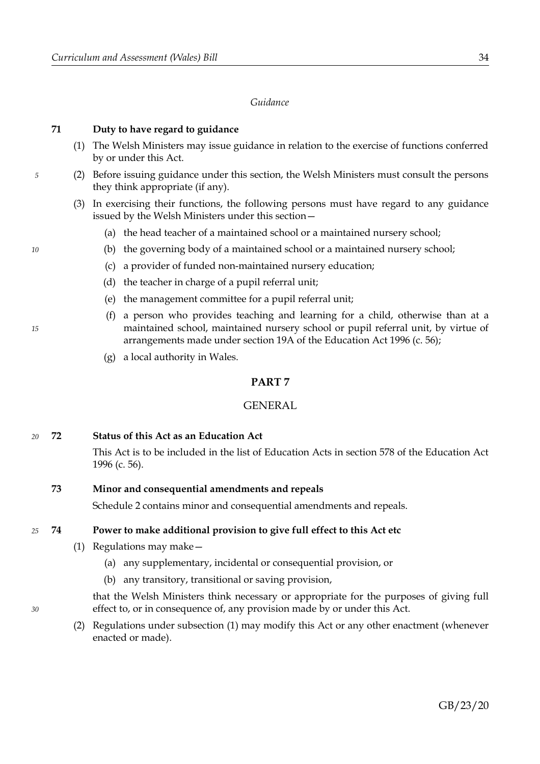*Guidance*

**71 Duty to have regard to guidance**

(1) The Welsh Ministers may issue guidance in relation to the exercise of functions conferred by or under this Act.

(2) Before issuing guidance under this section, the Welsh Ministers must consult the persons they think appropriate (if any).

(3) In exercising their functions, the following persons must have regard to any guidance issued by the Welsh Ministers under this section—

(a) the head teacher of a maintained school or a maintained nursery school;

(b) the governing body of a maintained school or a maintained nursery school;

(c) a provider of funded non-maintained nursery education;

(d) the teacher in charge of a pupil referral unit;

(e) the management committee for a pupil referral unit;

(f) a person who provides teaching and learning for a child, otherwise than at a maintained school, maintained nursery school or pupil referral unit, by virtue of arrangements made under section 19A of the Education Act 1996 (c. 56);

(g) a local authority in Wales.

## PART 7

## GENERAL

**72 Status of this Act as an Education Act**

This Act is to be included in the list of Education Acts in section 578 of the Education Act 1996 (c. 56).

**73 Minor and consequential amendments and repeals**

Schedule 2 contains minor and consequential amendments and repeals.

**74 Power to make additional provision to give full effect to this Act etc**

(1) Regulations may make—

(a) any supplementary, incidental or consequential provision, or

(b) any transitory, transitional or saving provision,

that the Welsh Ministers think necessary or appropriate for the purposes of giving full effect to, or in consequence of, any provision made by or under this Act.

(2) Regulations under subsection (1) may modify this Act or any other enactment (whenever enacted or made).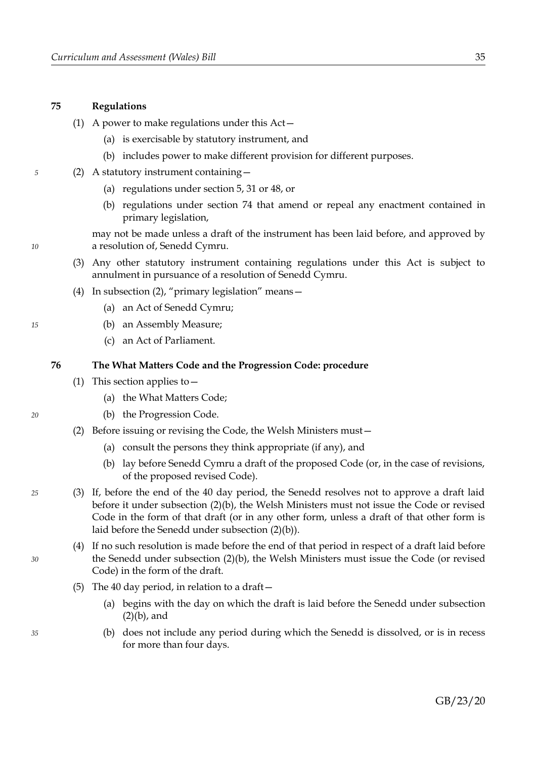### 75 Regulations

(1) A power to make regulations under this Act—

(a) is exercisable by statutory instrument, and

(b) includes power to make different provision for different purposes.

(2) A statutory instrument containing—

(a) regulations under section 5, 31 or 48, or

(b) regulations under section 74 that amend or repeal any enactment contained in primary legislation,

may not be made unless a draft of the instrument has been laid before, and approved by a resolution of, Senedd Cymru.

(3) Any other statutory instrument containing regulations under this Act is subject to annulment in pursuance of a resolution of Senedd Cymru.

(4) In subsection (2), "primary legislation" means—

(a) an Act of Senedd Cymru;

(b) an Assembly Measure;

(c) an Act of Parliament.

### 76 The What Matters Code and the Progression Code: procedure

(1) This section applies to—

(a) the What Matters Code;

(b) the Progression Code.

(2) Before issuing or revising the Code, the Welsh Ministers must—

(a) consult the persons they think appropriate (if any), and

(b) lay before Senedd Cymru a draft of the proposed Code (or, in the case of revisions, of the proposed revised Code).

(3) If, before the end of the 40 day period, the Senedd resolves not to approve a draft laid before it under subsection (2)(b), the Welsh Ministers must not issue the Code or revised Code in the form of that draft (or in any other form, unless a draft of that other form is laid before the Senedd under subsection (2)(b)).

(4) If no such resolution is made before the end of that period in respect of a draft laid before the Senedd under subsection (2)(b), the Welsh Ministers must issue the Code (or revised Code) in the form of the draft.

(5) The 40 day period, in relation to a draft—

(a) begins with the day on which the draft is laid before the Senedd under subsection (2)(b), and

(b) does not include any period during which the Senedd is dissolved, or is in recess for more than four days.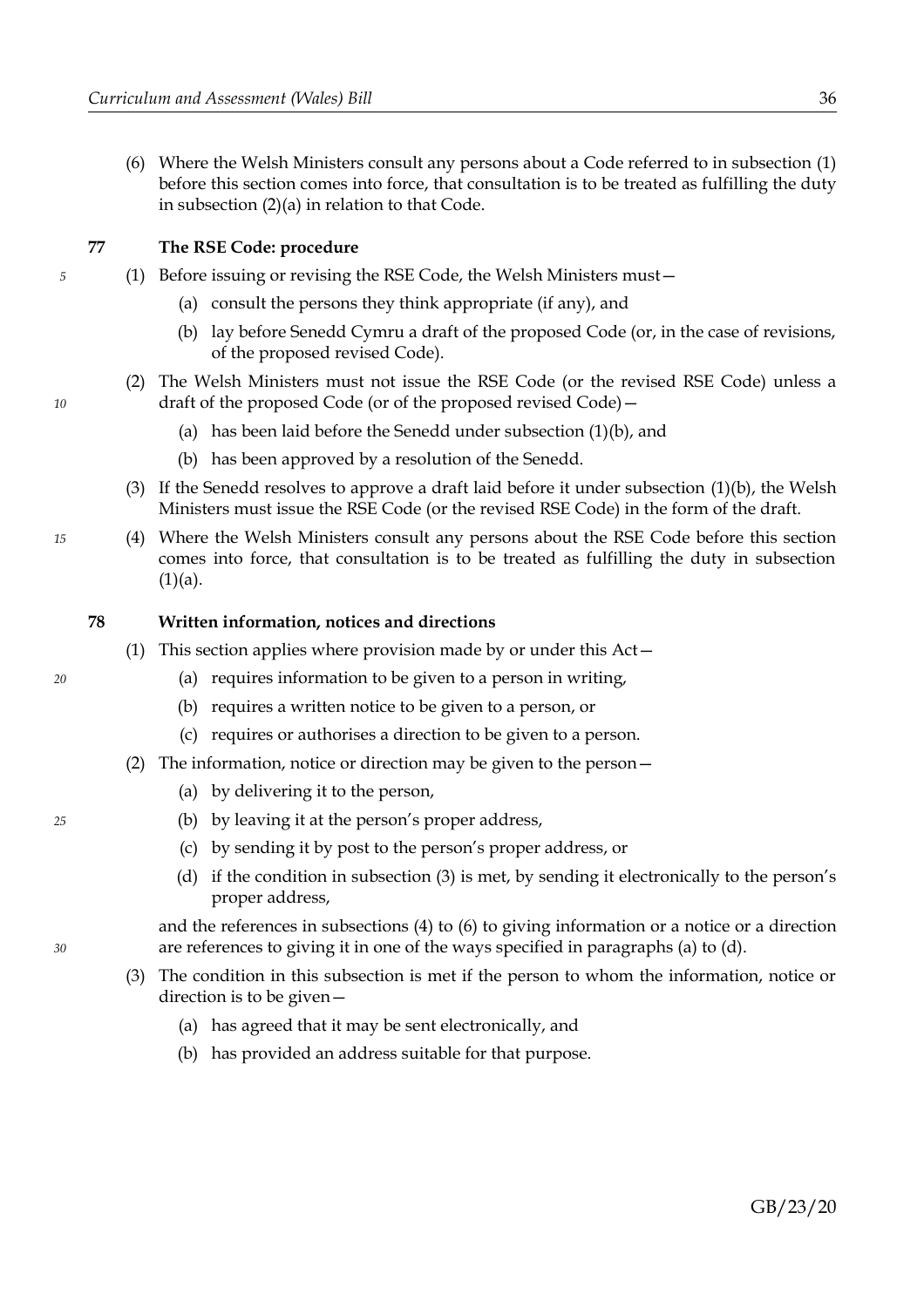(6) Where the Welsh Ministers consult any persons about a Code referred to in subsection (1) before this section comes into force, that consultation is to be treated as fulfilling the duty in subsection (2)(a) in relation to that Code.

### 77 The RSE Code: procedure

(1) Before issuing or revising the RSE Code, the Welsh Ministers must—

- (a) consult the persons they think appropriate (if any), and
- (b) lay before Senedd Cymru a draft of the proposed Code (or, in the case of revisions, of the proposed revised Code).

(2) The Welsh Ministers must not issue the RSE Code (or the revised RSE Code) unless a draft of the proposed Code (or of the proposed revised Code)—

- (a) has been laid before the Senedd under subsection (1)(b), and
- (b) has been approved by a resolution of the Senedd.

(3) If the Senedd resolves to approve a draft laid before it under subsection (1)(b), the Welsh Ministers must issue the RSE Code (or the revised RSE Code) in the form of the draft.

(4) Where the Welsh Ministers consult any persons about the RSE Code before this section comes into force, that consultation is to be treated as fulfilling the duty in subsection (1)(a).

### 78 Written information, notices and directions

(1) This section applies where provision made by or under this Act—

- (a) requires information to be given to a person in writing,
- (b) requires a written notice to be given to a person, or
- (c) requires or authorises a direction to be given to a person.

(2) The information, notice or direction may be given to the person—

- (a) by delivering it to the person,
- (b) by leaving it at the person's proper address,
- (c) by sending it by post to the person's proper address, or
- (d) if the condition in subsection (3) is met, by sending it electronically to the person's proper address,

and the references in subsections (4) to (6) to giving information or a notice or a direction are references to giving it in one of the ways specified in paragraphs (a) to (d).

(3) The condition in this subsection is met if the person to whom the information, notice or direction is to be given—

- (a) has agreed that it may be sent electronically, and
- (b) has provided an address suitable for that purpose.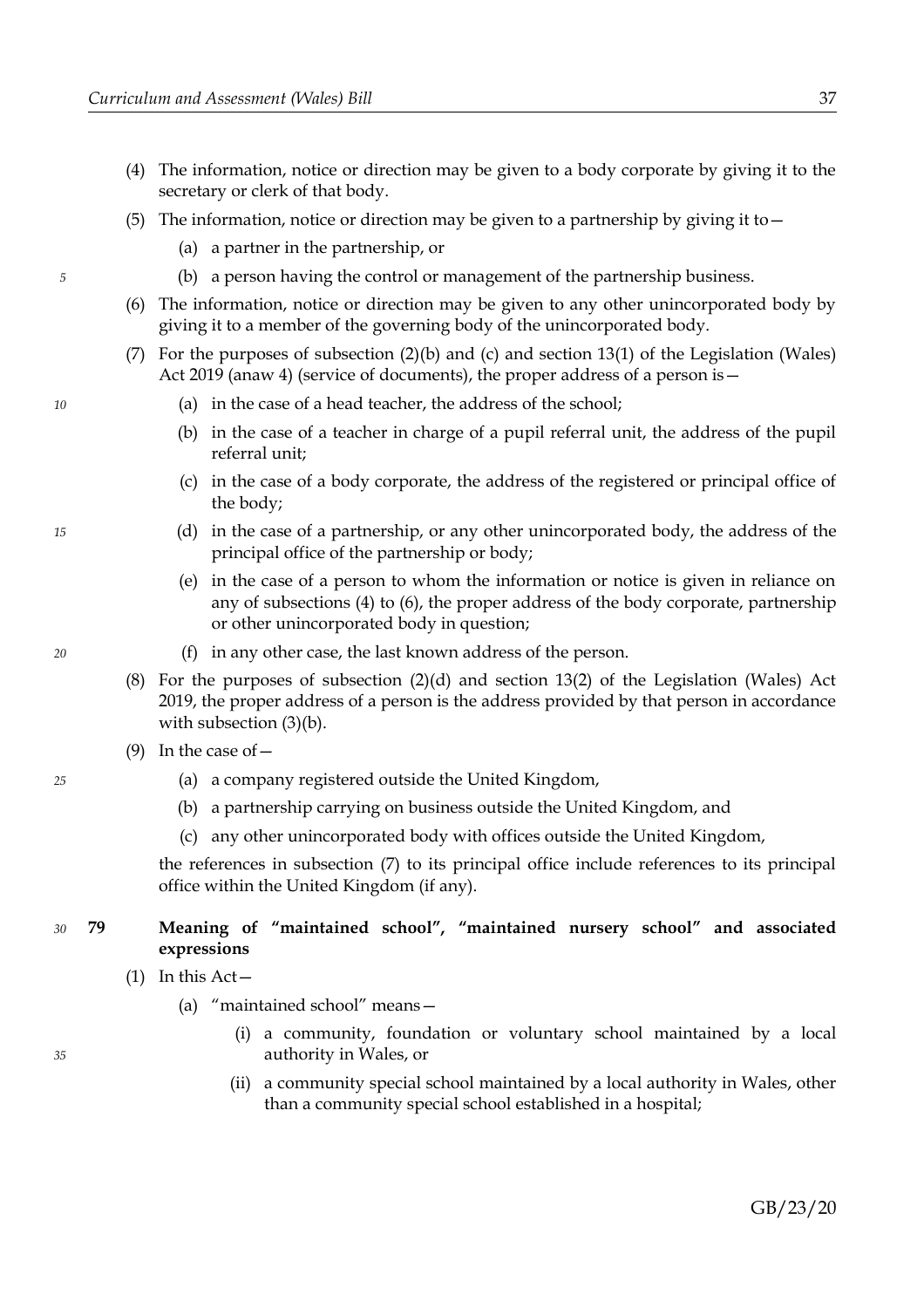(4) The information, notice or direction may be given to a body corporate by giving it to the secretary or clerk of that body.

(5) The information, notice or direction may be given to a partnership by giving it to—

(a) a partner in the partnership, or

(b) a person having the control or management of the partnership business.

(6) The information, notice or direction may be given to any other unincorporated body by giving it to a member of the governing body of the unincorporated body.

(7) For the purposes of subsection (2)(b) and (c) and section 13(1) of the Legislation (Wales) Act 2019 (anaw 4) (service of documents), the proper address of a person is—

(a) in the case of a head teacher, the address of the school;

(b) in the case of a teacher in charge of a pupil referral unit, the address of the pupil referral unit;

(c) in the case of a body corporate, the address of the registered or principal office of the body;

(d) in the case of a partnership, or any other unincorporated body, the address of the principal office of the partnership or body;

(e) in the case of a person to whom the information or notice is given in reliance on any of subsections (4) to (6), the proper address of the body corporate, partnership or other unincorporated body in question;

(f) in any other case, the last known address of the person.

(8) For the purposes of subsection (2)(d) and section 13(2) of the Legislation (Wales) Act 2019, the proper address of a person is the address provided by that person in accordance with subsection (3)(b).

(9) In the case of—

(a) a company registered outside the United Kingdom,

(b) a partnership carrying on business outside the United Kingdom, and

(c) any other unincorporated body with offices outside the United Kingdom,

the references in subsection (7) to its principal office include references to its principal office within the United Kingdom (if any).

### 79 Meaning of "maintained school", "maintained nursery school" and associated expressions

(1) In this Act—

(a) "maintained school" means—

(i) a community, foundation or voluntary school maintained by a local authority in Wales, or

(ii) a community special school maintained by a local authority in Wales, other than a community special school established in a hospital;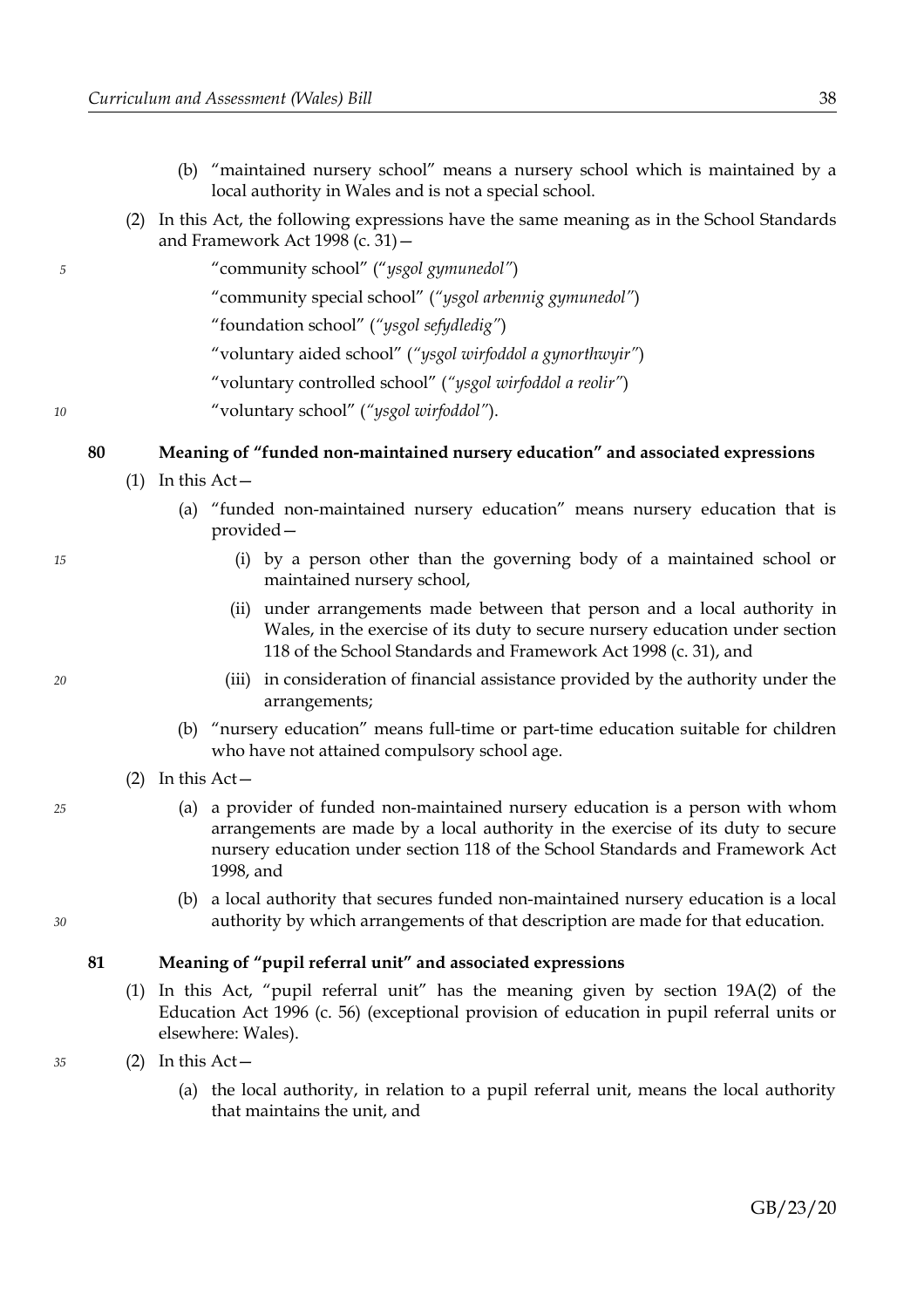(b) "maintained nursery school" means a nursery school which is maintained by a local authority in Wales and is not a special school.

(2) In this Act, the following expressions have the same meaning as in the School Standards and Framework Act 1998 (c. 31)—

"community school" (*"ysgol gymunedol"*)

"community special school" (*"ysgol arbennig gymunedol"*)

"foundation school" (*"ysgol sefydledig"*)

"voluntary aided school" (*"ysgol wirfoddol a gynorthwyir"*)

"voluntary controlled school" (*"ysgol wirfoddol a reolir"*)

"voluntary school" (*"ysgol wirfoddol"*).

## 80 Meaning of "funded non-maintained nursery education" and associated expressions

(1) In this Act—

(a) "funded non-maintained nursery education" means nursery education that is provided—

(i) by a person other than the governing body of a maintained school or maintained nursery school,

(ii) under arrangements made between that person and a local authority in Wales, in the exercise of its duty to secure nursery education under section 118 of the School Standards and Framework Act 1998 (c. 31), and

(iii) in consideration of financial assistance provided by the authority under the arrangements;

(b) "nursery education" means full-time or part-time education suitable for children who have not attained compulsory school age.

(2) In this Act—

(a) a provider of funded non-maintained nursery education is a person with whom arrangements are made by a local authority in the exercise of its duty to secure nursery education under section 118 of the School Standards and Framework Act 1998, and

(b) a local authority that secures funded non-maintained nursery education is a local authority by which arrangements of that description are made for that education.

## 81 Meaning of "pupil referral unit" and associated expressions

(1) In this Act, "pupil referral unit" has the meaning given by section 19A(2) of the Education Act 1996 (c. 56) (exceptional provision of education in pupil referral units or elsewhere: Wales).

(2) In this Act—

(a) the local authority, in relation to a pupil referral unit, means the local authority that maintains the unit, and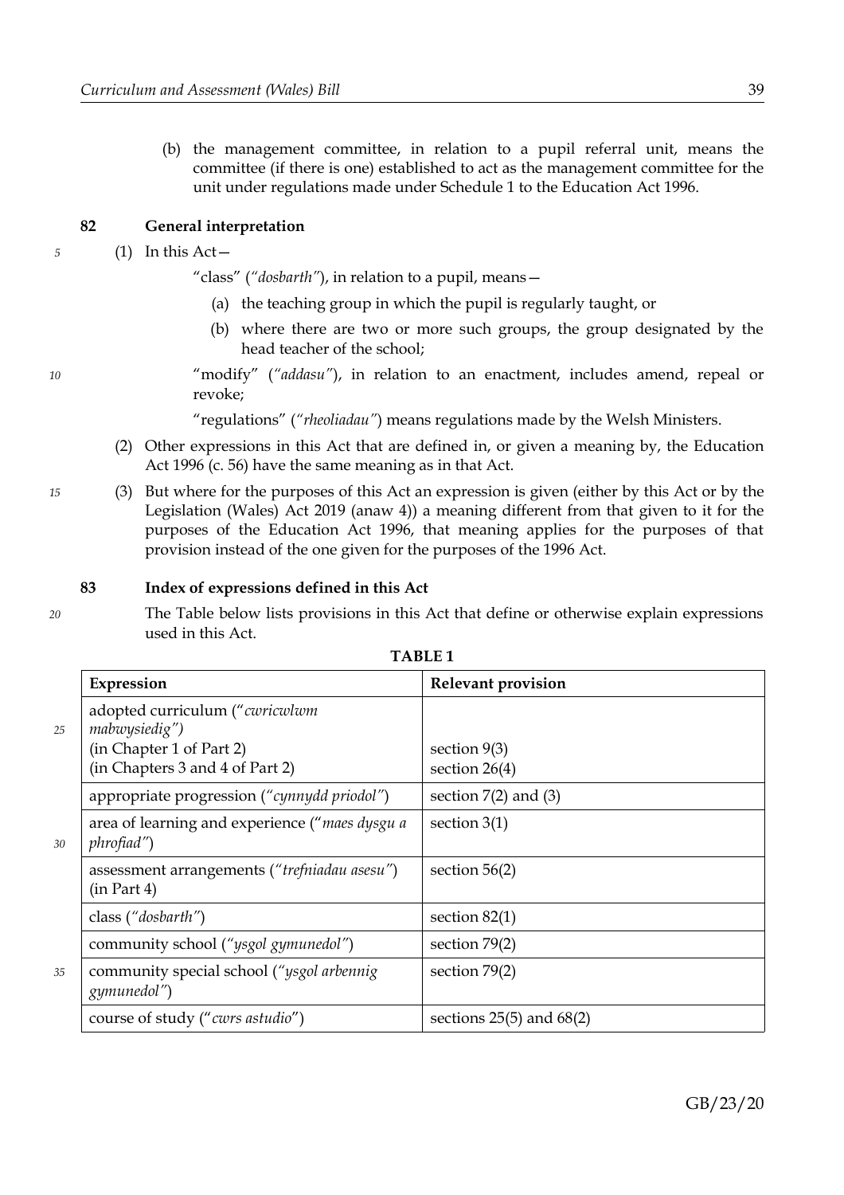(b) the management committee, in relation to a pupil referral unit, means the committee (if there is one) established to act as the management committee for the unit under regulations made under Schedule 1 to the Education Act 1996.

### 82 General interpretation

(1) In this Act—

"class" (*"dosbarth"*), in relation to a pupil, means—

(a) the teaching group in which the pupil is regularly taught, or

(b) where there are two or more such groups, the group designated by the head teacher of the school;

"modify" (*"addasu"*), in relation to an enactment, includes amend, repeal or revoke;

"regulations" (*"rheoliadau"*) means regulations made by the Welsh Ministers.

(2) Other expressions in this Act that are defined in, or given a meaning by, the Education Act 1996 (c. 56) have the same meaning as in that Act.

(3) But where for the purposes of this Act an expression is given (either by this Act or by the Legislation (Wales) Act 2019 (anaw 4)) a meaning different from that given to it for the purposes of the Education Act 1996, that meaning applies for the purposes of that provision instead of the one given for the purposes of the 1996 Act.

### 83 Index of expressions defined in this Act

The Table below lists provisions in this Act that define or otherwise explain expressions used in this Act.

**TABLE 1**

| Expression | Relevant provision |
|---|---|
| adopted curriculum (*"cwricwlwm mabwysiedig"*) (in Chapter 1 of Part 2) (in Chapters 3 and 4 of Part 2) | section 9(3) section 26(4) |
| appropriate progression (*"cynnydd priodol"*) | section 7(2) and (3) |
| area of learning and experience (*"maes dysgu a phrofiad"*) | section 3(1) |
| assessment arrangements (*"trefniadau asesu"*) (in Part 4) | section 56(2) |
| class (*"dosbarth"*) | section 82(1) |
| community school (*"ysgol gymunedol"*) | section 79(2) |
| community special school (*"ysgol arbennig gymunedol"*) | section 79(2) |
| course of study (*"cwrs astudio"*) | sections 25(5) and 68(2) |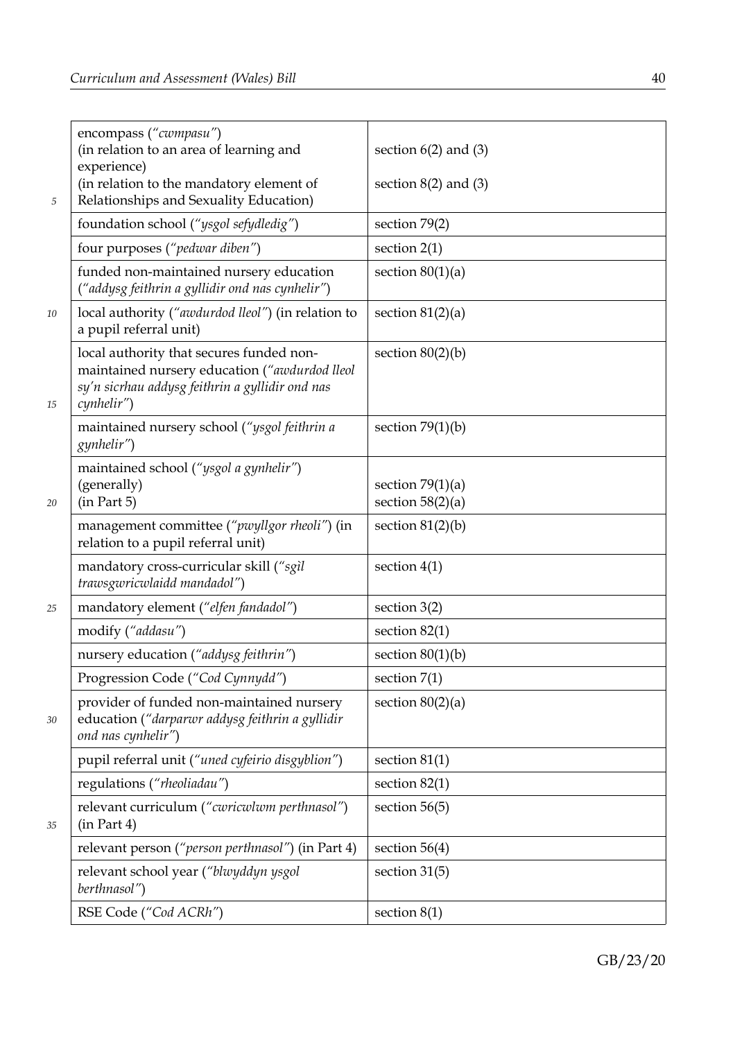| | |
|---|---|
| encompass (*"cwmpasu"*)<br>(in relation to an area of learning and experience)<br>(in relation to the mandatory element of Relationships and Sexuality Education) | <br>section 6(2) and (3)<br><br>section 8(2) and (3) |
| foundation school (*"ysgol sefydledig"*) | section 79(2) |
| four purposes (*"pedwar diben"*) | section 2(1) |
| funded non-maintained nursery education (*"addysg feithrin a gyllidir ond nas cynhelir"*) | section 80(1)(a) |
| local authority (*"awdurdod lleol"*) (in relation to a pupil referral unit) | section 81(2)(a) |
| local authority that secures funded non-maintained nursery education (*"awdurdod lleol sy'n sicrhau addysg feithrin a gyllidir ond nas cynhelir"*) | section 80(2)(b) |
| maintained nursery school (*"ysgol feithrin a gynhelir"*) | section 79(1)(b) |
| maintained school (*"ysgol a gynhelir"*)<br>(generally)<br>(in Part 5) | <br>section 79(1)(a)<br>section 58(2)(a) |
| management committee (*"pwyllgor rheoli"*) (in relation to a pupil referral unit) | section 81(2)(b) |
| mandatory cross-curricular skill (*"sgil trawsgwricwlaidd mandadol"*) | section 4(1) |
| mandatory element (*"elfen fandadol"*) | section 3(2) |
| modify (*"addasu"*) | section 82(1) |
| nursery education (*"addysg feithrin"*) | section 80(1)(b) |
| Progression Code (*"Cod Cynnydd"*) | section 7(1) |
| provider of funded non-maintained nursery education (*"darparwr addysg feithrin a gyllidir ond nas cynhelir"*) | section 80(2)(a) |
| pupil referral unit (*"uned cyfeirio disgyblion"*) | section 81(1) |
| regulations (*"rheoliadau"*) | section 82(1) |
| relevant curriculum (*"cwricwlwm perthnasol"*) (in Part 4) | section 56(5) |
| relevant person (*"person perthnasol"*) (in Part 4) | section 56(4) |
| relevant school year (*"blwyddyn ysgol berthnasol"*) | section 31(5) |
| RSE Code (*"Cod ACRh"*) | section 8(1) |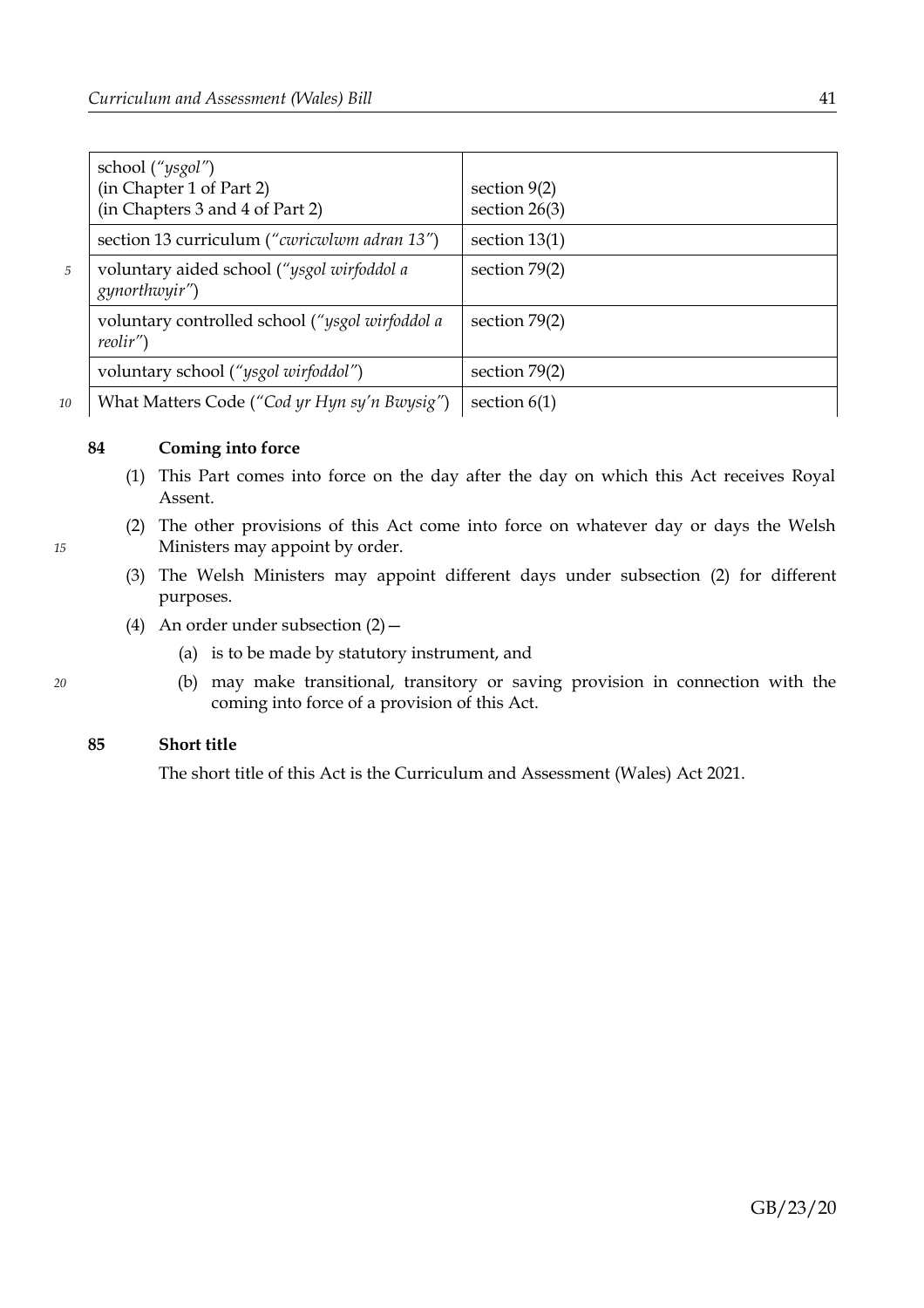| | |
|---|---|
| school (*"ysgol"*)<br>(in Chapter 1 of Part 2)<br>(in Chapters 3 and 4 of Part 2) | <br>section 9(2)<br>section 26(3) |
| section 13 curriculum (*"cwricwlwm adran 13"*) | section 13(1) |
| voluntary aided school (*"ysgol wirfoddol a gynorthwyir"*) | section 79(2) |
| voluntary controlled school (*"ysgol wirfoddol a reolir"*) | section 79(2) |
| voluntary school (*"ysgol wirfoddol"*) | section 79(2) |
| What Matters Code (*"Cod yr Hyn sy'n Bwysig"*) | section 6(1) |

**84 Coming into force**

(1) This Part comes into force on the day after the day on which this Act receives Royal Assent.

(2) The other provisions of this Act come into force on whatever day or days the Welsh Ministers may appoint by order.

(3) The Welsh Ministers may appoint different days under subsection (2) for different purposes.

(4) An order under subsection (2)—

(a) is to be made by statutory instrument, and

(b) may make transitional, transitory or saving provision in connection with the coming into force of a provision of this Act.

**85 Short title**

The short title of this Act is the Curriculum and Assessment (Wales) Act 2021.

GB/23/20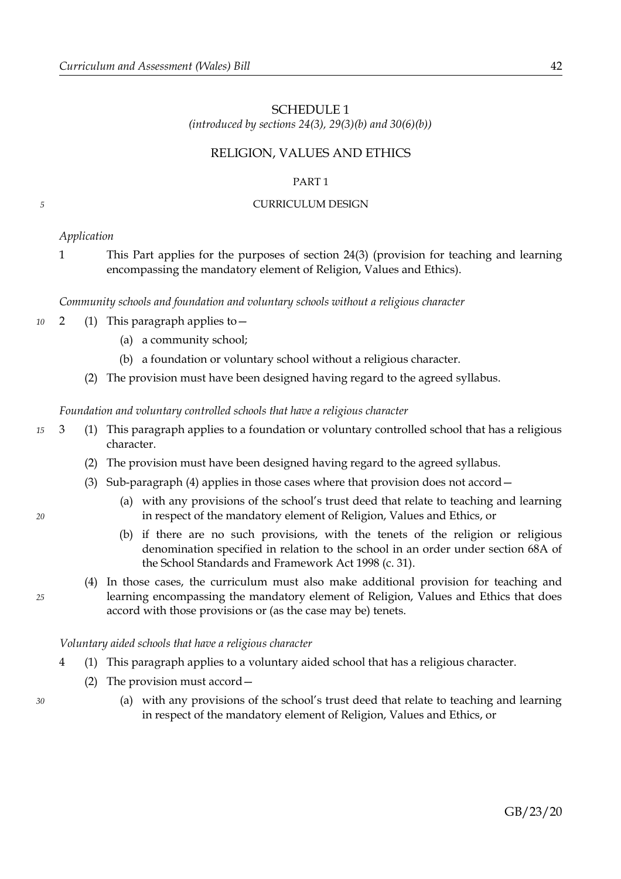# SCHEDULE 1

*(introduced by sections 24(3), 29(3)(b) and 30(6)(b))*

## RELIGION, VALUES AND ETHICS

### PART 1

### CURRICULUM DESIGN

*Application*

1 This Part applies for the purposes of section 24(3) (provision for teaching and learning encompassing the mandatory element of Religion, Values and Ethics).

*Community schools and foundation and voluntary schools without a religious character*

2 (1) This paragraph applies to—

(a) a community school;

(b) a foundation or voluntary school without a religious character.

(2) The provision must have been designed having regard to the agreed syllabus.

*Foundation and voluntary controlled schools that have a religious character*

3 (1) This paragraph applies to a foundation or voluntary controlled school that has a religious character.

(2) The provision must have been designed having regard to the agreed syllabus.

(3) Sub-paragraph (4) applies in those cases where that provision does not accord—

(a) with any provisions of the school's trust deed that relate to teaching and learning in respect of the mandatory element of Religion, Values and Ethics, or

(b) if there are no such provisions, with the tenets of the religion or religious denomination specified in relation to the school in an order under section 68A of the School Standards and Framework Act 1998 (c. 31).

(4) In those cases, the curriculum must also make additional provision for teaching and learning encompassing the mandatory element of Religion, Values and Ethics that does accord with those provisions or (as the case may be) tenets.

*Voluntary aided schools that have a religious character*

4 (1) This paragraph applies to a voluntary aided school that has a religious character.

(2) The provision must accord—

(a) with any provisions of the school's trust deed that relate to teaching and learning in respect of the mandatory element of Religion, Values and Ethics, or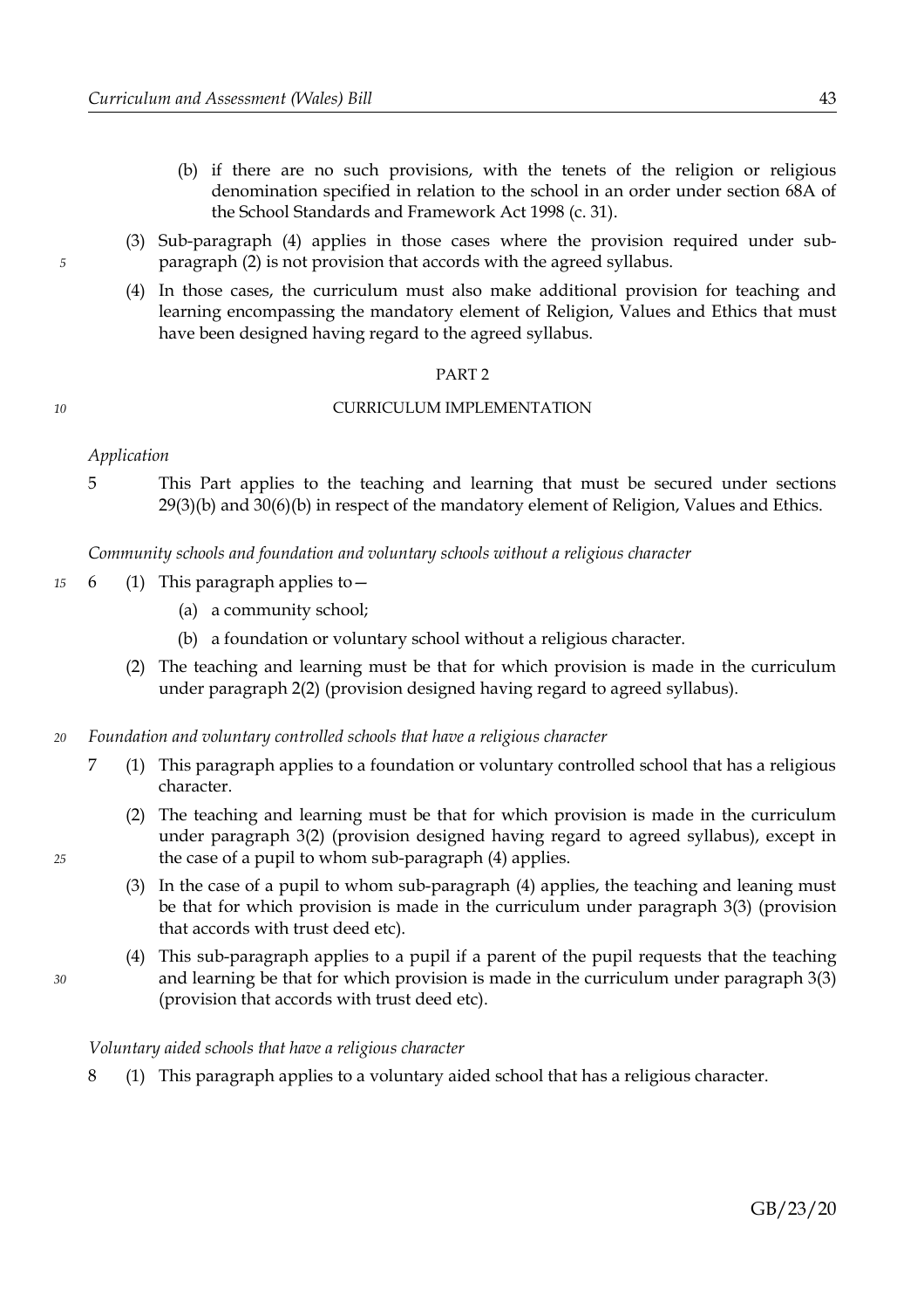(b) if there are no such provisions, with the tenets of the religion or religious denomination specified in relation to the school in an order under section 68A of the School Standards and Framework Act 1998 (c. 31).

(3) Sub-paragraph (4) applies in those cases where the provision required under sub-paragraph (2) is not provision that accords with the agreed syllabus.

(4) In those cases, the curriculum must also make additional provision for teaching and learning encompassing the mandatory element of Religion, Values and Ethics that must have been designed having regard to the agreed syllabus.

PART 2

CURRICULUM IMPLEMENTATION

*Application*

5 This Part applies to the teaching and learning that must be secured under sections 29(3)(b) and 30(6)(b) in respect of the mandatory element of Religion, Values and Ethics.

*Community schools and foundation and voluntary schools without a religious character*

6 (1) This paragraph applies to—

(a) a community school;

(b) a foundation or voluntary school without a religious character.

(2) The teaching and learning must be that for which provision is made in the curriculum under paragraph 2(2) (provision designed having regard to agreed syllabus).

*Foundation and voluntary controlled schools that have a religious character*

7 (1) This paragraph applies to a foundation or voluntary controlled school that has a religious character.

(2) The teaching and learning must be that for which provision is made in the curriculum under paragraph 3(2) (provision designed having regard to agreed syllabus), except in the case of a pupil to whom sub-paragraph (4) applies.

(3) In the case of a pupil to whom sub-paragraph (4) applies, the teaching and leaning must be that for which provision is made in the curriculum under paragraph 3(3) (provision that accords with trust deed etc).

(4) This sub-paragraph applies to a pupil if a parent of the pupil requests that the teaching and learning be that for which provision is made in the curriculum under paragraph 3(3) (provision that accords with trust deed etc).

*Voluntary aided schools that have a religious character*

8 (1) This paragraph applies to a voluntary aided school that has a religious character.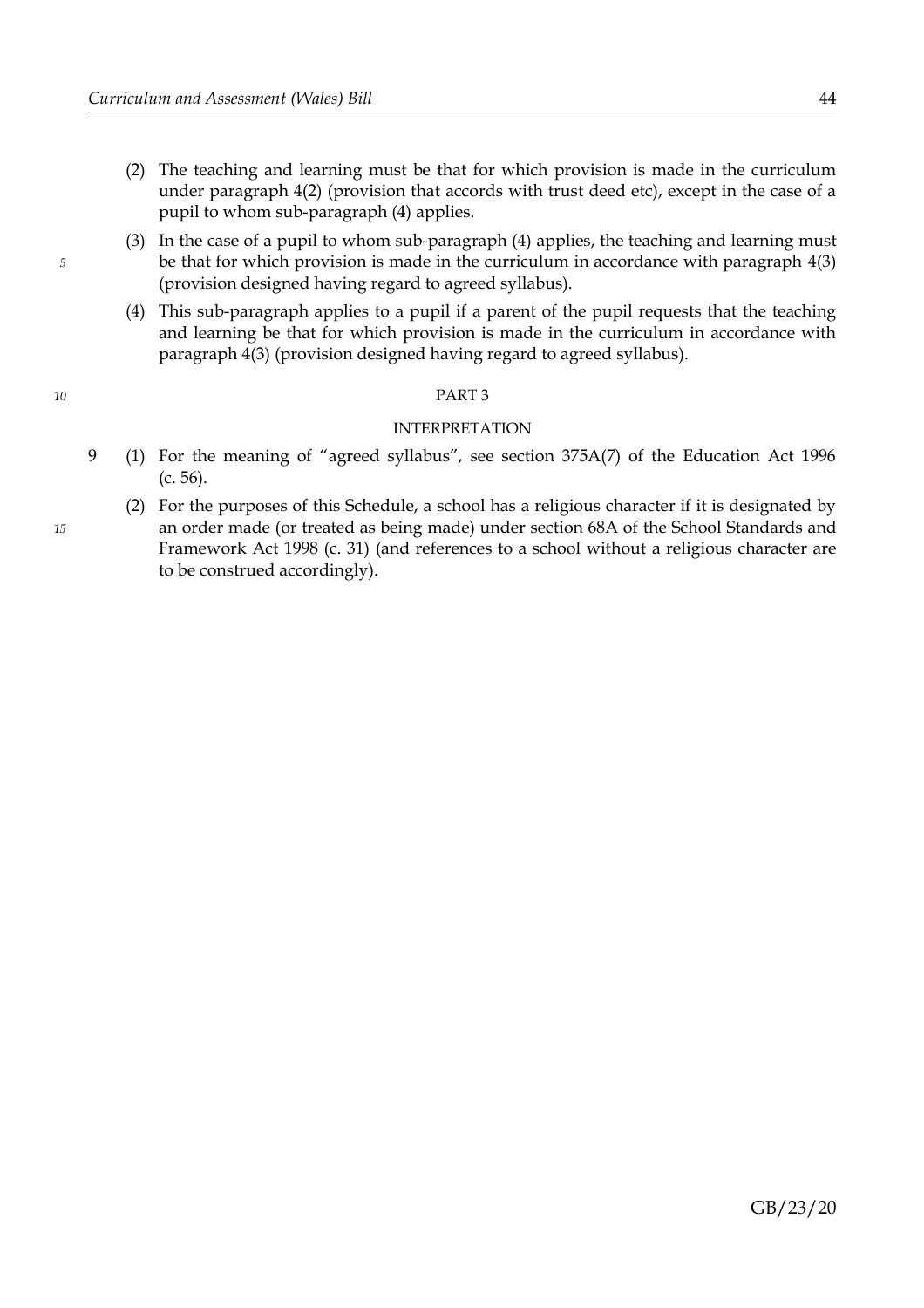(2) The teaching and learning must be that for which provision is made in the curriculum under paragraph 4(2) (provision that accords with trust deed etc), except in the case of a pupil to whom sub-paragraph (4) applies.

(3) In the case of a pupil to whom sub-paragraph (4) applies, the teaching and learning must be that for which provision is made in the curriculum in accordance with paragraph 4(3) (provision designed having regard to agreed syllabus).

(4) This sub-paragraph applies to a pupil if a parent of the pupil requests that the teaching and learning be that for which provision is made in the curriculum in accordance with paragraph 4(3) (provision designed having regard to agreed syllabus).

## PART 3

### INTERPRETATION

9 (1) For the meaning of "agreed syllabus", see section 375A(7) of the Education Act 1996 (c. 56).

(2) For the purposes of this Schedule, a school has a religious character if it is designated by an order made (or treated as being made) under section 68A of the School Standards and Framework Act 1998 (c. 31) (and references to a school without a religious character are to be construed accordingly).

GB/23/20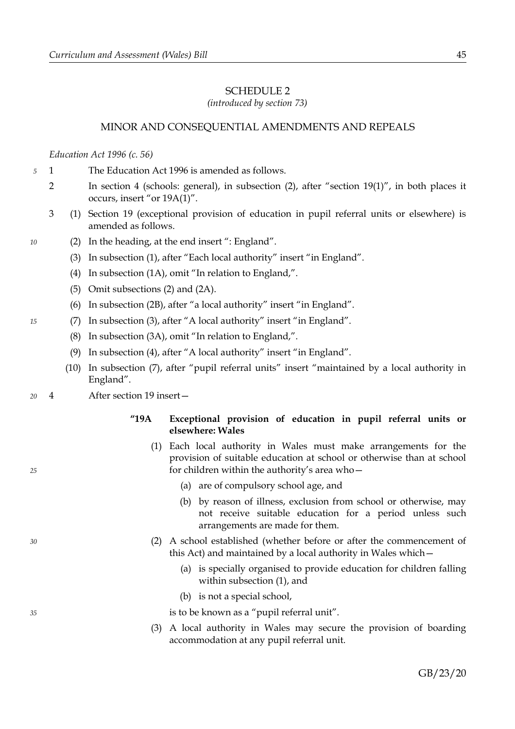# SCHEDULE 2

*(introduced by section 73)*

## MINOR AND CONSEQUENTIAL AMENDMENTS AND REPEALS

*Education Act 1996 (c. 56)*

1 The Education Act 1996 is amended as follows.

2 In section 4 (schools: general), in subsection (2), after "section 19(1)", in both places it occurs, insert "or 19A(1)".

3 (1) Section 19 (exceptional provision of education in pupil referral units or elsewhere) is amended as follows.

(2) In the heading, at the end insert ": England".

(3) In subsection (1), after "Each local authority" insert "in England".

(4) In subsection (1A), omit "In relation to England,".

(5) Omit subsections (2) and (2A).

(6) In subsection (2B), after "a local authority" insert "in England".

(7) In subsection (3), after "A local authority" insert "in England".

(8) In subsection (3A), omit "In relation to England,".

(9) In subsection (4), after "A local authority" insert "in England".

(10) In subsection (7), after "pupil referral units" insert "maintained by a local authority in England".

4 After section 19 insert—

**"19A Exceptional provision of education in pupil referral units or elsewhere: Wales**

(1) Each local authority in Wales must make arrangements for the provision of suitable education at school or otherwise than at school for children within the authority's area who—

(a) are of compulsory school age, and

(b) by reason of illness, exclusion from school or otherwise, may not receive suitable education for a period unless such arrangements are made for them.

(2) A school established (whether before or after the commencement of this Act) and maintained by a local authority in Wales which—

(a) is specially organised to provide education for children falling within subsection (1), and

(b) is not a special school,

is to be known as a "pupil referral unit".

(3) A local authority in Wales may secure the provision of boarding accommodation at any pupil referral unit.

GB/23/20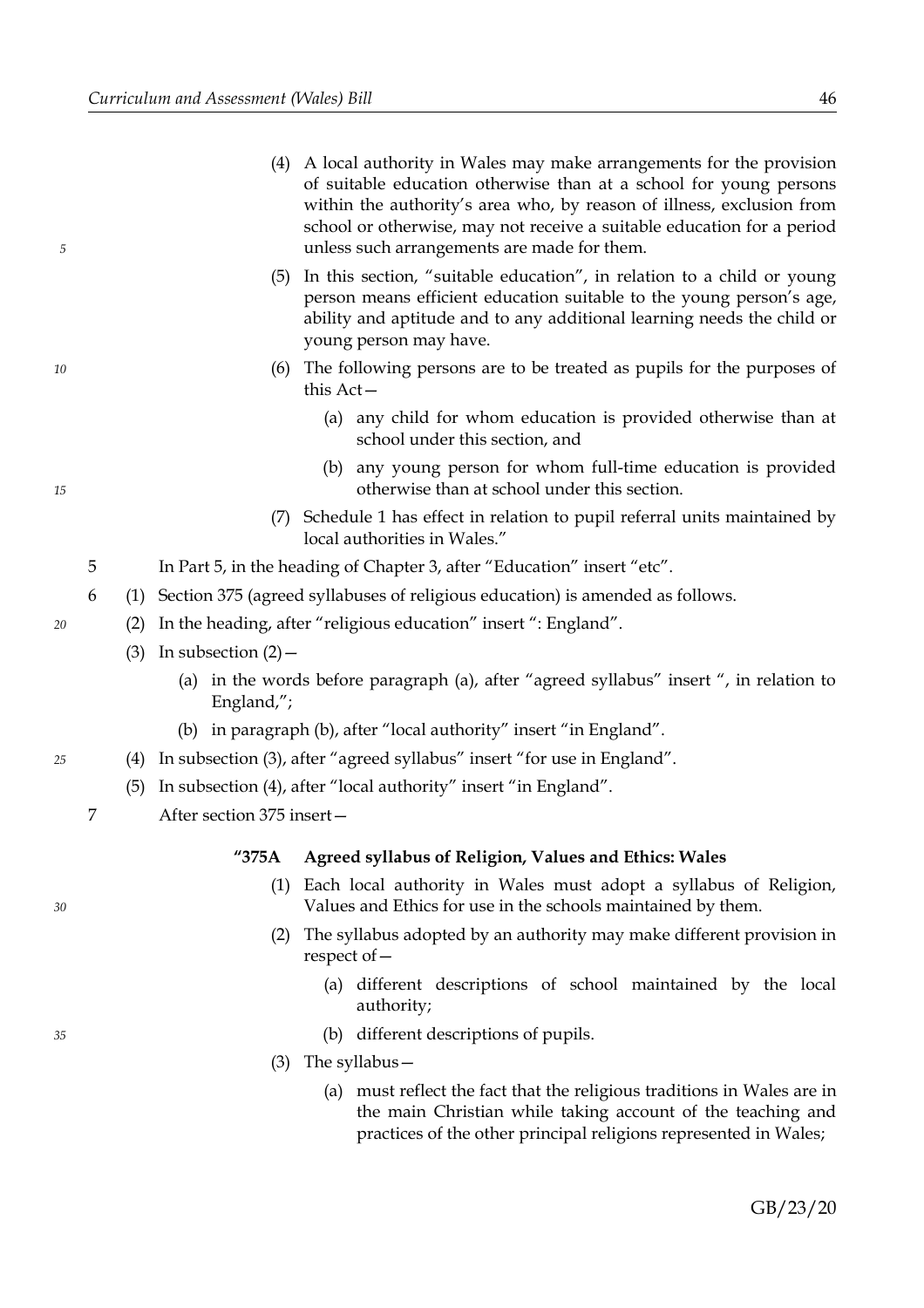(4) A local authority in Wales may make arrangements for the provision of suitable education otherwise than at a school for young persons within the authority's area who, by reason of illness, exclusion from school or otherwise, may not receive a suitable education for a period unless such arrangements are made for them.

(5) In this section, "suitable education", in relation to a child or young person means efficient education suitable to the young person's age, ability and aptitude and to any additional learning needs the child or young person may have.

(6) The following persons are to be treated as pupils for the purposes of this Act—

(a) any child for whom education is provided otherwise than at school under this section, and

(b) any young person for whom full-time education is provided otherwise than at school under this section.

(7) Schedule 1 has effect in relation to pupil referral units maintained by local authorities in Wales."

5 In Part 5, in the heading of Chapter 3, after "Education" insert "etc".

6 (1) Section 375 (agreed syllabuses of religious education) is amended as follows.

(2) In the heading, after "religious education" insert ": England".

(3) In subsection (2)—

(a) in the words before paragraph (a), after "agreed syllabus" insert ", in relation to England,";

(b) in paragraph (b), after "local authority" insert "in England".

(4) In subsection (3), after "agreed syllabus" insert "for use in England".

(5) In subsection (4), after "local authority" insert "in England".

7 After section 375 insert—

**"375A Agreed syllabus of Religion, Values and Ethics: Wales**

(1) Each local authority in Wales must adopt a syllabus of Religion, Values and Ethics for use in the schools maintained by them.

(2) The syllabus adopted by an authority may make different provision in respect of—

(a) different descriptions of school maintained by the local authority;

(b) different descriptions of pupils.

(3) The syllabus—

(a) must reflect the fact that the religious traditions in Wales are in the main Christian while taking account of the teaching and practices of the other principal religions represented in Wales;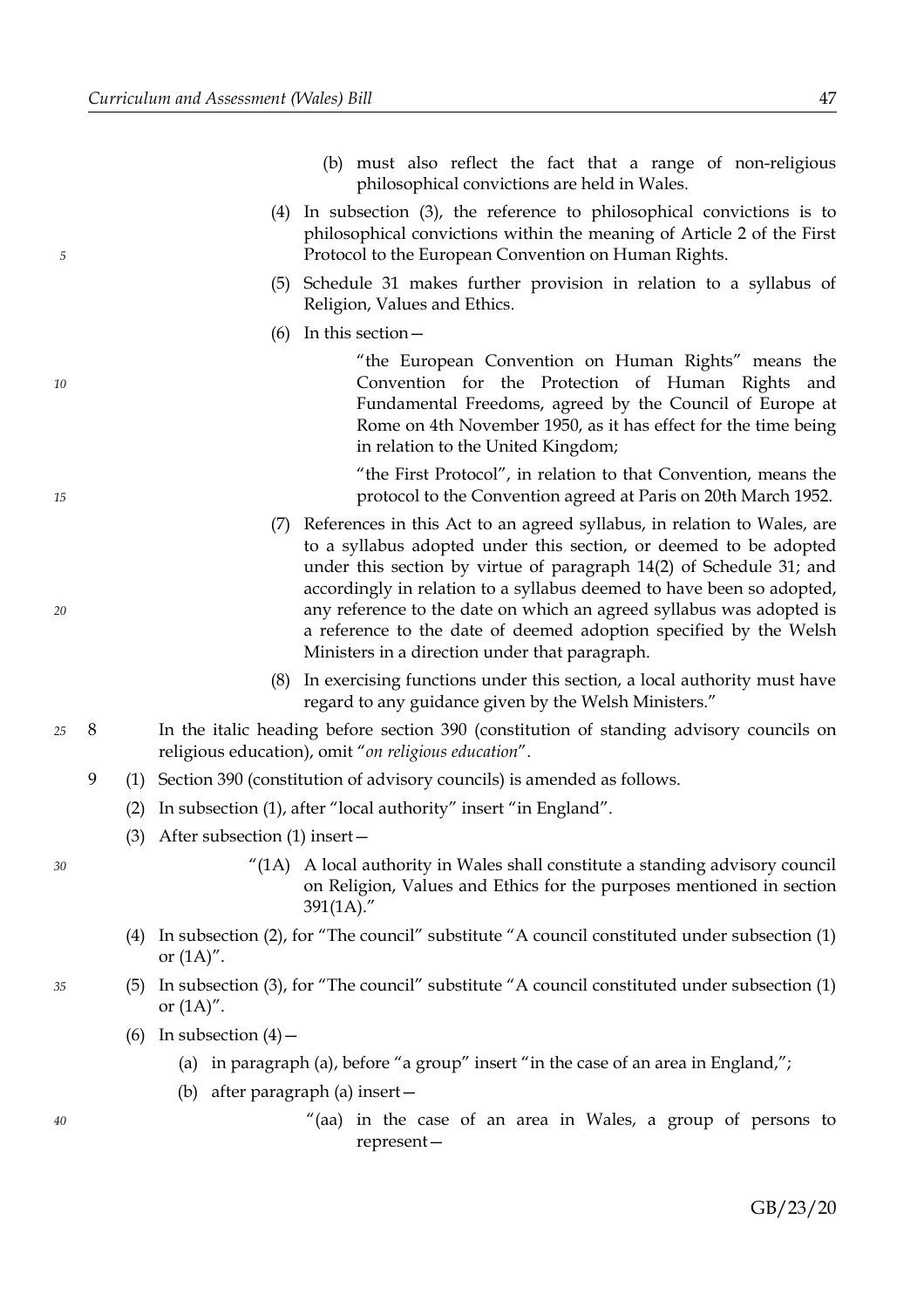(b) must also reflect the fact that a range of non-religious philosophical convictions are held in Wales.

(4) In subsection (3), the reference to philosophical convictions is to philosophical convictions within the meaning of Article 2 of the First Protocol to the European Convention on Human Rights.

(5) Schedule 31 makes further provision in relation to a syllabus of Religion, Values and Ethics.

(6) In this section—

"the European Convention on Human Rights" means the Convention for the Protection of Human Rights and Fundamental Freedoms, agreed by the Council of Europe at Rome on 4th November 1950, as it has effect for the time being in relation to the United Kingdom;

"the First Protocol", in relation to that Convention, means the protocol to the Convention agreed at Paris on 20th March 1952.

(7) References in this Act to an agreed syllabus, in relation to Wales, are to a syllabus adopted under this section, or deemed to be adopted under this section by virtue of paragraph 14(2) of Schedule 31; and accordingly in relation to a syllabus deemed to have been so adopted, any reference to the date on which an agreed syllabus was adopted is a reference to the date of deemed adoption specified by the Welsh Ministers in a direction under that paragraph.

(8) In exercising functions under this section, a local authority must have regard to any guidance given by the Welsh Ministers."

8 In the italic heading before section 390 (constitution of standing advisory councils on religious education), omit "*on religious education*".

9 (1) Section 390 (constitution of advisory councils) is amended as follows.

(2) In subsection (1), after "local authority" insert "in England".

(3) After subsection (1) insert—

"(1A) A local authority in Wales shall constitute a standing advisory council on Religion, Values and Ethics for the purposes mentioned in section 391(1A)."

(4) In subsection (2), for "The council" substitute "A council constituted under subsection (1) or (1A)".

(5) In subsection (3), for "The council" substitute "A council constituted under subsection (1) or (1A)".

(6) In subsection (4)—

(a) in paragraph (a), before "a group" insert "in the case of an area in England,";

(b) after paragraph (a) insert—

"(aa) in the case of an area in Wales, a group of persons to represent—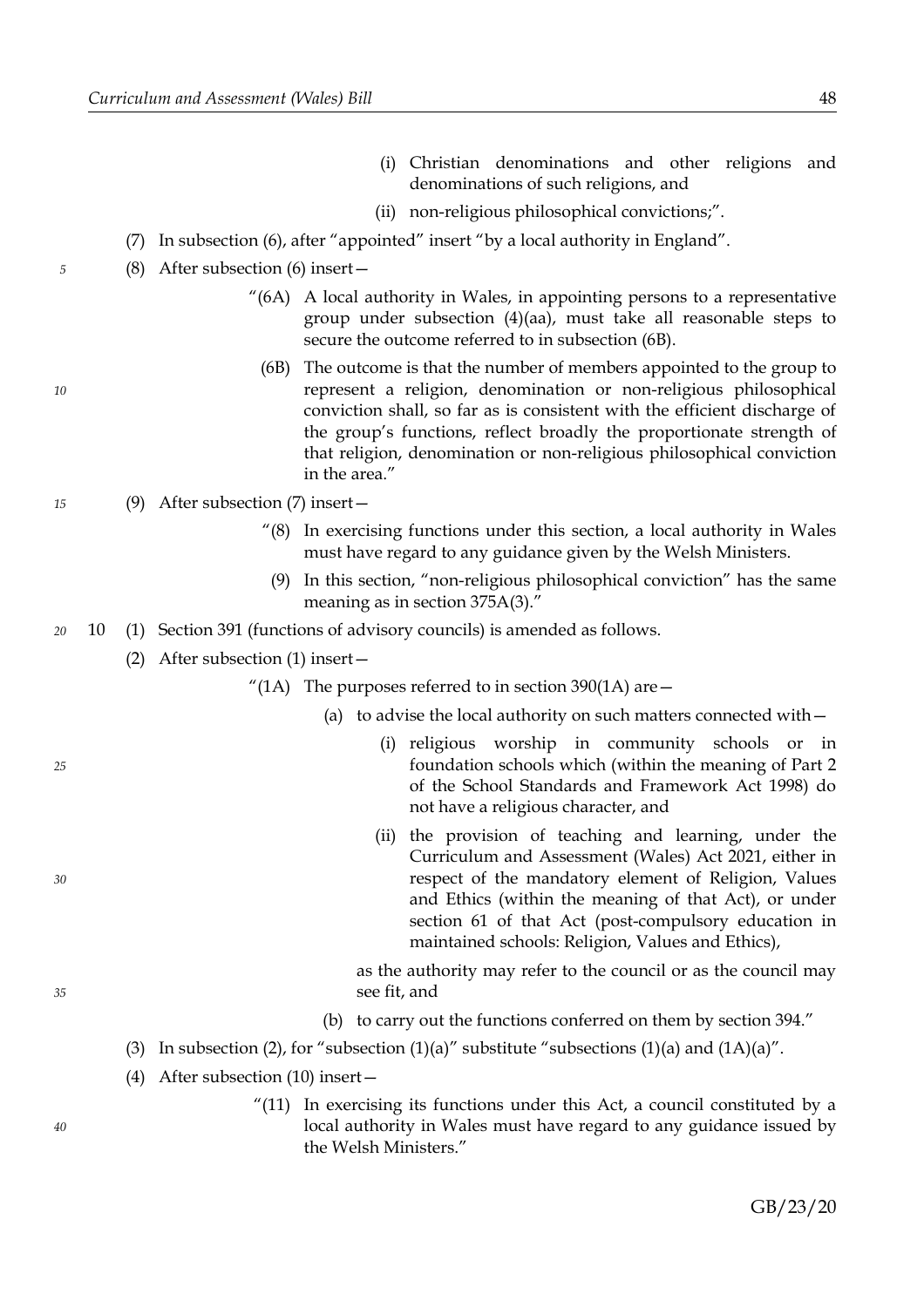(i) Christian denominations and other religions and denominations of such religions, and

(ii) non-religious philosophical convictions;".

(7) In subsection (6), after "appointed" insert "by a local authority in England".

(8) After subsection (6) insert—

"(6A) A local authority in Wales, in appointing persons to a representative group under subsection (4)(aa), must take all reasonable steps to secure the outcome referred to in subsection (6B).

(6B) The outcome is that the number of members appointed to the group to represent a religion, denomination or non-religious philosophical conviction shall, so far as is consistent with the efficient discharge of the group's functions, reflect broadly the proportionate strength of that religion, denomination or non-religious philosophical conviction in the area."

(9) After subsection (7) insert—

"(8) In exercising functions under this section, a local authority in Wales must have regard to any guidance given by the Welsh Ministers.

(9) In this section, "non-religious philosophical conviction" has the same meaning as in section 375A(3)."

10 (1) Section 391 (functions of advisory councils) is amended as follows.

(2) After subsection (1) insert—

"(1A) The purposes referred to in section 390(1A) are—

(a) to advise the local authority on such matters connected with—

(i) religious worship in community schools or in foundation schools which (within the meaning of Part 2 of the School Standards and Framework Act 1998) do not have a religious character, and

(ii) the provision of teaching and learning, under the Curriculum and Assessment (Wales) Act 2021, either in respect of the mandatory element of Religion, Values and Ethics (within the meaning of that Act), or under section 61 of that Act (post-compulsory education in maintained schools: Religion, Values and Ethics),

as the authority may refer to the council or as the council may see fit, and

(b) to carry out the functions conferred on them by section 394."

(3) In subsection (2), for "subsection (1)(a)" substitute "subsections (1)(a) and (1A)(a)".

(4) After subsection (10) insert—

"(11) In exercising its functions under this Act, a council constituted by a local authority in Wales must have regard to any guidance issued by the Welsh Ministers."

GB/23/20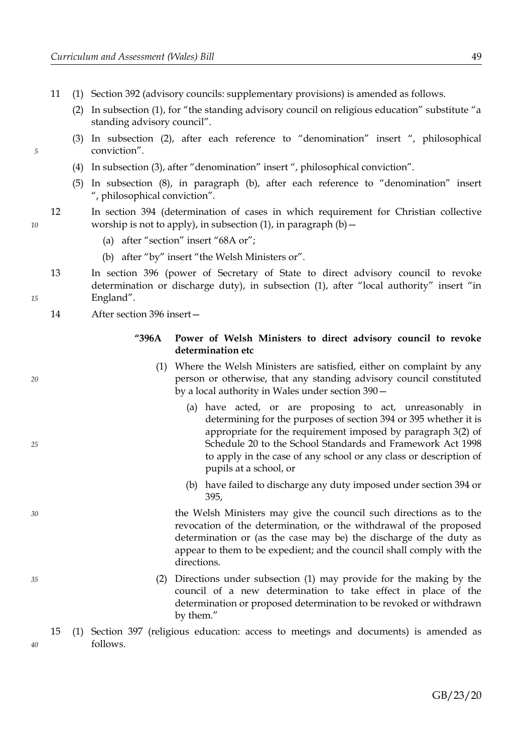11 (1) Section 392 (advisory councils: supplementary provisions) is amended as follows.

(2) In subsection (1), for "the standing advisory council on religious education" substitute "a standing advisory council".

(3) In subsection (2), after each reference to "denomination" insert ", philosophical conviction".

(4) In subsection (3), after "denomination" insert ", philosophical conviction".

(5) In subsection (8), in paragraph (b), after each reference to "denomination" insert ", philosophical conviction".

12 In section 394 (determination of cases in which requirement for Christian collective worship is not to apply), in subsection (1), in paragraph (b)—

(a) after "section" insert "68A or";

(b) after "by" insert "the Welsh Ministers or".

13 In section 396 (power of Secretary of State to direct advisory council to revoke determination or discharge duty), in subsection (1), after "local authority" insert "in England".

14 After section 396 insert—

**"396A Power of Welsh Ministers to direct advisory council to revoke determination etc**

(1) Where the Welsh Ministers are satisfied, either on complaint by any person or otherwise, that any standing advisory council constituted by a local authority in Wales under section 390—

(a) have acted, or are proposing to act, unreasonably in determining for the purposes of section 394 or 395 whether it is appropriate for the requirement imposed by paragraph 3(2) of Schedule 20 to the School Standards and Framework Act 1998 to apply in the case of any school or any class or description of pupils at a school, or

(b) have failed to discharge any duty imposed under section 394 or 395,

the Welsh Ministers may give the council such directions as to the revocation of the determination, or the withdrawal of the proposed determination or (as the case may be) the discharge of the duty as appear to them to be expedient; and the council shall comply with the directions.

(2) Directions under subsection (1) may provide for the making by the council of a new determination to take effect in place of the determination or proposed determination to be revoked or withdrawn by them."

15 (1) Section 397 (religious education: access to meetings and documents) is amended as follows.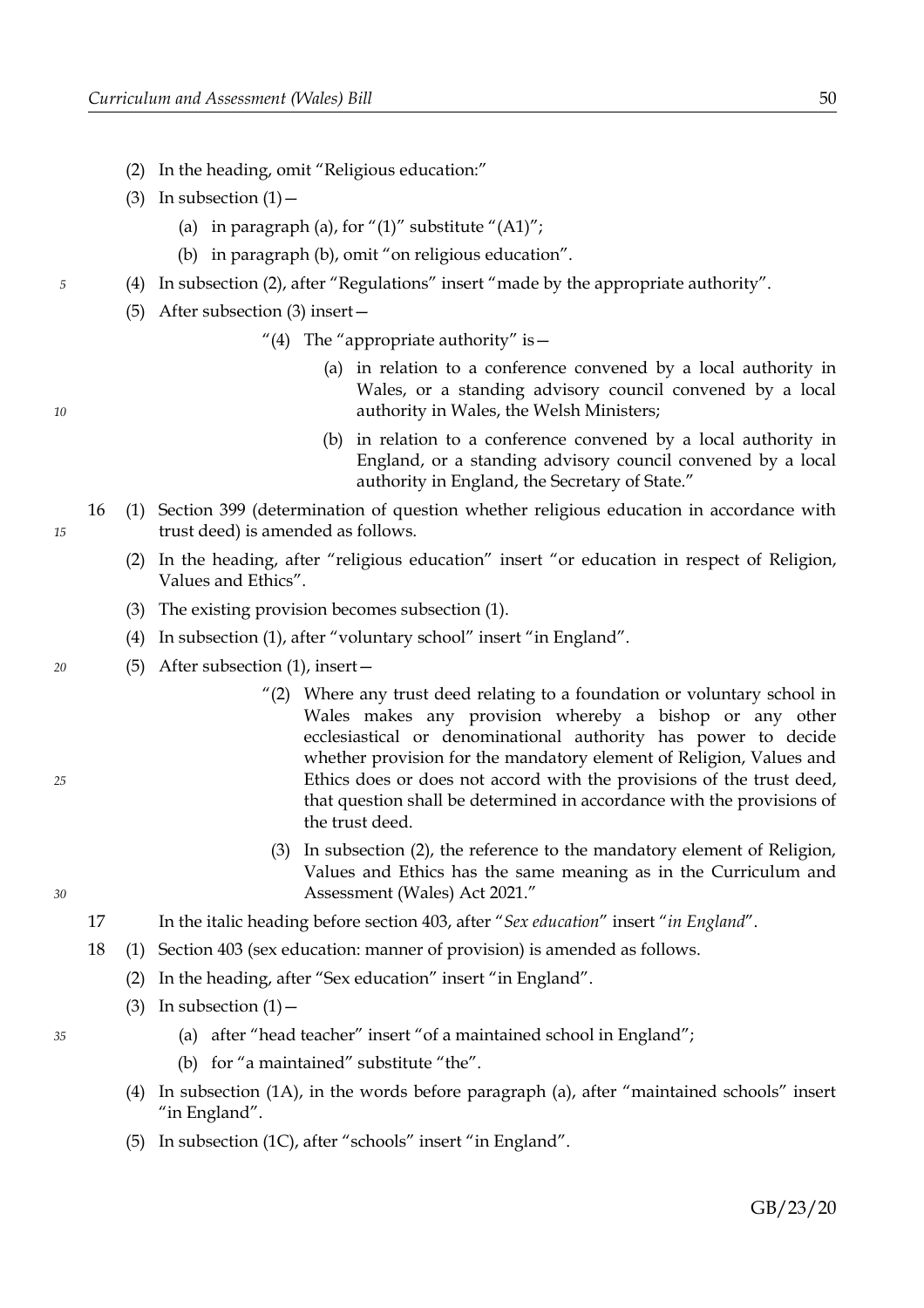(2) In the heading, omit "Religious education:"

(3) In subsection (1)—

(a) in paragraph (a), for "(1)" substitute "(A1)";

(b) in paragraph (b), omit "on religious education".

(4) In subsection (2), after "Regulations" insert "made by the appropriate authority".

(5) After subsection (3) insert—

"(4) The "appropriate authority" is—

(a) in relation to a conference convened by a local authority in Wales, or a standing advisory council convened by a local authority in Wales, the Welsh Ministers;

(b) in relation to a conference convened by a local authority in England, or a standing advisory council convened by a local authority in England, the Secretary of State."

16 (1) Section 399 (determination of question whether religious education in accordance with trust deed) is amended as follows.

(2) In the heading, after "religious education" insert "or education in respect of Religion, Values and Ethics".

(3) The existing provision becomes subsection (1).

(4) In subsection (1), after "voluntary school" insert "in England".

(5) After subsection (1), insert—

"(2) Where any trust deed relating to a foundation or voluntary school in Wales makes any provision whereby a bishop or any other ecclesiastical or denominational authority has power to decide whether provision for the mandatory element of Religion, Values and Ethics does or does not accord with the provisions of the trust deed, that question shall be determined in accordance with the provisions of the trust deed.

(3) In subsection (2), the reference to the mandatory element of Religion, Values and Ethics has the same meaning as in the Curriculum and Assessment (Wales) Act 2021."

17 In the italic heading before section 403, after "*Sex education*" insert "*in England*".

18 (1) Section 403 (sex education: manner of provision) is amended as follows.

(2) In the heading, after "Sex education" insert "in England".

(3) In subsection (1)—

(a) after "head teacher" insert "of a maintained school in England";

(b) for "a maintained" substitute "the".

(4) In subsection (1A), in the words before paragraph (a), after "maintained schools" insert "in England".

(5) In subsection (1C), after "schools" insert "in England".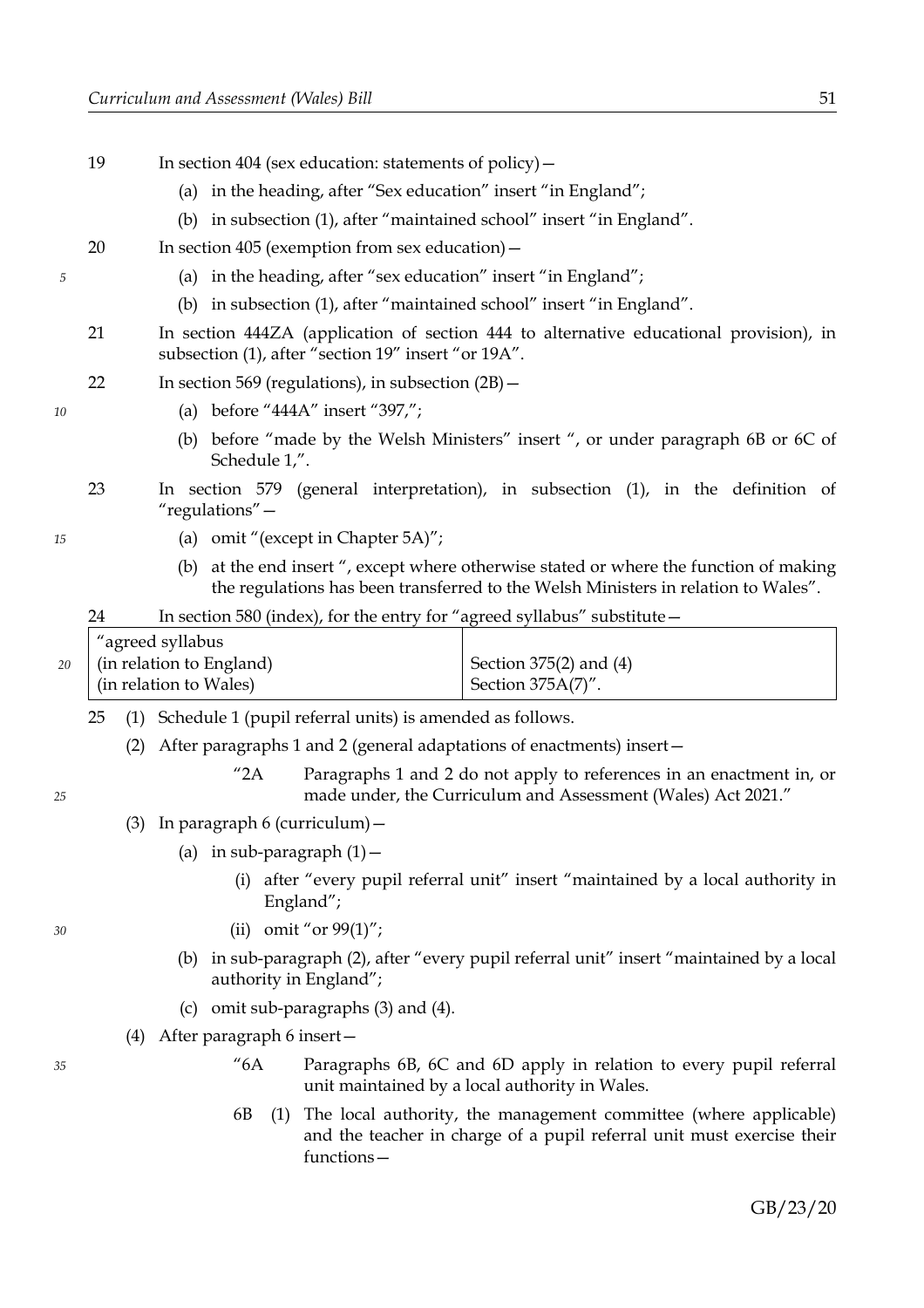19 In section 404 (sex education: statements of policy)—

(a) in the heading, after "Sex education" insert "in England";

(b) in subsection (1), after "maintained school" insert "in England".

20 In section 405 (exemption from sex education)—

(a) in the heading, after "sex education" insert "in England";

(b) in subsection (1), after "maintained school" insert "in England".

21 In section 444ZA (application of section 444 to alternative educational provision), in subsection (1), after "section 19" insert "or 19A".

22 In section 569 (regulations), in subsection (2B)—

(a) before "444A" insert "397,";

(b) before "made by the Welsh Ministers" insert ", or under paragraph 6B or 6C of Schedule 1,".

23 In section 579 (general interpretation), in subsection (1), in the definition of "regulations"—

(a) omit "(except in Chapter 5A)";

(b) at the end insert ", except where otherwise stated or where the function of making the regulations has been transferred to the Welsh Ministers in relation to Wales".

24 In section 580 (index), for the entry for "agreed syllabus" substitute—

| "agreed syllabus<br>(in relation to England)<br>(in relation to Wales) | <br>Section 375(2) and (4)<br>Section 375A(7)". |
|---|---|

25 (1) Schedule 1 (pupil referral units) is amended as follows.

(2) After paragraphs 1 and 2 (general adaptations of enactments) insert—

"2A Paragraphs 1 and 2 do not apply to references in an enactment in, or made under, the Curriculum and Assessment (Wales) Act 2021."

(3) In paragraph 6 (curriculum)—

(a) in sub-paragraph (1)—

(i) after "every pupil referral unit" insert "maintained by a local authority in England";

(ii) omit "or 99(1)";

(b) in sub-paragraph (2), after "every pupil referral unit" insert "maintained by a local authority in England";

(c) omit sub-paragraphs (3) and (4).

(4) After paragraph 6 insert—

"6A Paragraphs 6B, 6C and 6D apply in relation to every pupil referral unit maintained by a local authority in Wales.

6B (1) The local authority, the management committee (where applicable) and the teacher in charge of a pupil referral unit must exercise their functions—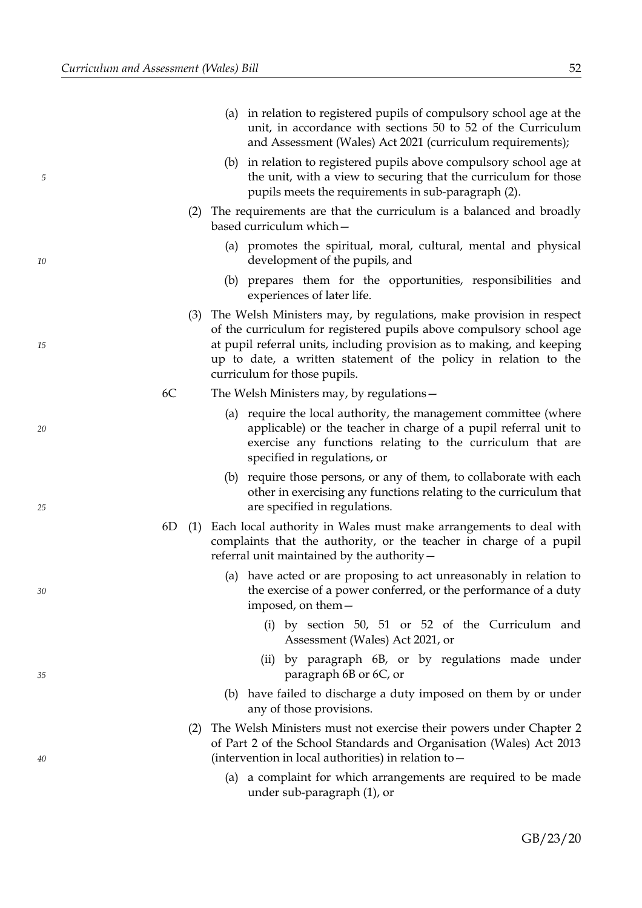(a) in relation to registered pupils of compulsory school age at the unit, in accordance with sections 50 to 52 of the Curriculum and Assessment (Wales) Act 2021 (curriculum requirements);

(b) in relation to registered pupils above compulsory school age at the unit, with a view to securing that the curriculum for those pupils meets the requirements in sub-paragraph (2).

(2) The requirements are that the curriculum is a balanced and broadly based curriculum which—

(a) promotes the spiritual, moral, cultural, mental and physical development of the pupils, and

(b) prepares them for the opportunities, responsibilities and experiences of later life.

(3) The Welsh Ministers may, by regulations, make provision in respect of the curriculum for registered pupils above compulsory school age at pupil referral units, including provision as to making, and keeping up to date, a written statement of the policy in relation to the curriculum for those pupils.

6C The Welsh Ministers may, by regulations—

(a) require the local authority, the management committee (where applicable) or the teacher in charge of a pupil referral unit to exercise any functions relating to the curriculum that are specified in regulations, or

(b) require those persons, or any of them, to collaborate with each other in exercising any functions relating to the curriculum that are specified in regulations.

6D (1) Each local authority in Wales must make arrangements to deal with complaints that the authority, or the teacher in charge of a pupil referral unit maintained by the authority—

(a) have acted or are proposing to act unreasonably in relation to the exercise of a power conferred, or the performance of a duty imposed, on them—

(i) by section 50, 51 or 52 of the Curriculum and Assessment (Wales) Act 2021, or

(ii) by paragraph 6B, or by regulations made under paragraph 6B or 6C, or

(b) have failed to discharge a duty imposed on them by or under any of those provisions.

(2) The Welsh Ministers must not exercise their powers under Chapter 2 of Part 2 of the School Standards and Organisation (Wales) Act 2013 (intervention in local authorities) in relation to—

(a) a complaint for which arrangements are required to be made under sub-paragraph (1), or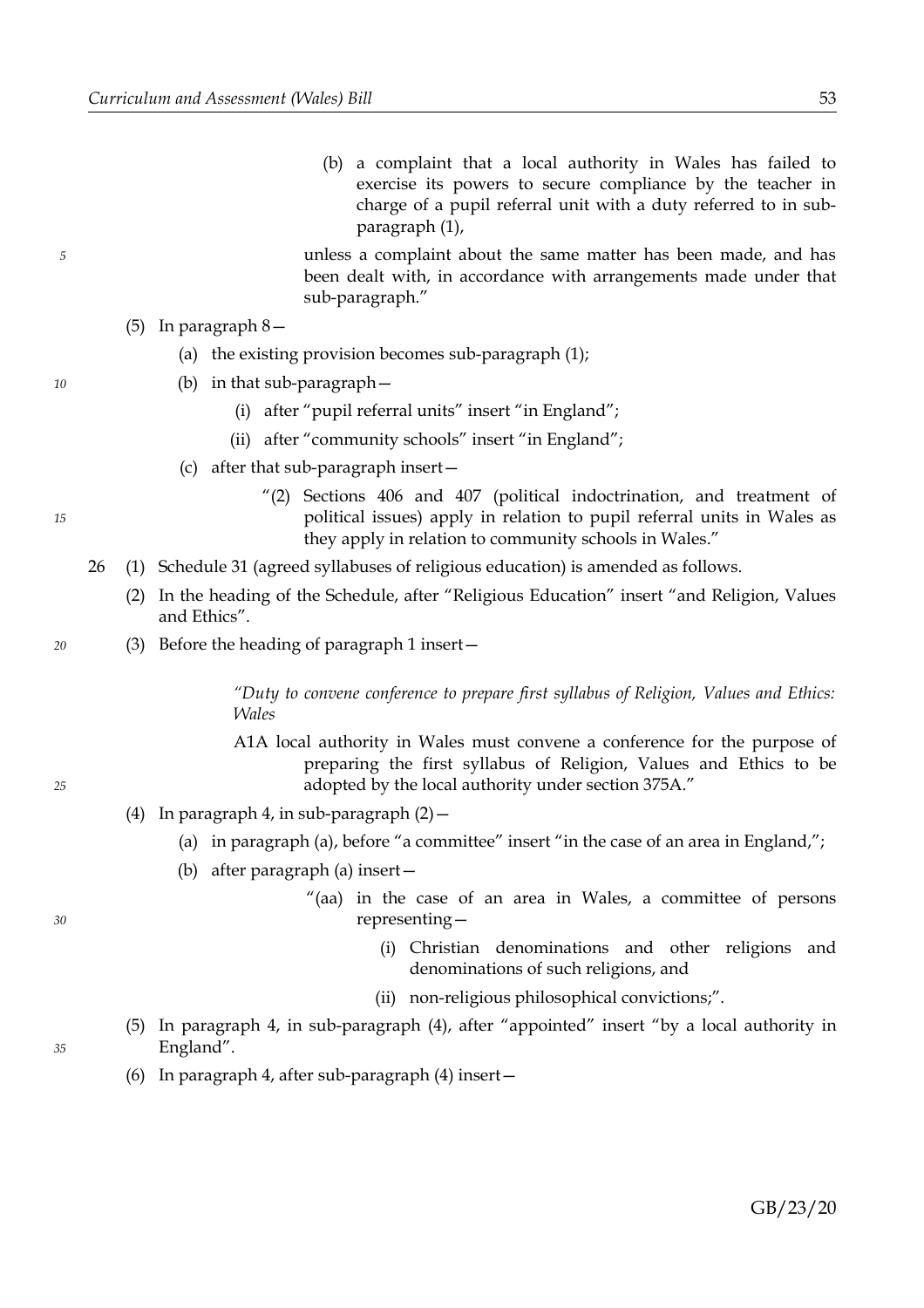(b) a complaint that a local authority in Wales has failed to exercise its powers to secure compliance by the teacher in charge of a pupil referral unit with a duty referred to in sub-paragraph (1),

unless a complaint about the same matter has been made, and has been dealt with, in accordance with arrangements made under that sub-paragraph."

(5) In paragraph 8—

(a) the existing provision becomes sub-paragraph (1);

(b) in that sub-paragraph—

(i) after "pupil referral units" insert "in England";

(ii) after "community schools" insert "in England";

(c) after that sub-paragraph insert—

"(2) Sections 406 and 407 (political indoctrination, and treatment of political issues) apply in relation to pupil referral units in Wales as they apply in relation to community schools in Wales."

26 (1) Schedule 31 (agreed syllabuses of religious education) is amended as follows.

(2) In the heading of the Schedule, after "Religious Education" insert "and Religion, Values and Ethics".

(3) Before the heading of paragraph 1 insert—

*"Duty to convene conference to prepare first syllabus of Religion, Values and Ethics: Wales*

A1A local authority in Wales must convene a conference for the purpose of preparing the first syllabus of Religion, Values and Ethics to be adopted by the local authority under section 375A."

(4) In paragraph 4, in sub-paragraph (2)—

(a) in paragraph (a), before "a committee" insert "in the case of an area in England,";

(b) after paragraph (a) insert—

"(aa) in the case of an area in Wales, a committee of persons representing—

(i) Christian denominations and other religions and denominations of such religions, and

(ii) non-religious philosophical convictions;".

(5) In paragraph 4, in sub-paragraph (4), after "appointed" insert "by a local authority in England".

(6) In paragraph 4, after sub-paragraph (4) insert—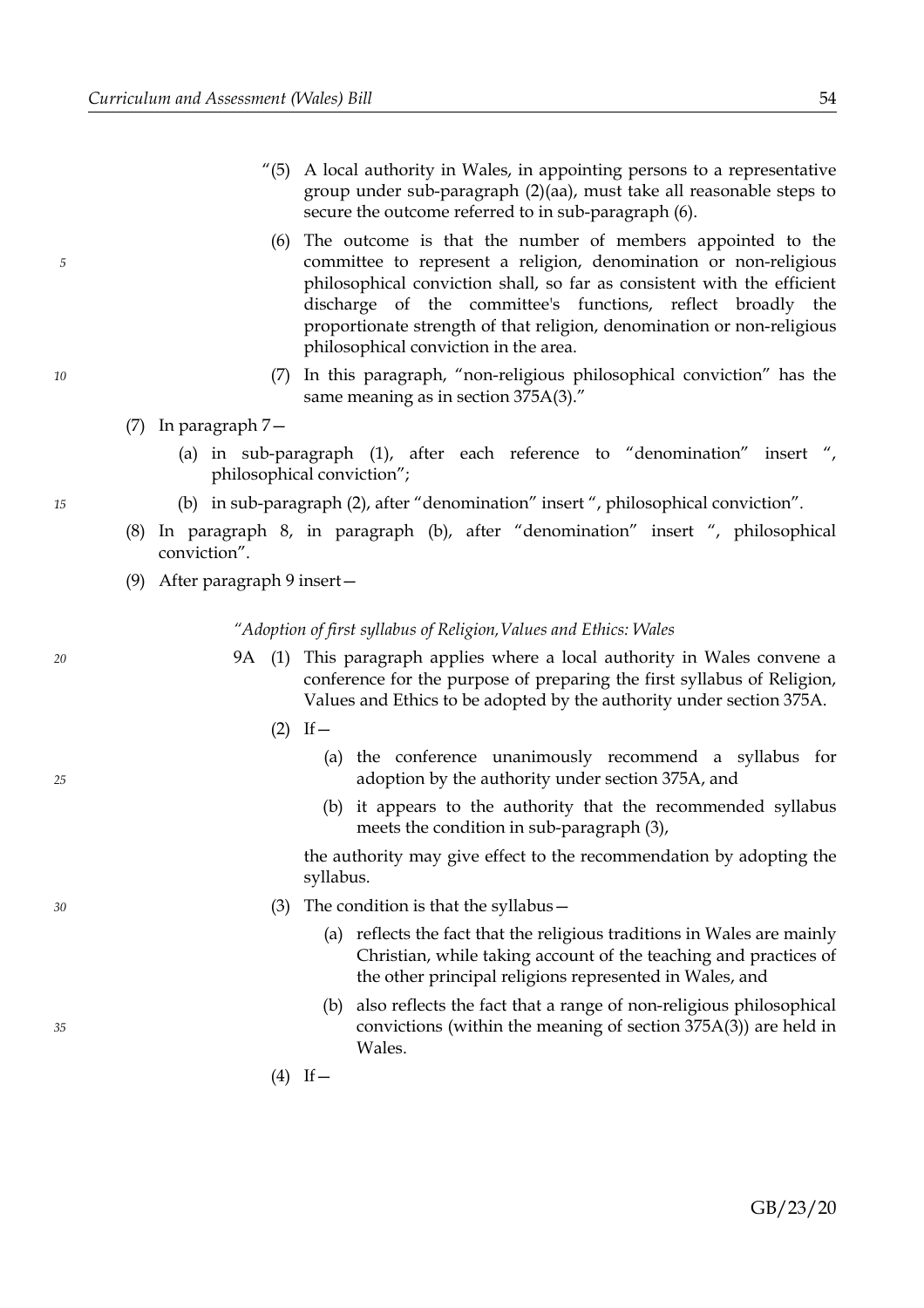"(5) A local authority in Wales, in appointing persons to a representative group under sub-paragraph (2)(aa), must take all reasonable steps to secure the outcome referred to in sub-paragraph (6).

(6) The outcome is that the number of members appointed to the committee to represent a religion, denomination or non-religious philosophical conviction shall, so far as consistent with the efficient discharge of the committee's functions, reflect broadly the proportionate strength of that religion, denomination or non-religious philosophical conviction in the area.

(7) In this paragraph, "non-religious philosophical conviction" has the same meaning as in section 375A(3)."

(7) In paragraph 7—

(a) in sub-paragraph (1), after each reference to "denomination" insert ", philosophical conviction";

(b) in sub-paragraph (2), after "denomination" insert ", philosophical conviction".

(8) In paragraph 8, in paragraph (b), after "denomination" insert ", philosophical conviction".

(9) After paragraph 9 insert—

*"Adoption of first syllabus of Religion, Values and Ethics: Wales*

9A (1) This paragraph applies where a local authority in Wales convene a conference for the purpose of preparing the first syllabus of Religion, Values and Ethics to be adopted by the authority under section 375A.

(2) If—

(a) the conference unanimously recommend a syllabus for adoption by the authority under section 375A, and

(b) it appears to the authority that the recommended syllabus meets the condition in sub-paragraph (3),

the authority may give effect to the recommendation by adopting the syllabus.

(3) The condition is that the syllabus—

(a) reflects the fact that the religious traditions in Wales are mainly Christian, while taking account of the teaching and practices of the other principal religions represented in Wales, and

(b) also reflects the fact that a range of non-religious philosophical convictions (within the meaning of section 375A(3)) are held in Wales.

(4) If—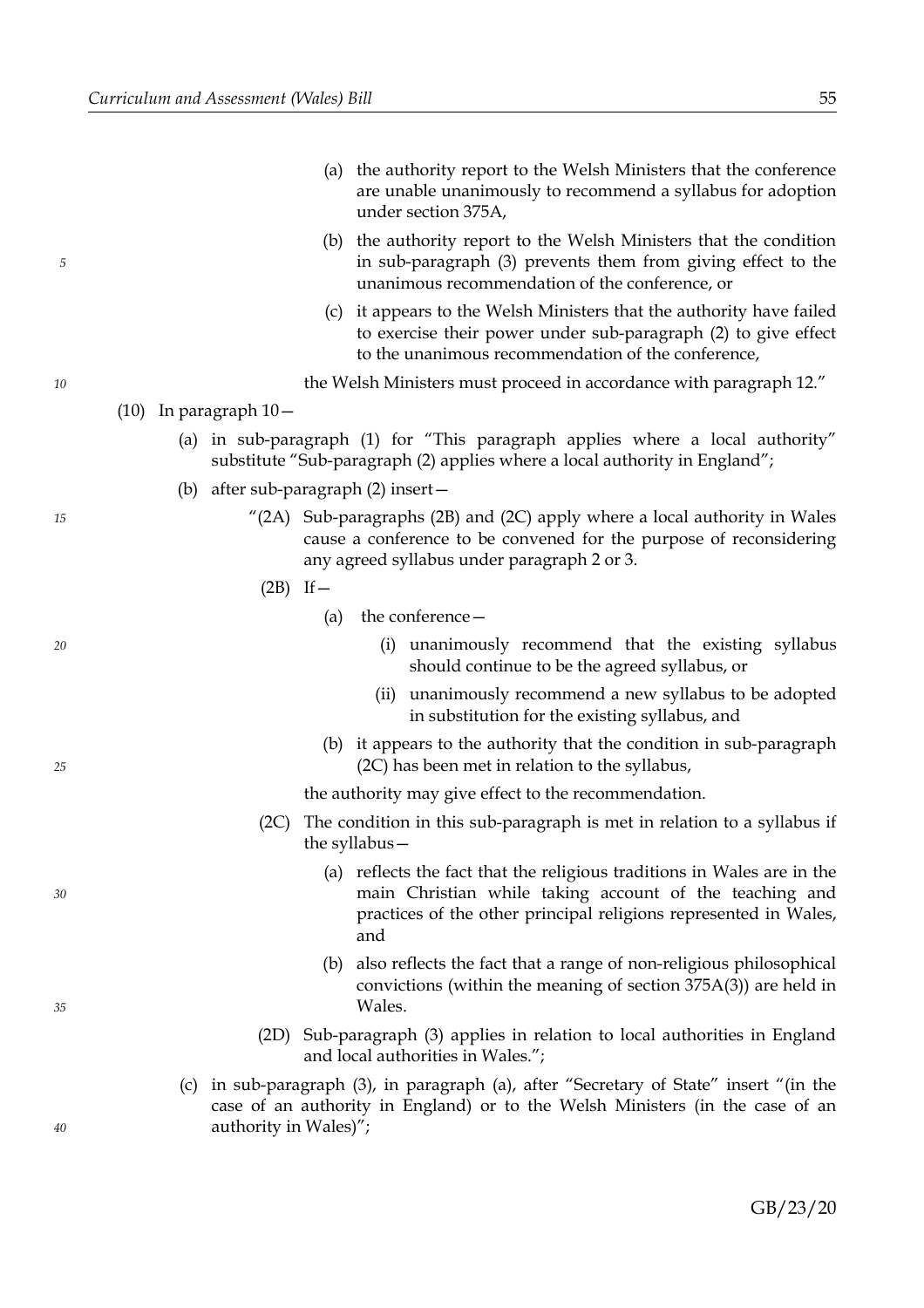(a) the authority report to the Welsh Ministers that the conference are unable unanimously to recommend a syllabus for adoption under section 375A,

(b) the authority report to the Welsh Ministers that the condition in sub-paragraph (3) prevents them from giving effect to the unanimous recommendation of the conference, or

(c) it appears to the Welsh Ministers that the authority have failed to exercise their power under sub-paragraph (2) to give effect to the unanimous recommendation of the conference,

the Welsh Ministers must proceed in accordance with paragraph 12."

(10) In paragraph 10—

(a) in sub-paragraph (1) for "This paragraph applies where a local authority" substitute "Sub-paragraph (2) applies where a local authority in England";

(b) after sub-paragraph (2) insert—

"(2A) Sub-paragraphs (2B) and (2C) apply where a local authority in Wales cause a conference to be convened for the purpose of reconsidering any agreed syllabus under paragraph 2 or 3.

(2B) If—

(a) the conference—

(i) unanimously recommend that the existing syllabus should continue to be the agreed syllabus, or

(ii) unanimously recommend a new syllabus to be adopted in substitution for the existing syllabus, and

(b) it appears to the authority that the condition in sub-paragraph (2C) has been met in relation to the syllabus,

the authority may give effect to the recommendation.

(2C) The condition in this sub-paragraph is met in relation to a syllabus if the syllabus—

(a) reflects the fact that the religious traditions in Wales are in the main Christian while taking account of the teaching and practices of the other principal religions represented in Wales, and

(b) also reflects the fact that a range of non-religious philosophical convictions (within the meaning of section 375A(3)) are held in Wales.

(2D) Sub-paragraph (3) applies in relation to local authorities in England and local authorities in Wales.";

(c) in sub-paragraph (3), in paragraph (a), after "Secretary of State" insert "(in the case of an authority in England) or to the Welsh Ministers (in the case of an authority in Wales)";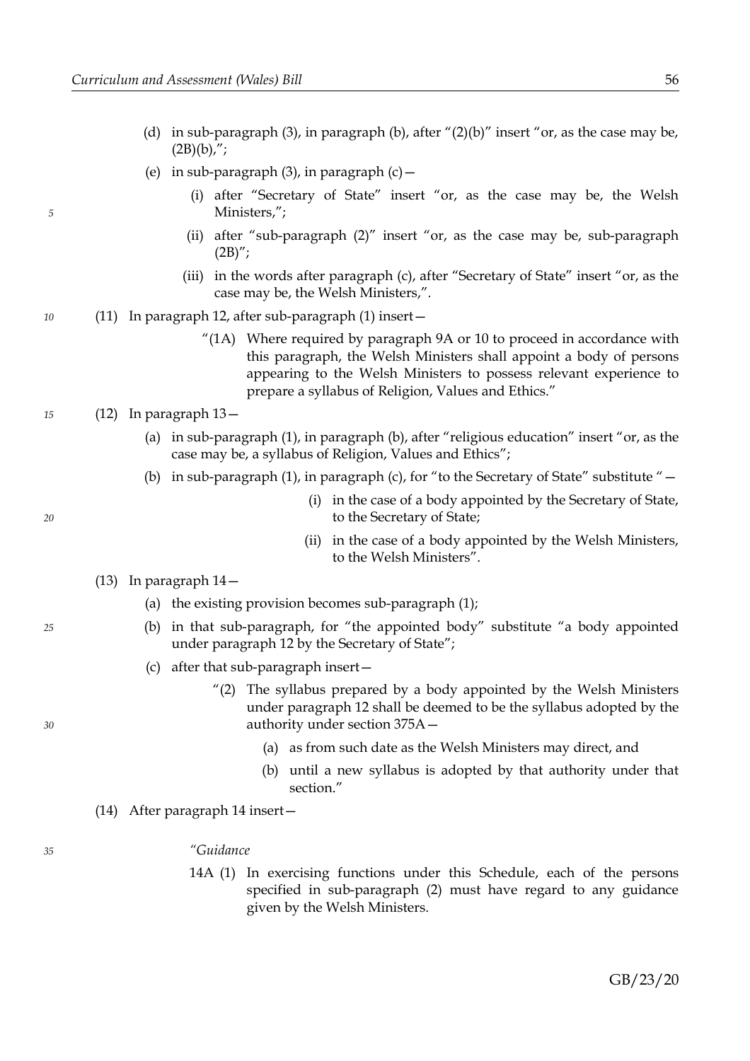(d) in sub-paragraph (3), in paragraph (b), after "(2)(b)" insert "or, as the case may be, (2B)(b),";

(e) in sub-paragraph (3), in paragraph (c)—

(i) after "Secretary of State" insert "or, as the case may be, the Welsh Ministers,";

(ii) after "sub-paragraph (2)" insert "or, as the case may be, sub-paragraph (2B)";

(iii) in the words after paragraph (c), after "Secretary of State" insert "or, as the case may be, the Welsh Ministers,".

(11) In paragraph 12, after sub-paragraph (1) insert—

"(1A) Where required by paragraph 9A or 10 to proceed in accordance with this paragraph, the Welsh Ministers shall appoint a body of persons appearing to the Welsh Ministers to possess relevant experience to prepare a syllabus of Religion, Values and Ethics."

(12) In paragraph 13—

(a) in sub-paragraph (1), in paragraph (b), after "religious education" insert "or, as the case may be, a syllabus of Religion, Values and Ethics";

(b) in sub-paragraph (1), in paragraph (c), for "to the Secretary of State" substitute "—

(i) in the case of a body appointed by the Secretary of State, to the Secretary of State;

(ii) in the case of a body appointed by the Welsh Ministers, to the Welsh Ministers".

(13) In paragraph 14—

(a) the existing provision becomes sub-paragraph (1);

(b) in that sub-paragraph, for "the appointed body" substitute "a body appointed under paragraph 12 by the Secretary of State";

(c) after that sub-paragraph insert—

"(2) The syllabus prepared by a body appointed by the Welsh Ministers under paragraph 12 shall be deemed to be the syllabus adopted by the authority under section 375A—

(a) as from such date as the Welsh Ministers may direct, and

(b) until a new syllabus is adopted by that authority under that section."

(14) After paragraph 14 insert—

*"Guidance*

14A (1) In exercising functions under this Schedule, each of the persons specified in sub-paragraph (2) must have regard to any guidance given by the Welsh Ministers.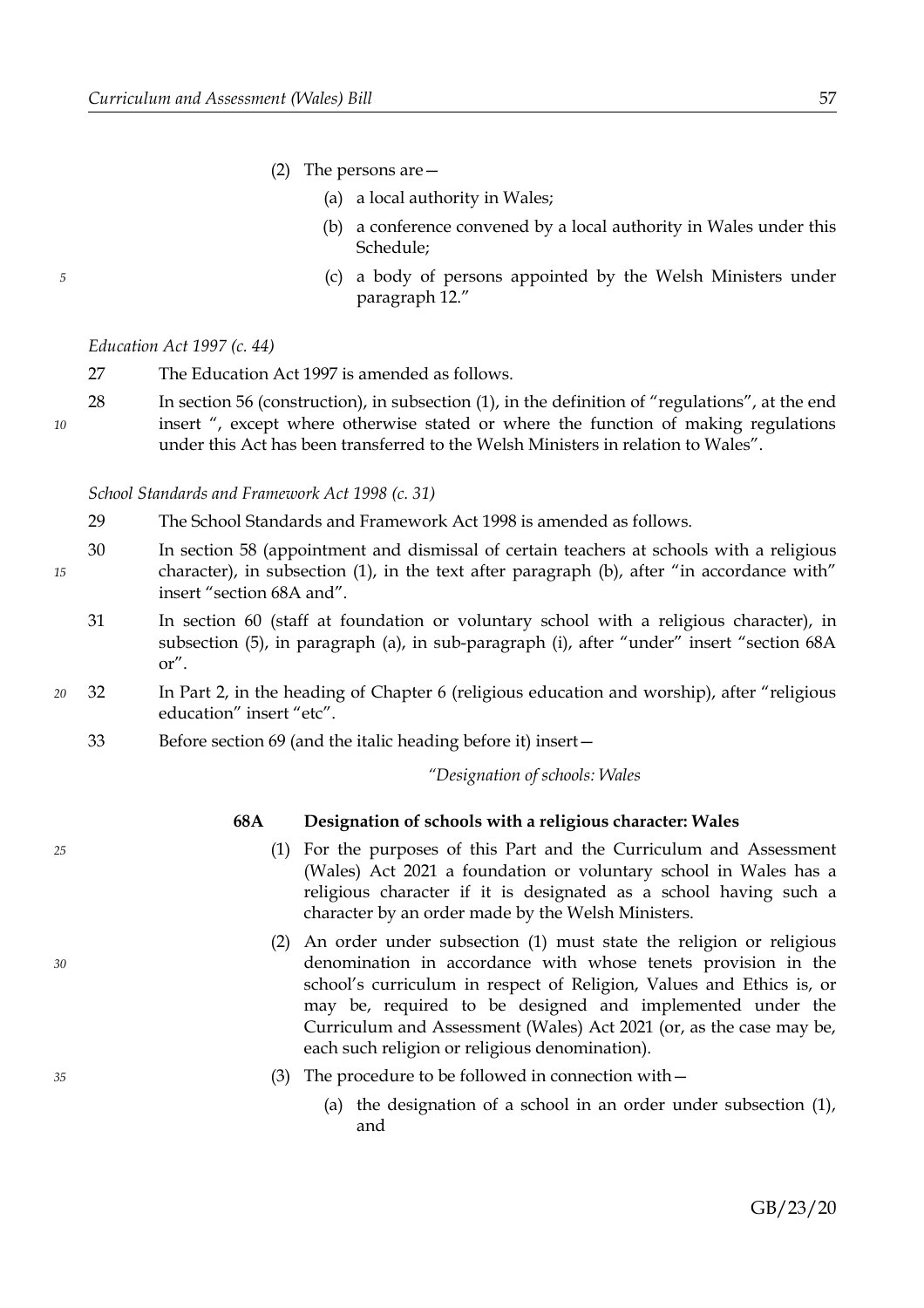(2) The persons are—

(a) a local authority in Wales;

(b) a conference convened by a local authority in Wales under this Schedule;

(c) a body of persons appointed by the Welsh Ministers under paragraph 12.”

*Education Act 1997 (c. 44)*

27 The Education Act 1997 is amended as follows.

28 In section 56 (construction), in subsection (1), in the definition of “regulations”, at the end insert “, except where otherwise stated or where the function of making regulations under this Act has been transferred to the Welsh Ministers in relation to Wales”.

*School Standards and Framework Act 1998 (c. 31)*

29 The School Standards and Framework Act 1998 is amended as follows.

30 In section 58 (appointment and dismissal of certain teachers at schools with a religious character), in subsection (1), in the text after paragraph (b), after “in accordance with” insert “section 68A and”.

31 In section 60 (staff at foundation or voluntary school with a religious character), in subsection (5), in paragraph (a), in sub-paragraph (i), after “under” insert “section 68A or”.

32 In Part 2, in the heading of Chapter 6 (religious education and worship), after “religious education” insert “etc”.

33 Before section 69 (and the italic heading before it) insert—

*“Designation of schools: Wales*

**68A Designation of schools with a religious character: Wales**

(1) For the purposes of this Part and the Curriculum and Assessment (Wales) Act 2021 a foundation or voluntary school in Wales has a religious character if it is designated as a school having such a character by an order made by the Welsh Ministers.

(2) An order under subsection (1) must state the religion or religious denomination in accordance with whose tenets provision in the school’s curriculum in respect of Religion, Values and Ethics is, or may be, required to be designed and implemented under the Curriculum and Assessment (Wales) Act 2021 (or, as the case may be, each such religion or religious denomination).

(3) The procedure to be followed in connection with—

(a) the designation of a school in an order under subsection (1), and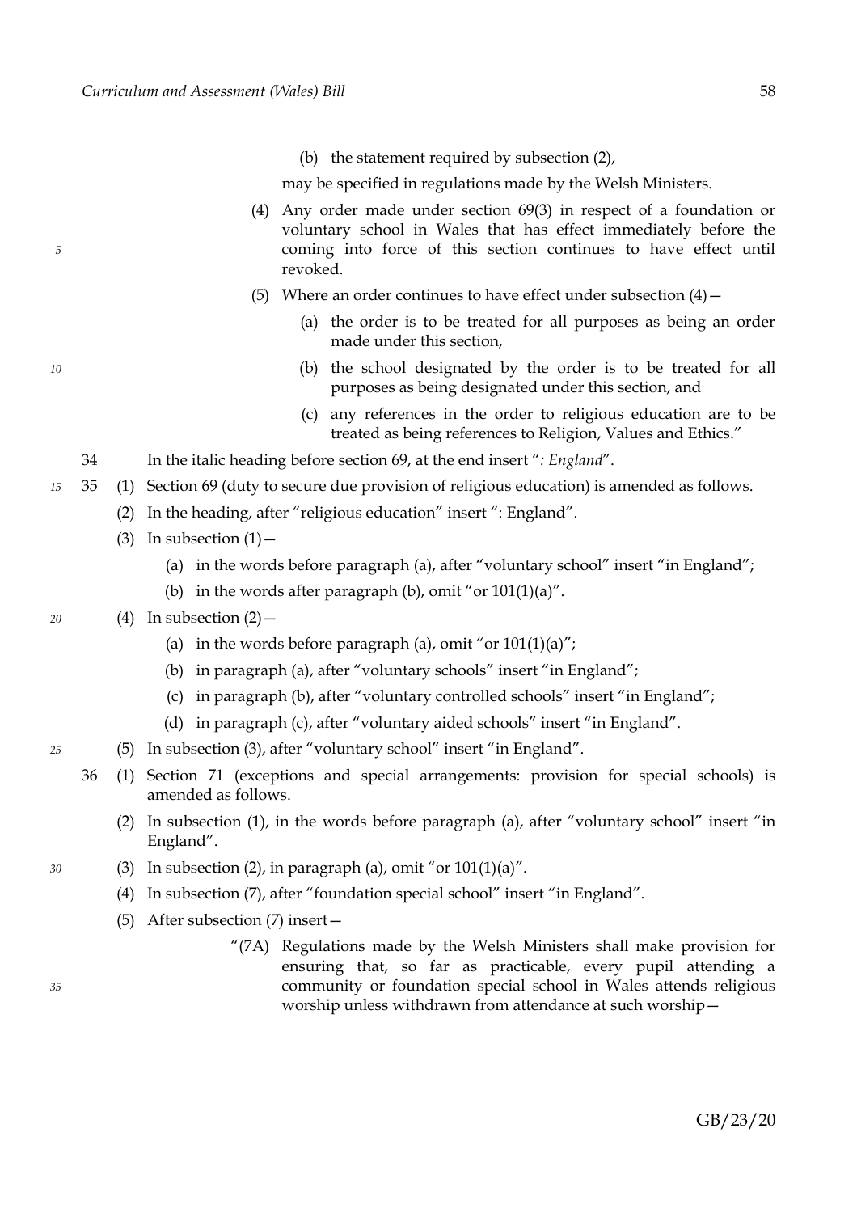(b) the statement required by subsection (2),

may be specified in regulations made by the Welsh Ministers.

(4) Any order made under section 69(3) in respect of a foundation or voluntary school in Wales that has effect immediately before the coming into force of this section continues to have effect until revoked.

(5) Where an order continues to have effect under subsection (4)—

(a) the order is to be treated for all purposes as being an order made under this section,

(b) the school designated by the order is to be treated for all purposes as being designated under this section, and

(c) any references in the order to religious education are to be treated as being references to Religion, Values and Ethics."

34 In the italic heading before section 69, at the end insert "*: England*".

35 (1) Section 69 (duty to secure due provision of religious education) is amended as follows.

(2) In the heading, after "religious education" insert ": England".

(3) In subsection (1)—

(a) in the words before paragraph (a), after "voluntary school" insert "in England";

(b) in the words after paragraph (b), omit "or 101(1)(a)".

(4) In subsection (2)—

(a) in the words before paragraph (a), omit "or 101(1)(a)";

(b) in paragraph (a), after "voluntary schools" insert "in England";

(c) in paragraph (b), after "voluntary controlled schools" insert "in England";

(d) in paragraph (c), after "voluntary aided schools" insert "in England".

(5) In subsection (3), after "voluntary school" insert "in England".

36 (1) Section 71 (exceptions and special arrangements: provision for special schools) is amended as follows.

(2) In subsection (1), in the words before paragraph (a), after "voluntary school" insert "in England".

(3) In subsection (2), in paragraph (a), omit "or 101(1)(a)".

(4) In subsection (7), after "foundation special school" insert "in England".

(5) After subsection (7) insert—

"(7A) Regulations made by the Welsh Ministers shall make provision for ensuring that, so far as practicable, every pupil attending a community or foundation special school in Wales attends religious worship unless withdrawn from attendance at such worship—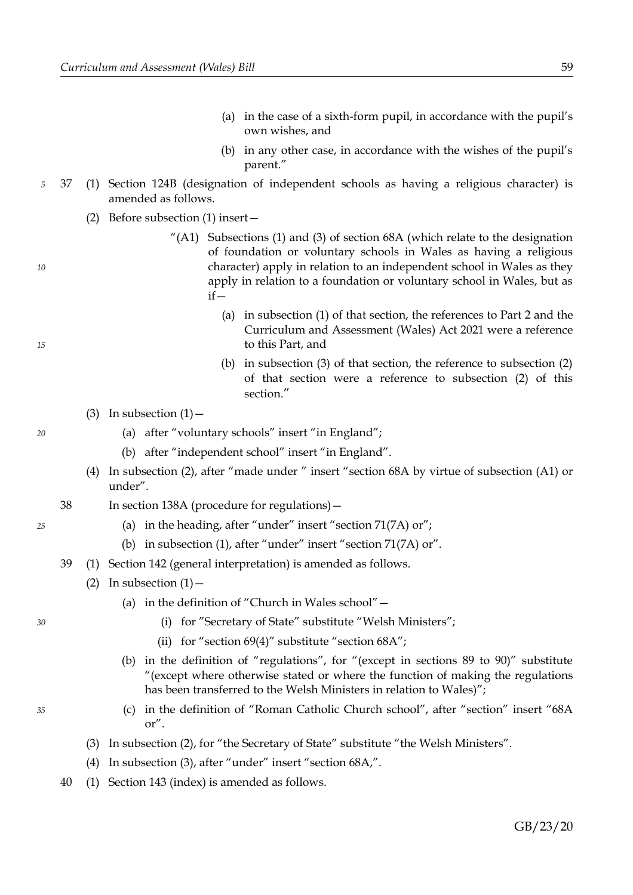(a) in the case of a sixth-form pupil, in accordance with the pupil's own wishes, and

(b) in any other case, in accordance with the wishes of the pupil's parent."

37 (1) Section 124B (designation of independent schools as having a religious character) is amended as follows.

(2) Before subsection (1) insert—

"(A1) Subsections (1) and (3) of section 68A (which relate to the designation of foundation or voluntary schools in Wales as having a religious character) apply in relation to an independent school in Wales as they apply in relation to a foundation or voluntary school in Wales, but as if—

(a) in subsection (1) of that section, the references to Part 2 and the Curriculum and Assessment (Wales) Act 2021 were a reference to this Part, and

(b) in subsection (3) of that section, the reference to subsection (2) of that section were a reference to subsection (2) of this section."

(3) In subsection (1)—

(a) after "voluntary schools" insert "in England";

(b) after "independent school" insert "in England".

(4) In subsection (2), after "made under " insert "section 68A by virtue of subsection (A1) or under".

38 In section 138A (procedure for regulations)—

(a) in the heading, after "under" insert "section 71(7A) or";

(b) in subsection (1), after "under" insert "section 71(7A) or".

39 (1) Section 142 (general interpretation) is amended as follows.

(2) In subsection (1)—

(a) in the definition of "Church in Wales school"—

(i) for "Secretary of State" substitute "Welsh Ministers";

(ii) for "section 69(4)" substitute "section 68A";

(b) in the definition of "regulations", for "(except in sections 89 to 90)" substitute "(except where otherwise stated or where the function of making the regulations has been transferred to the Welsh Ministers in relation to Wales)";

(c) in the definition of "Roman Catholic Church school", after "section" insert "68A or".

(3) In subsection (2), for "the Secretary of State" substitute "the Welsh Ministers".

(4) In subsection (3), after "under" insert "section 68A,".

40 (1) Section 143 (index) is amended as follows.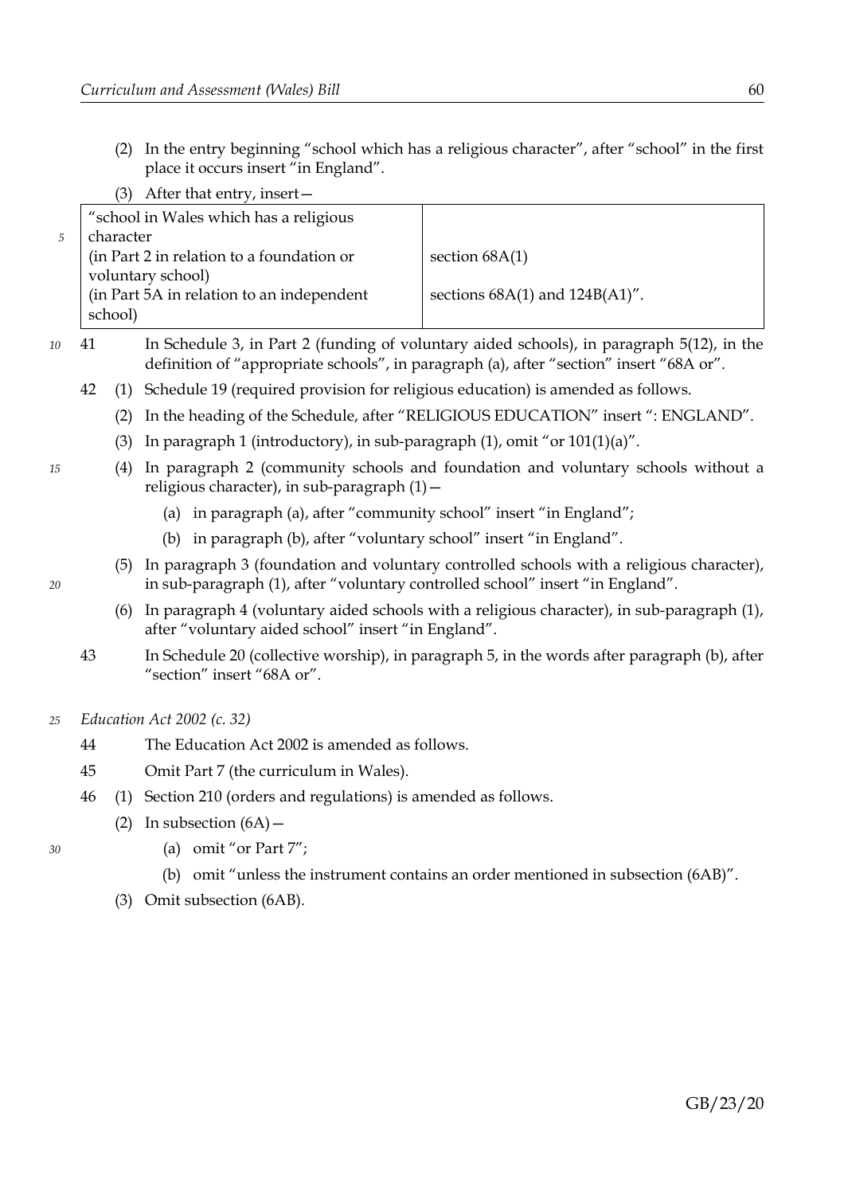(2) In the entry beginning "school which has a religious character", after "school" in the first place it occurs insert "in England".

(3) After that entry, insert—

| "school in Wales which has a religious character | |
|---|---|
| (in Part 2 in relation to a foundation or voluntary school) | section 68A(1) |
| (in Part 5A in relation to an independent school) | sections 68A(1) and 124B(A1)". |

41 In Schedule 3, in Part 2 (funding of voluntary aided schools), in paragraph 5(12), in the definition of "appropriate schools", in paragraph (a), after "section" insert "68A or".

42 (1) Schedule 19 (required provision for religious education) is amended as follows.

(2) In the heading of the Schedule, after "RELIGIOUS EDUCATION" insert ": ENGLAND".

(3) In paragraph 1 (introductory), in sub-paragraph (1), omit "or 101(1)(a)".

(4) In paragraph 2 (community schools and foundation and voluntary schools without a religious character), in sub-paragraph (1)—

(a) in paragraph (a), after "community school" insert "in England";

(b) in paragraph (b), after "voluntary school" insert "in England".

(5) In paragraph 3 (foundation and voluntary controlled schools with a religious character), in sub-paragraph (1), after "voluntary controlled school" insert "in England".

(6) In paragraph 4 (voluntary aided schools with a religious character), in sub-paragraph (1), after "voluntary aided school" insert "in England".

43 In Schedule 20 (collective worship), in paragraph 5, in the words after paragraph (b), after "section" insert "68A or".

*Education Act 2002 (c. 32)*

44 The Education Act 2002 is amended as follows.

45 Omit Part 7 (the curriculum in Wales).

46 (1) Section 210 (orders and regulations) is amended as follows.

(2) In subsection (6A)—

(a) omit "or Part 7";

(b) omit "unless the instrument contains an order mentioned in subsection (6AB)".

(3) Omit subsection (6AB).

GB/23/20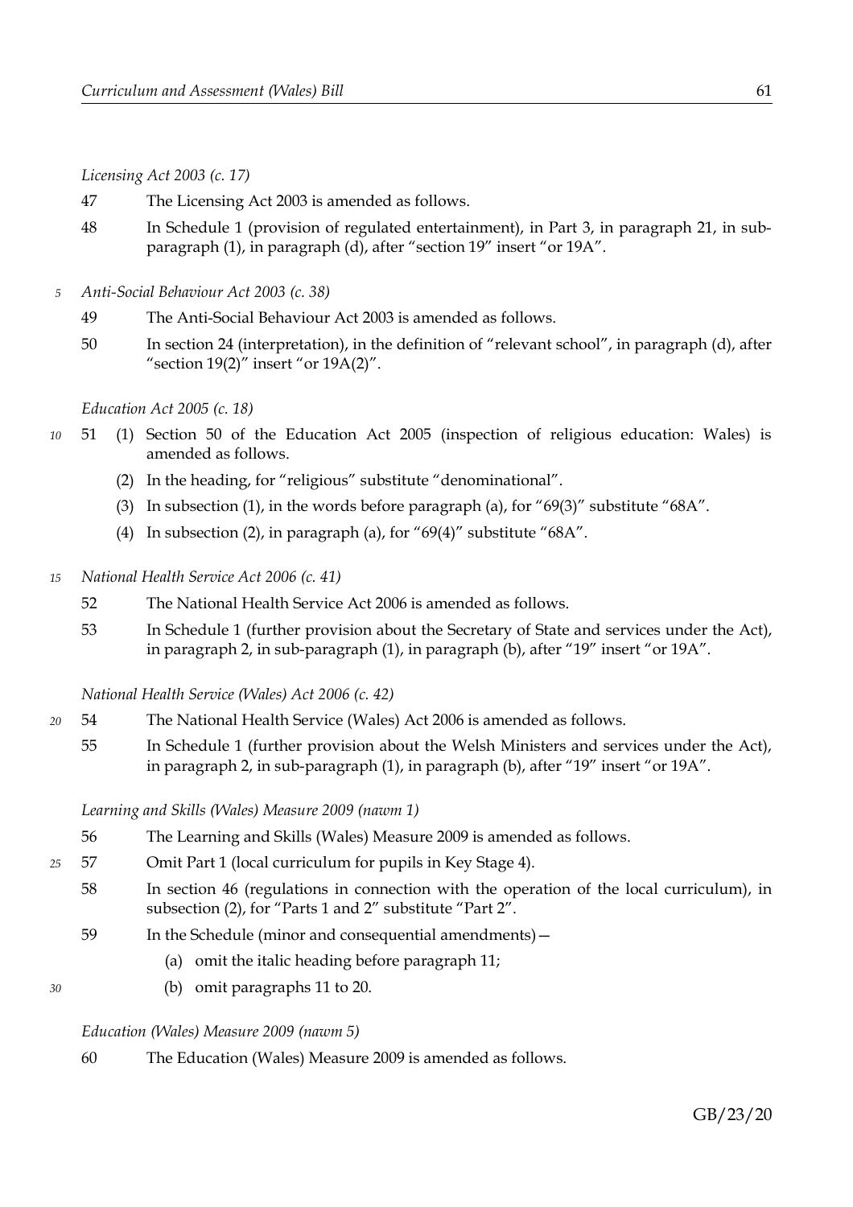*Licensing Act 2003 (c. 17)*

47 The Licensing Act 2003 is amended as follows.

48 In Schedule 1 (provision of regulated entertainment), in Part 3, in paragraph 21, in sub-paragraph (1), in paragraph (d), after "section 19" insert "or 19A".

*Anti-Social Behaviour Act 2003 (c. 38)*

49 The Anti-Social Behaviour Act 2003 is amended as follows.

50 In section 24 (interpretation), in the definition of "relevant school", in paragraph (d), after "section 19(2)" insert "or 19A(2)".

*Education Act 2005 (c. 18)*

51 (1) Section 50 of the Education Act 2005 (inspection of religious education: Wales) is amended as follows.

(2) In the heading, for "religious" substitute "denominational".

(3) In subsection (1), in the words before paragraph (a), for "69(3)" substitute "68A".

(4) In subsection (2), in paragraph (a), for "69(4)" substitute "68A".

*National Health Service Act 2006 (c. 41)*

52 The National Health Service Act 2006 is amended as follows.

53 In Schedule 1 (further provision about the Secretary of State and services under the Act), in paragraph 2, in sub-paragraph (1), in paragraph (b), after "19" insert "or 19A".

*National Health Service (Wales) Act 2006 (c. 42)*

54 The National Health Service (Wales) Act 2006 is amended as follows.

55 In Schedule 1 (further provision about the Welsh Ministers and services under the Act), in paragraph 2, in sub-paragraph (1), in paragraph (b), after "19" insert "or 19A".

*Learning and Skills (Wales) Measure 2009 (nawm 1)*

56 The Learning and Skills (Wales) Measure 2009 is amended as follows.

57 Omit Part 1 (local curriculum for pupils in Key Stage 4).

58 In section 46 (regulations in connection with the operation of the local curriculum), in subsection (2), for "Parts 1 and 2" substitute "Part 2".

59 In the Schedule (minor and consequential amendments)—

(a) omit the italic heading before paragraph 11;

(b) omit paragraphs 11 to 20.

*Education (Wales) Measure 2009 (nawm 5)*

60 The Education (Wales) Measure 2009 is amended as follows.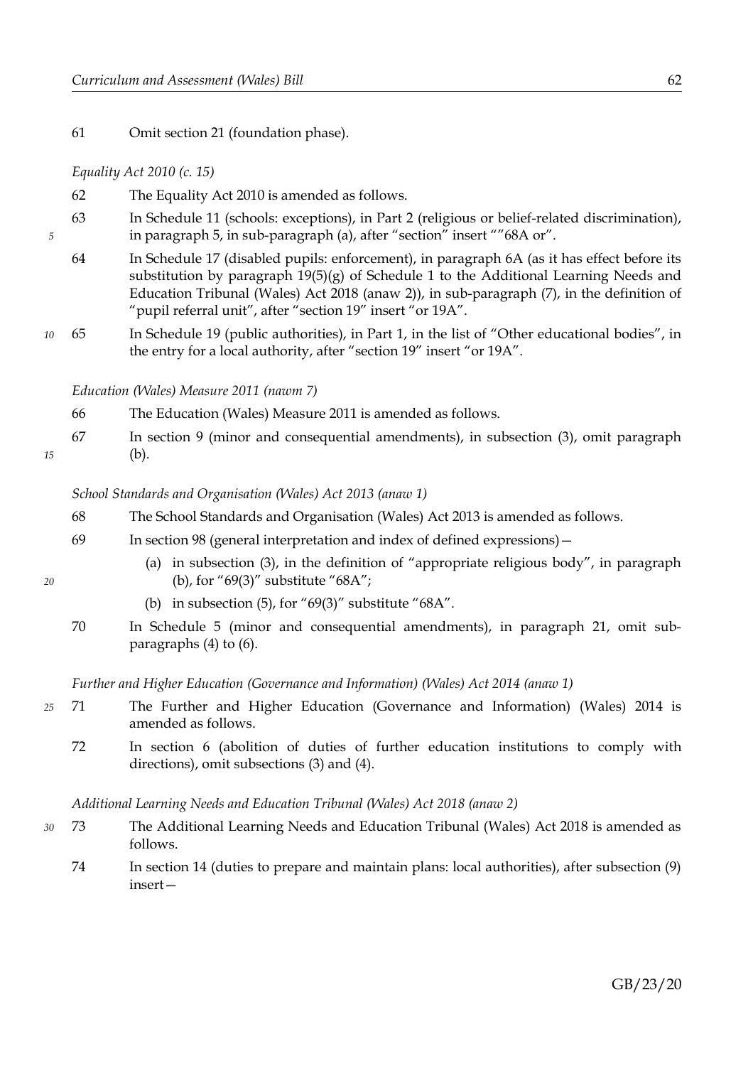61 Omit section 21 (foundation phase).

*Equality Act 2010 (c. 15)*

62 The Equality Act 2010 is amended as follows.

63 In Schedule 11 (schools: exceptions), in Part 2 (religious or belief-related discrimination), in paragraph 5, in sub-paragraph (a), after "section" insert ""68A or".

64 In Schedule 17 (disabled pupils: enforcement), in paragraph 6A (as it has effect before its substitution by paragraph 19(5)(g) of Schedule 1 to the Additional Learning Needs and Education Tribunal (Wales) Act 2018 (anaw 2)), in sub-paragraph (7), in the definition of "pupil referral unit", after "section 19" insert "or 19A".

65 In Schedule 19 (public authorities), in Part 1, in the list of "Other educational bodies", in the entry for a local authority, after "section 19" insert "or 19A".

*Education (Wales) Measure 2011 (nawm 7)*

66 The Education (Wales) Measure 2011 is amended as follows.

67 In section 9 (minor and consequential amendments), in subsection (3), omit paragraph (b).

*School Standards and Organisation (Wales) Act 2013 (anaw 1)*

68 The School Standards and Organisation (Wales) Act 2013 is amended as follows.

69 In section 98 (general interpretation and index of defined expressions)—

(a) in subsection (3), in the definition of "appropriate religious body", in paragraph (b), for "69(3)" substitute "68A";

(b) in subsection (5), for "69(3)" substitute "68A".

70 In Schedule 5 (minor and consequential amendments), in paragraph 21, omit sub-paragraphs (4) to (6).

*Further and Higher Education (Governance and Information) (Wales) Act 2014 (anaw 1)*

71 The Further and Higher Education (Governance and Information) (Wales) 2014 is amended as follows.

72 In section 6 (abolition of duties of further education institutions to comply with directions), omit subsections (3) and (4).

*Additional Learning Needs and Education Tribunal (Wales) Act 2018 (anaw 2)*

73 The Additional Learning Needs and Education Tribunal (Wales) Act 2018 is amended as follows.

74 In section 14 (duties to prepare and maintain plans: local authorities), after subsection (9) insert—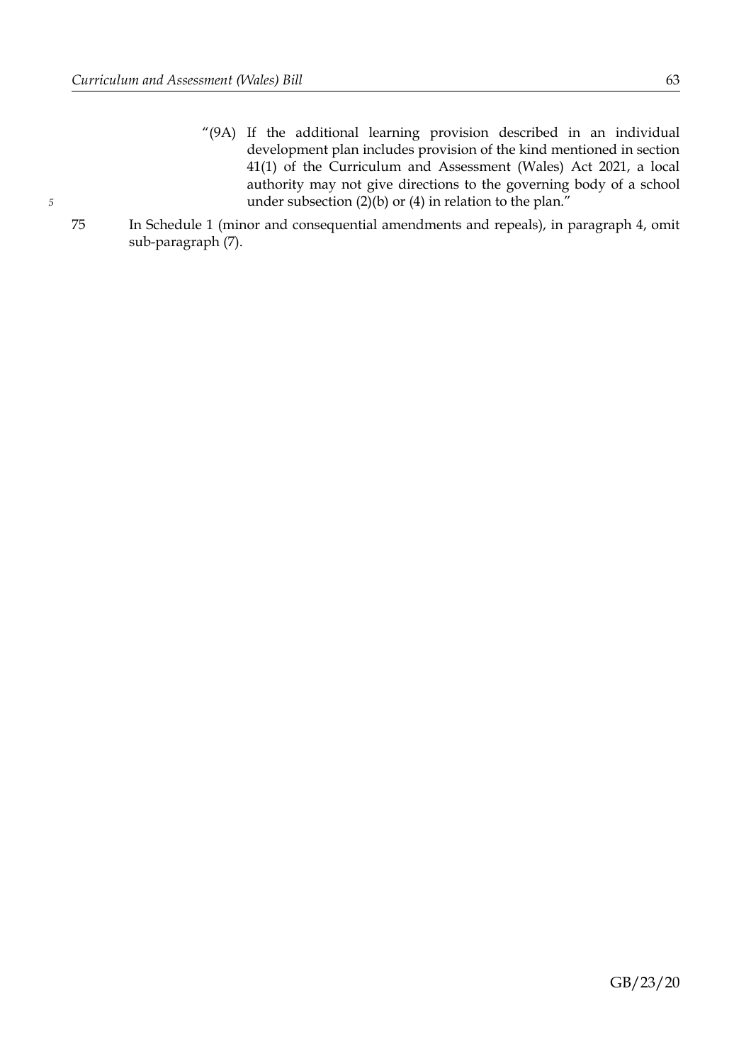"(9A) If the additional learning provision described in an individual development plan includes provision of the kind mentioned in section 41(1) of the Curriculum and Assessment (Wales) Act 2021, a local authority may not give directions to the governing body of a school under subsection (2)(b) or (4) in relation to the plan."

75 In Schedule 1 (minor and consequential amendments and repeals), in paragraph 4, omit sub-paragraph (7).

GB/23/20